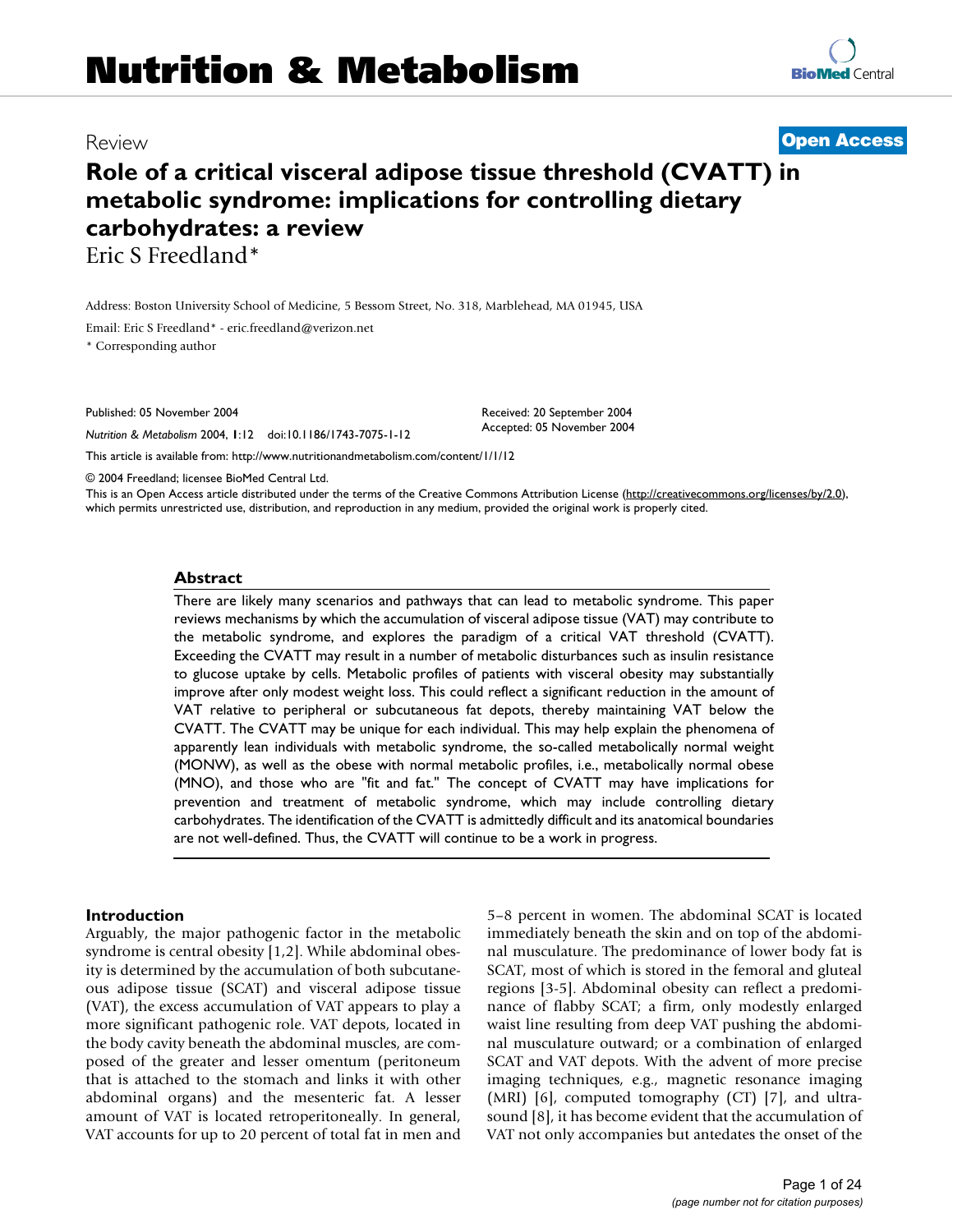# Nutrition & Metabolism

Review

**Open Access**

# Role of a critical visceral adipose tissue threshold (CVATT) in metabolic syndrome: implications for controlling dietary carbohydrates: a review

Eric S Freedland*

Address: Boston University School of Medicine, 5 Bessom Street, No. 318, Marblehead, MA 01945, USA

Email: Eric S Freedland* - eric.freedland@verizon.net

* Corresponding author

Published: 05 November 2004

*Nutrition & Metabolism* 2004, **1**:12 doi:10.1186/1743-7075-1-12

Received: 20 September 2004
Accepted: 05 November 2004

This article is available from: http://www.nutritionandmetabolism.com/content/1/1/12

© 2004 Freedland; licensee BioMed Central Ltd.

This is an Open Access article distributed under the terms of the Creative Commons Attribution License (http://creativecommons.org/licenses/by/2.0), which permits unrestricted use, distribution, and reproduction in any medium, provided the original work is properly cited.

## Abstract

There are likely many scenarios and pathways that can lead to metabolic syndrome. This paper reviews mechanisms by which the accumulation of visceral adipose tissue (VAT) may contribute to the metabolic syndrome, and explores the paradigm of a critical VAT threshold (CVATT). Exceeding the CVATT may result in a number of metabolic disturbances such as insulin resistance to glucose uptake by cells. Metabolic profiles of patients with visceral obesity may substantially improve after only modest weight loss. This could reflect a significant reduction in the amount of VAT relative to peripheral or subcutaneous fat depots, thereby maintaining VAT below the CVATT. The CVATT may be unique for each individual. This may help explain the phenomena of apparently lean individuals with metabolic syndrome, the so-called metabolically normal weight (MONW), as well as the obese with normal metabolic profiles, i.e., metabolically normal obese (MNO), and those who are "fit and fat." The concept of CVATT may have implications for prevention and treatment of metabolic syndrome, which may include controlling dietary carbohydrates. The identification of the CVATT is admittedly difficult and its anatomical boundaries are not well-defined. Thus, the CVATT will continue to be a work in progress.

## Introduction

Arguably, the major pathogenic factor in the metabolic syndrome is central obesity [1,2]. While abdominal obesity is determined by the accumulation of both subcutaneous adipose tissue (SCAT) and visceral adipose tissue (VAT), the excess accumulation of VAT appears to play a more significant pathogenic role. VAT depots, located in the body cavity beneath the abdominal muscles, are composed of the greater and lesser omentum (peritoneum that is attached to the stomach and links it with other abdominal organs) and the mesenteric fat. A lesser amount of VAT is located retroperitoneally. In general, VAT accounts for up to 20 percent of total fat in men and 5–8 percent in women. The abdominal SCAT is located immediately beneath the skin and on top of the abdominal musculature. The predominance of lower body fat is SCAT, most of which is stored in the femoral and gluteal regions [3-5]. Abdominal obesity can reflect a predominance of flabby SCAT; a firm, only modestly enlarged waist line resulting from deep VAT pushing the abdominal musculature outward; or a combination of enlarged SCAT and VAT depots. With the advent of more precise imaging techniques, e.g., magnetic resonance imaging (MRI) [6], computed tomography (CT) [7], and ultrasound [8], it has become evident that the accumulation of VAT not only accompanies but antedates the onset of the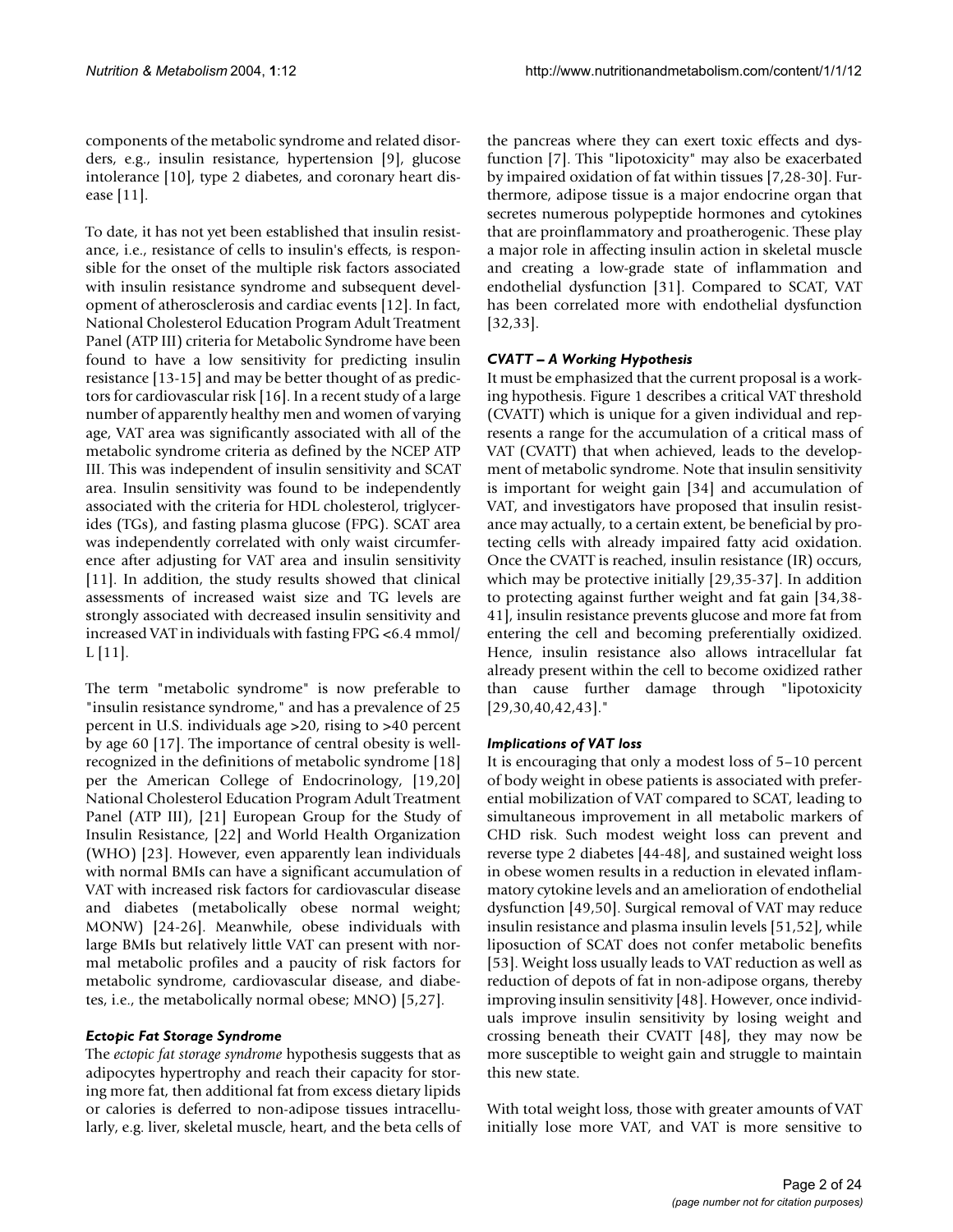components of the metabolic syndrome and related disorders, e.g., insulin resistance, hypertension [9], glucose intolerance [10], type 2 diabetes, and coronary heart disease [11].

To date, it has not yet been established that insulin resistance, i.e., resistance of cells to insulin's effects, is responsible for the onset of the multiple risk factors associated with insulin resistance syndrome and subsequent development of atherosclerosis and cardiac events [12]. In fact, National Cholesterol Education Program Adult Treatment Panel (ATP III) criteria for Metabolic Syndrome have been found to have a low sensitivity for predicting insulin resistance [13-15] and may be better thought of as predictors for cardiovascular risk [16]. In a recent study of a large number of apparently healthy men and women of varying age, VAT area was significantly associated with all of the metabolic syndrome criteria as defined by the NCEP ATP III. This was independent of insulin sensitivity and SCAT area. Insulin sensitivity was found to be independently associated with the criteria for HDL cholesterol, triglycerides (TGs), and fasting plasma glucose (FPG). SCAT area was independently correlated with only waist circumference after adjusting for VAT area and insulin sensitivity [11]. In addition, the study results showed that clinical assessments of increased waist size and TG levels are strongly associated with decreased insulin sensitivity and increased VAT in individuals with fasting FPG <6.4 mmol/L [11].

The term "metabolic syndrome" is now preferable to "insulin resistance syndrome," and has a prevalence of 25 percent in U.S. individuals age >20, rising to >40 percent by age 60 [17]. The importance of central obesity is well-recognized in the definitions of metabolic syndrome [18] per the American College of Endocrinology, [19,20] National Cholesterol Education Program Adult Treatment Panel (ATP III), [21] European Group for the Study of Insulin Resistance, [22] and World Health Organization (WHO) [23]. However, even apparently lean individuals with normal BMIs can have a significant accumulation of VAT with increased risk factors for cardiovascular disease and diabetes (metabolically obese normal weight; MONW) [24-26]. Meanwhile, obese individuals with large BMIs but relatively little VAT can present with normal metabolic profiles and a paucity of risk factors for metabolic syndrome, cardiovascular disease, and diabetes, i.e., the metabolically normal obese; MNO) [5,27].

### *Ectopic Fat Storage Syndrome*

The *ectopic fat storage syndrome* hypothesis suggests that as adipocytes hypertrophy and reach their capacity for storing more fat, then additional fat from excess dietary lipids or calories is deferred to non-adipose tissues intracellularly, e.g. liver, skeletal muscle, heart, and the beta cells of the pancreas where they can exert toxic effects and dysfunction [7]. This "lipotoxicity" may also be exacerbated by impaired oxidation of fat within tissues [7,28-30]. Furthermore, adipose tissue is a major endocrine organ that secretes numerous polypeptide hormones and cytokines that are proinflammatory and proatherogenic. These play a major role in affecting insulin action in skeletal muscle and creating a low-grade state of inflammation and endothelial dysfunction [31]. Compared to SCAT, VAT has been correlated more with endothelial dysfunction [32,33].

### *CVATT – A Working Hypothesis*

It must be emphasized that the current proposal is a working hypothesis. Figure 1 describes a critical VAT threshold (CVATT) which is unique for a given individual and represents a range for the accumulation of a critical mass of VAT (CVATT) that when achieved, leads to the development of metabolic syndrome. Note that insulin sensitivity is important for weight gain [34] and accumulation of VAT, and investigators have proposed that insulin resistance may actually, to a certain extent, be beneficial by protecting cells with already impaired fatty acid oxidation. Once the CVATT is reached, insulin resistance (IR) occurs, which may be protective initially [29,35-37]. In addition to protecting against further weight and fat gain [34,38-41], insulin resistance prevents glucose and more fat from entering the cell and becoming preferentially oxidized. Hence, insulin resistance also allows intracellular fat already present within the cell to become oxidized rather than cause further damage through "lipotoxicity [29,30,40,42,43]."

### *Implications of VAT loss*

It is encouraging that only a modest loss of 5–10 percent of body weight in obese patients is associated with preferential mobilization of VAT compared to SCAT, leading to simultaneous improvement in all metabolic markers of CHD risk. Such modest weight loss can prevent and reverse type 2 diabetes [44-48], and sustained weight loss in obese women results in a reduction in elevated inflammatory cytokine levels and an amelioration of endothelial dysfunction [49,50]. Surgical removal of VAT may reduce insulin resistance and plasma insulin levels [51,52], while liposuction of SCAT does not confer metabolic benefits [53]. Weight loss usually leads to VAT reduction as well as reduction of depots of fat in non-adipose organs, thereby improving insulin sensitivity [48]. However, once individuals improve insulin sensitivity by losing weight and crossing beneath their CVATT [48], they may now be more susceptible to weight gain and struggle to maintain this new state.

With total weight loss, those with greater amounts of VAT initially lose more VAT, and VAT is more sensitive to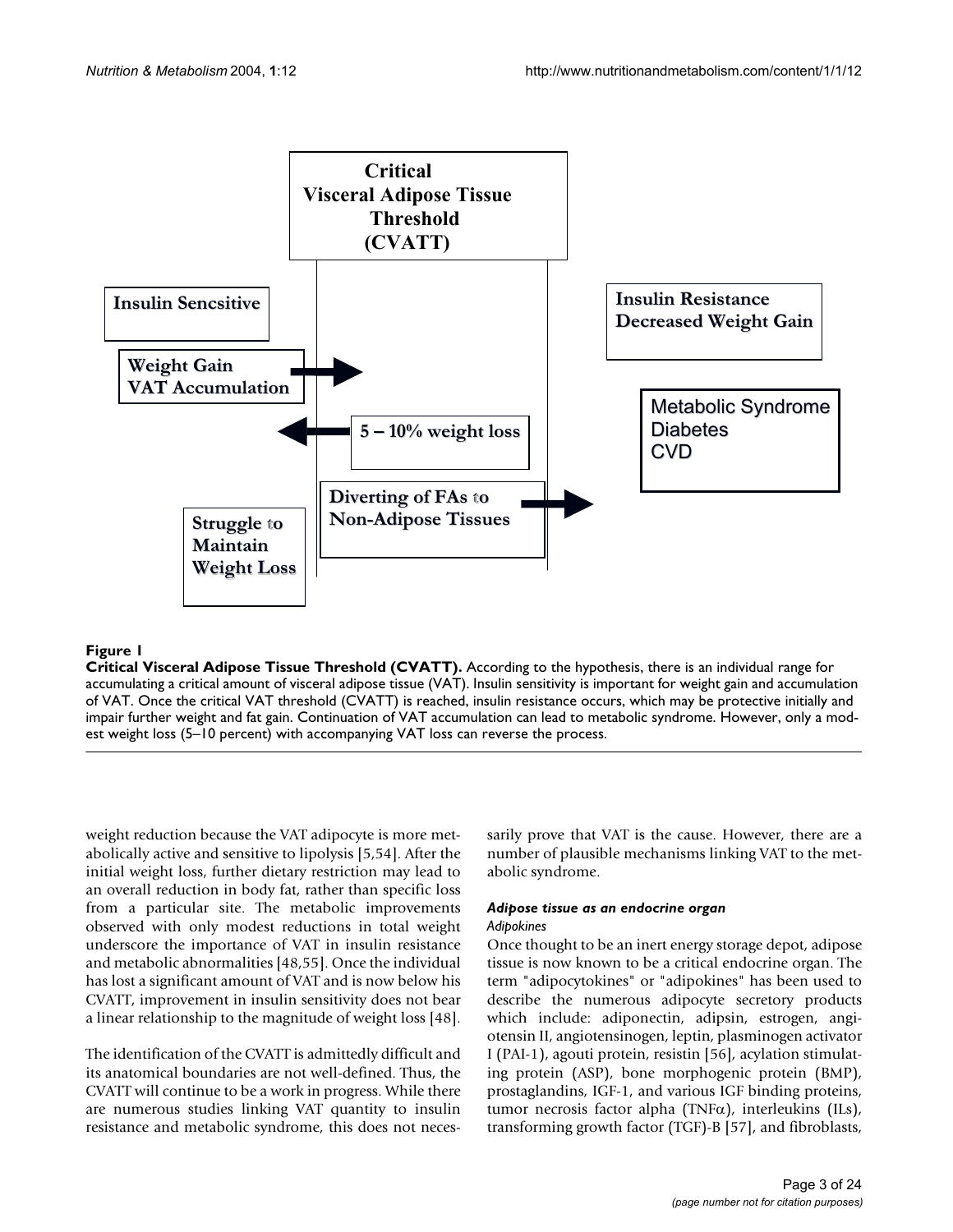Critical Visceral Adipose Tissue Threshold (CVATT)

Insulin Sencsitive

Weight Gain
VAT Accumulation

5 – 10% weight loss

Diverting of FAs to Non-Adipose Tissues

Struggle to Maintain Weight Loss

Insulin Resistance
Decreased Weight Gain

Metabolic Syndrome
Diabetes
CVD

**Figure 1**

**Critical Visceral Adipose Tissue Threshold (CVATT).** According to the hypothesis, there is an individual range for accumulating a critical amount of visceral adipose tissue (VAT). Insulin sensitivity is important for weight gain and accumulation of VAT. Once the critical VAT threshold (CVATT) is reached, insulin resistance occurs, which may be protective initially and impair further weight and fat gain. Continuation of VAT accumulation can lead to metabolic syndrome. However, only a modest weight loss (5–10 percent) with accompanying VAT loss can reverse the process.

weight reduction because the VAT adipocyte is more metabolically active and sensitive to lipolysis [5,54]. After the initial weight loss, further dietary restriction may lead to an overall reduction in body fat, rather than specific loss from a particular site. The metabolic improvements observed with only modest reductions in total weight underscore the importance of VAT in insulin resistance and metabolic abnormalities [48,55]. Once the individual has lost a significant amount of VAT and is now below his CVATT, improvement in insulin sensitivity does not bear a linear relationship to the magnitude of weight loss [48].

The identification of the CVATT is admittedly difficult and its anatomical boundaries are not well-defined. Thus, the CVATT will continue to be a work in progress. While there are numerous studies linking VAT quantity to insulin resistance and metabolic syndrome, this does not necessarily prove that VAT is the cause. However, there are a number of plausible mechanisms linking VAT to the metabolic syndrome.

### *Adipose tissue as an endocrine organ*

#### *Adipokines*

Once thought to be an inert energy storage depot, adipose tissue is now known to be a critical endocrine organ. The term "adipocytokines" or "adipokines" has been used to describe the numerous adipocyte secretory products which include: adiponectin, adipsin, estrogen, angiotensin II, angiotensinogen, leptin, plasminogen activator I (PAI-1), agouti protein, resistin [56], acylation stimulating protein (ASP), bone morphogenic protein (BMP), prostaglandins, IGF-1, and various IGF binding proteins, tumor necrosis factor alpha (TNFα), interleukins (ILs), transforming growth factor (TGF)-B [57], and fibroblasts,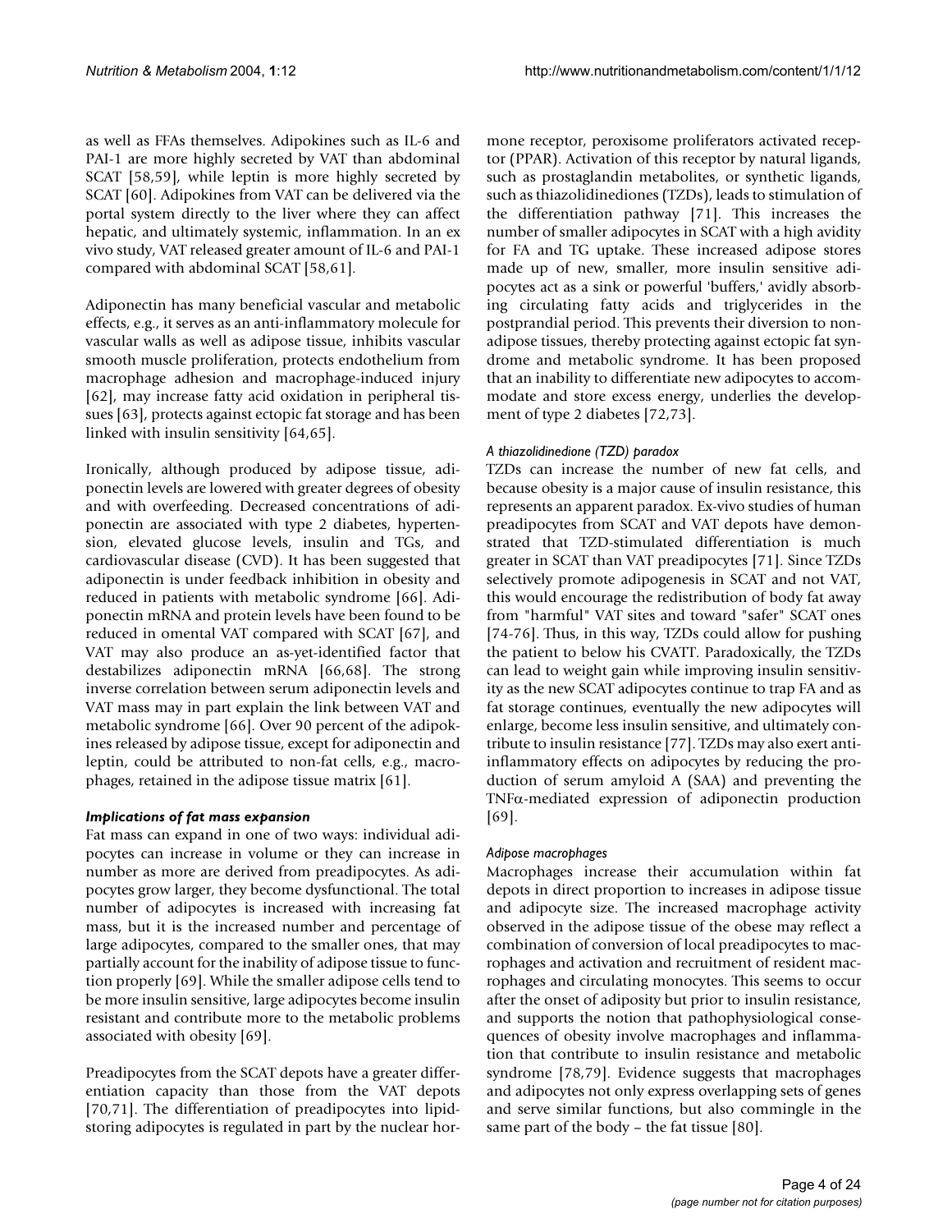as well as FFAs themselves. Adipokines such as IL-6 and PAI-1 are more highly secreted by VAT than abdominal SCAT [58,59], while leptin is more highly secreted by SCAT [60]. Adipokines from VAT can be delivered via the portal system directly to the liver where they can affect hepatic, and ultimately systemic, inflammation. In an ex vivo study, VAT released greater amount of IL-6 and PAI-1 compared with abdominal SCAT [58,61].

Adiponectin has many beneficial vascular and metabolic effects, e.g., it serves as an anti-inflammatory molecule for vascular walls as well as adipose tissue, inhibits vascular smooth muscle proliferation, protects endothelium from macrophage adhesion and macrophage-induced injury [62], may increase fatty acid oxidation in peripheral tissues [63], protects against ectopic fat storage and has been linked with insulin sensitivity [64,65].

Ironically, although produced by adipose tissue, adiponectin levels are lowered with greater degrees of obesity and with overfeeding. Decreased concentrations of adiponectin are associated with type 2 diabetes, hypertension, elevated glucose levels, insulin and TGs, and cardiovascular disease (CVD). It has been suggested that adiponectin is under feedback inhibition in obesity and reduced in patients with metabolic syndrome [66]. Adiponectin mRNA and protein levels have been found to be reduced in omental VAT compared with SCAT [67], and VAT may also produce an as-yet-identified factor that destabilizes adiponectin mRNA [66,68]. The strong inverse correlation between serum adiponectin levels and VAT mass may in part explain the link between VAT and metabolic syndrome [66]. Over 90 percent of the adipokines released by adipose tissue, except for adiponectin and leptin, could be attributed to non-fat cells, e.g., macrophages, retained in the adipose tissue matrix [61].

### *Implications of fat mass expansion*

Fat mass can expand in one of two ways: individual adipocytes can increase in volume or they can increase in number as more are derived from preadipocytes. As adipocytes grow larger, they become dysfunctional. The total number of adipocytes is increased with increasing fat mass, but it is the increased number and percentage of large adipocytes, compared to the smaller ones, that may partially account for the inability of adipose tissue to function properly [69]. While the smaller adipose cells tend to be more insulin sensitive, large adipocytes become insulin resistant and contribute more to the metabolic problems associated with obesity [69].

Preadipocytes from the SCAT depots have a greater differentiation capacity than those from the VAT depots [70,71]. The differentiation of preadipocytes into lipid-storing adipocytes is regulated in part by the nuclear hormone receptor, peroxisome proliferators activated receptor (PPAR). Activation of this receptor by natural ligands, such as prostaglandin metabolites, or synthetic ligands, such as thiazolidinediones (TZDs), leads to stimulation of the differentiation pathway [71]. This increases the number of smaller adipocytes in SCAT with a high avidity for FA and TG uptake. These increased adipose stores made up of new, smaller, more insulin sensitive adipocytes act as a sink or powerful 'buffers,' avidly absorbing circulating fatty acids and triglycerides in the postprandial period. This prevents their diversion to non-adipose tissues, thereby protecting against ectopic fat syndrome and metabolic syndrome. It has been proposed that an inability to differentiate new adipocytes to accommodate and store excess energy, underlies the development of type 2 diabetes [72,73].

#### *A thiazolidinedione (TZD) paradox*

TZDs can increase the number of new fat cells, and because obesity is a major cause of insulin resistance, this represents an apparent paradox. Ex-vivo studies of human preadipocytes from SCAT and VAT depots have demonstrated that TZD-stimulated differentiation is much greater in SCAT than VAT preadipocytes [71]. Since TZDs selectively promote adipogenesis in SCAT and not VAT, this would encourage the redistribution of body fat away from "harmful" VAT sites and toward "safer" SCAT ones [74-76]. Thus, in this way, TZDs could allow for pushing the patient to below his CVATT. Paradoxically, the TZDs can lead to weight gain while improving insulin sensitivity as the new SCAT adipocytes continue to trap FA and as fat storage continues, eventually the new adipocytes will enlarge, become less insulin sensitive, and ultimately contribute to insulin resistance [77]. TZDs may also exert anti-inflammatory effects on adipocytes by reducing the production of serum amyloid A (SAA) and preventing the TNFα-mediated expression of adiponectin production [69].

#### *Adipose macrophages*

Macrophages increase their accumulation within fat depots in direct proportion to increases in adipose tissue and adipocyte size. The increased macrophage activity observed in the adipose tissue of the obese may reflect a combination of conversion of local preadipocytes to macrophages and activation and recruitment of resident macrophages and circulating monocytes. This seems to occur after the onset of adiposity but prior to insulin resistance, and supports the notion that pathophysiological consequences of obesity involve macrophages and inflammation that contribute to insulin resistance and metabolic syndrome [78,79]. Evidence suggests that macrophages and adipocytes not only express overlapping sets of genes and serve similar functions, but also commingle in the same part of the body – the fat tissue [80].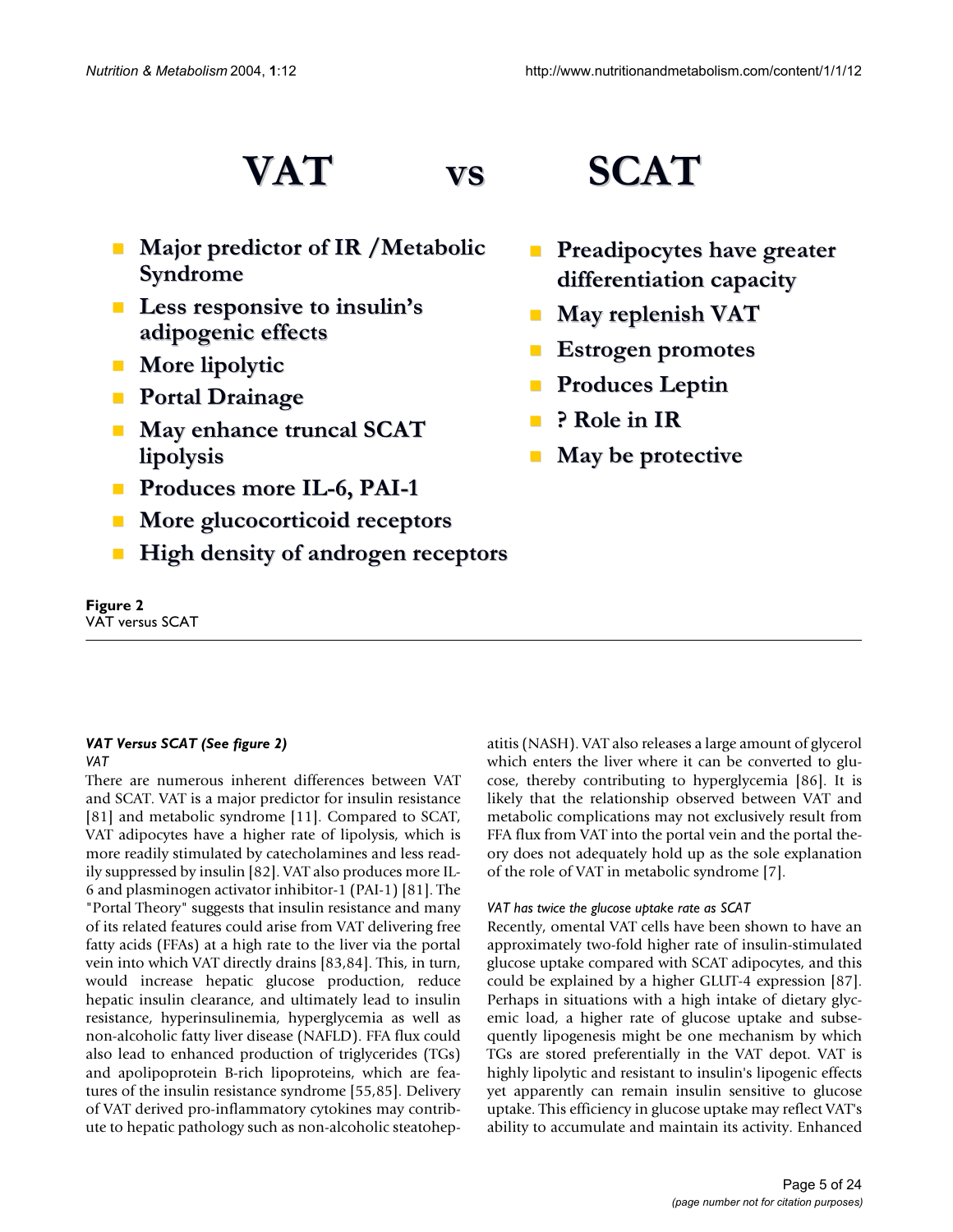# VAT vs SCAT

**VAT**

- Major predictor of IR /Metabolic Syndrome
- Less responsive to insulin's adipogenic effects
- More lipolytic
- Portal Drainage
- May enhance truncal SCAT lipolysis
- Produces more IL-6, PAI-1
- More glucocorticoid receptors
- High density of androgen receptors

**SCAT**

- Preadipocytes have greater differentiation capacity
- May replenish VAT
- Estrogen promotes
- Produces Leptin
- ? Role in IR
- May be protective

**Figure 2**
VAT versus SCAT

### *VAT Versus SCAT (See figure 2)*

*VAT*

There are numerous inherent differences between VAT and SCAT. VAT is a major predictor for insulin resistance [81] and metabolic syndrome [11]. Compared to SCAT, VAT adipocytes have a higher rate of lipolysis, which is more readily stimulated by catecholamines and less readily suppressed by insulin [82]. VAT also produces more IL-6 and plasminogen activator inhibitor-1 (PAI-1) [81]. The "Portal Theory" suggests that insulin resistance and many of its related features could arise from VAT delivering free fatty acids (FFAs) at a high rate to the liver via the portal vein into which VAT directly drains [83,84]. This, in turn, would increase hepatic glucose production, reduce hepatic insulin clearance, and ultimately lead to insulin resistance, hyperinsulinemia, hyperglycemia as well as non-alcoholic fatty liver disease (NAFLD). FFA flux could also lead to enhanced production of triglycerides (TGs) and apolipoprotein B-rich lipoproteins, which are features of the insulin resistance syndrome [55,85]. Delivery of VAT derived pro-inflammatory cytokines may contribute to hepatic pathology such as non-alcoholic steatohepatitis (NASH). VAT also releases a large amount of glycerol which enters the liver where it can be converted to glucose, thereby contributing to hyperglycemia [86]. It is likely that the relationship observed between VAT and metabolic complications may not exclusively result from FFA flux from VAT into the portal vein and the portal theory does not adequately hold up as the sole explanation of the role of VAT in metabolic syndrome [7].

*VAT has twice the glucose uptake rate as SCAT*

Recently, omental VAT cells have been shown to have an approximately two-fold higher rate of insulin-stimulated glucose uptake compared with SCAT adipocytes, and this could be explained by a higher GLUT-4 expression [87]. Perhaps in situations with a high intake of dietary glycemic load, a higher rate of glucose uptake and subsequently lipogenesis might be one mechanism by which TGs are stored preferentially in the VAT depot. VAT is highly lipolytic and resistant to insulin's lipogenic effects yet apparently can remain insulin sensitive to glucose uptake. This efficiency in glucose uptake may reflect VAT's ability to accumulate and maintain its activity. Enhanced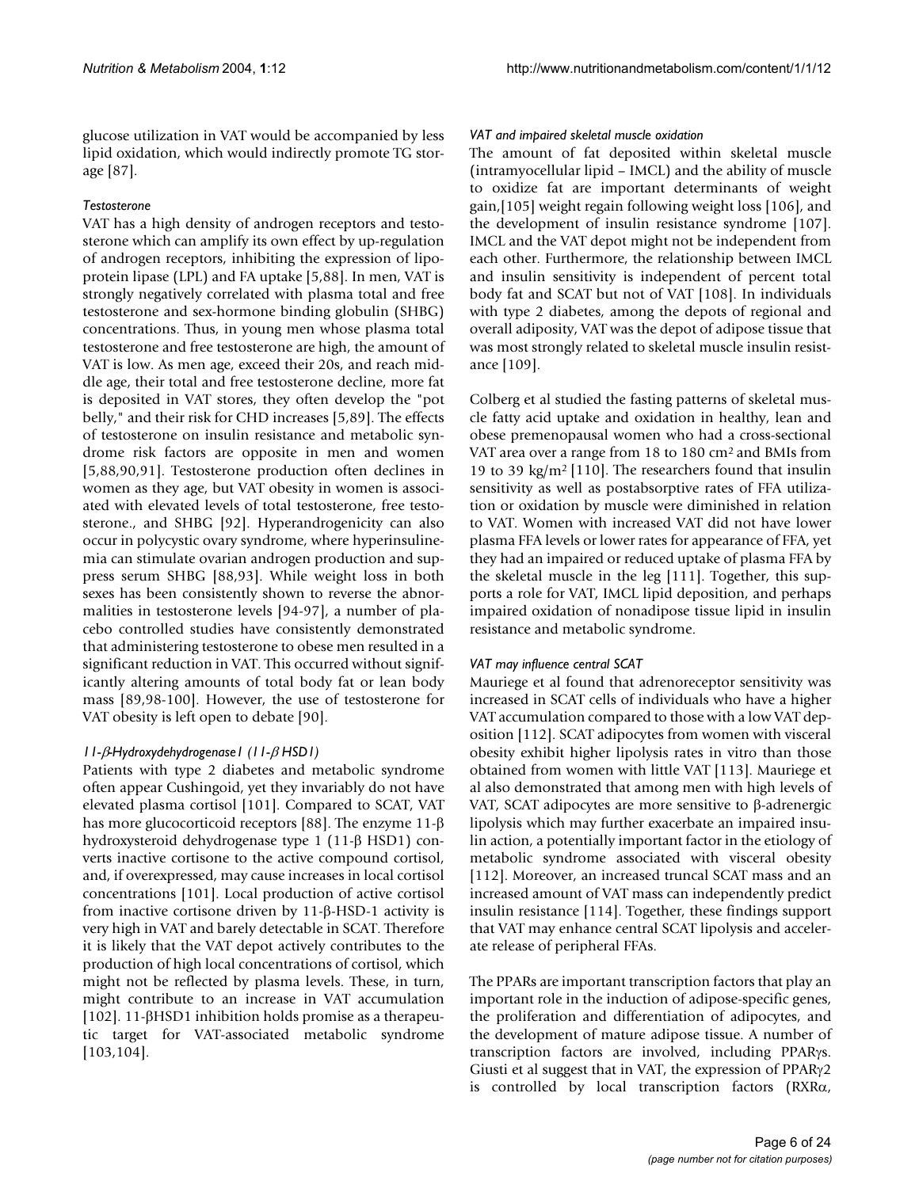glucose utilization in VAT would be accompanied by less lipid oxidation, which would indirectly promote TG storage [87].

### *Testosterone*

VAT has a high density of androgen receptors and testosterone which can amplify its own effect by up-regulation of androgen receptors, inhibiting the expression of lipoprotein lipase (LPL) and FA uptake [5,88]. In men, VAT is strongly negatively correlated with plasma total and free testosterone and sex-hormone binding globulin (SHBG) concentrations. Thus, in young men whose plasma total testosterone and free testosterone are high, the amount of VAT is low. As men age, exceed their 20s, and reach middle age, their total and free testosterone decline, more fat is deposited in VAT stores, they often develop the "pot belly," and their risk for CHD increases [5,89]. The effects of testosterone on insulin resistance and metabolic syndrome risk factors are opposite in men and women [5,88,90,91]. Testosterone production often declines in women as they age, but VAT obesity in women is associated with elevated levels of total testosterone, free testosterone., and SHBG [92]. Hyperandrogenicity can also occur in polycystic ovary syndrome, where hyperinsulinemia can stimulate ovarian androgen production and suppress serum SHBG [88,93]. While weight loss in both sexes has been consistently shown to reverse the abnormalities in testosterone levels [94-97], a number of placebo controlled studies have consistently demonstrated that administering testosterone to obese men resulted in a significant reduction in VAT. This occurred without significantly altering amounts of total body fat or lean body mass [89,98-100]. However, the use of testosterone for VAT obesity is left open to debate [90].

### *11-β-Hydroxydehydrogenase1 (11-β HSD1)*

Patients with type 2 diabetes and metabolic syndrome often appear Cushingoid, yet they invariably do not have elevated plasma cortisol [101]. Compared to SCAT, VAT has more glucocorticoid receptors [88]. The enzyme 11-β hydroxysteroid dehydrogenase type 1 (11-β HSD1) converts inactive cortisone to the active compound cortisol, and, if overexpressed, may cause increases in local cortisol concentrations [101]. Local production of active cortisol from inactive cortisone driven by 11-β-HSD-1 activity is very high in VAT and barely detectable in SCAT. Therefore it is likely that the VAT depot actively contributes to the production of high local concentrations of cortisol, which might not be reflected by plasma levels. These, in turn, might contribute to an increase in VAT accumulation [102]. 11-βHSD1 inhibition holds promise as a therapeutic target for VAT-associated metabolic syndrome [103,104].

### *VAT and impaired skeletal muscle oxidation*

The amount of fat deposited within skeletal muscle (intramyocellular lipid – IMCL) and the ability of muscle to oxidize fat are important determinants of weight gain,[105] weight regain following weight loss [106], and the development of insulin resistance syndrome [107]. IMCL and the VAT depot might not be independent from each other. Furthermore, the relationship between IMCL and insulin sensitivity is independent of percent total body fat and SCAT but not of VAT [108]. In individuals with type 2 diabetes, among the depots of regional and overall adiposity, VAT was the depot of adipose tissue that was most strongly related to skeletal muscle insulin resistance [109].

Colberg et al studied the fasting patterns of skeletal muscle fatty acid uptake and oxidation in healthy, lean and obese premenopausal women who had a cross-sectional VAT area over a range from 18 to 180 $cm^2$ and BMIs from 19 to 39 $kg/m^2$ [110]. The researchers found that insulin sensitivity as well as postabsorptive rates of FFA utilization or oxidation by muscle were diminished in relation to VAT. Women with increased VAT did not have lower plasma FFA levels or lower rates for appearance of FFA, yet they had an impaired or reduced uptake of plasma FFA by the skeletal muscle in the leg [111]. Together, this supports a role for VAT, IMCL lipid deposition, and perhaps impaired oxidation of nonadipose tissue lipid in insulin resistance and metabolic syndrome.

### *VAT may influence central SCAT*

Mauriege et al found that adrenoreceptor sensitivity was increased in SCAT cells of individuals who have a higher VAT accumulation compared to those with a low VAT deposition [112]. SCAT adipocytes from women with visceral obesity exhibit higher lipolysis rates in vitro than those obtained from women with little VAT [113]. Mauriege et al also demonstrated that among men with high levels of VAT, SCAT adipocytes are more sensitive to β-adrenergic lipolysis which may further exacerbate an impaired insulin action, a potentially important factor in the etiology of metabolic syndrome associated with visceral obesity [112]. Moreover, an increased truncal SCAT mass and an increased amount of VAT mass can independently predict insulin resistance [114]. Together, these findings support that VAT may enhance central SCAT lipolysis and accelerate release of peripheral FFAs.

The PPARs are important transcription factors that play an important role in the induction of adipose-specific genes, the proliferation and differentiation of adipocytes, and the development of mature adipose tissue. A number of transcription factors are involved, including PPARγs. Giusti et al suggest that in VAT, the expression of PPARγ2 is controlled by local transcription factors (RXRα,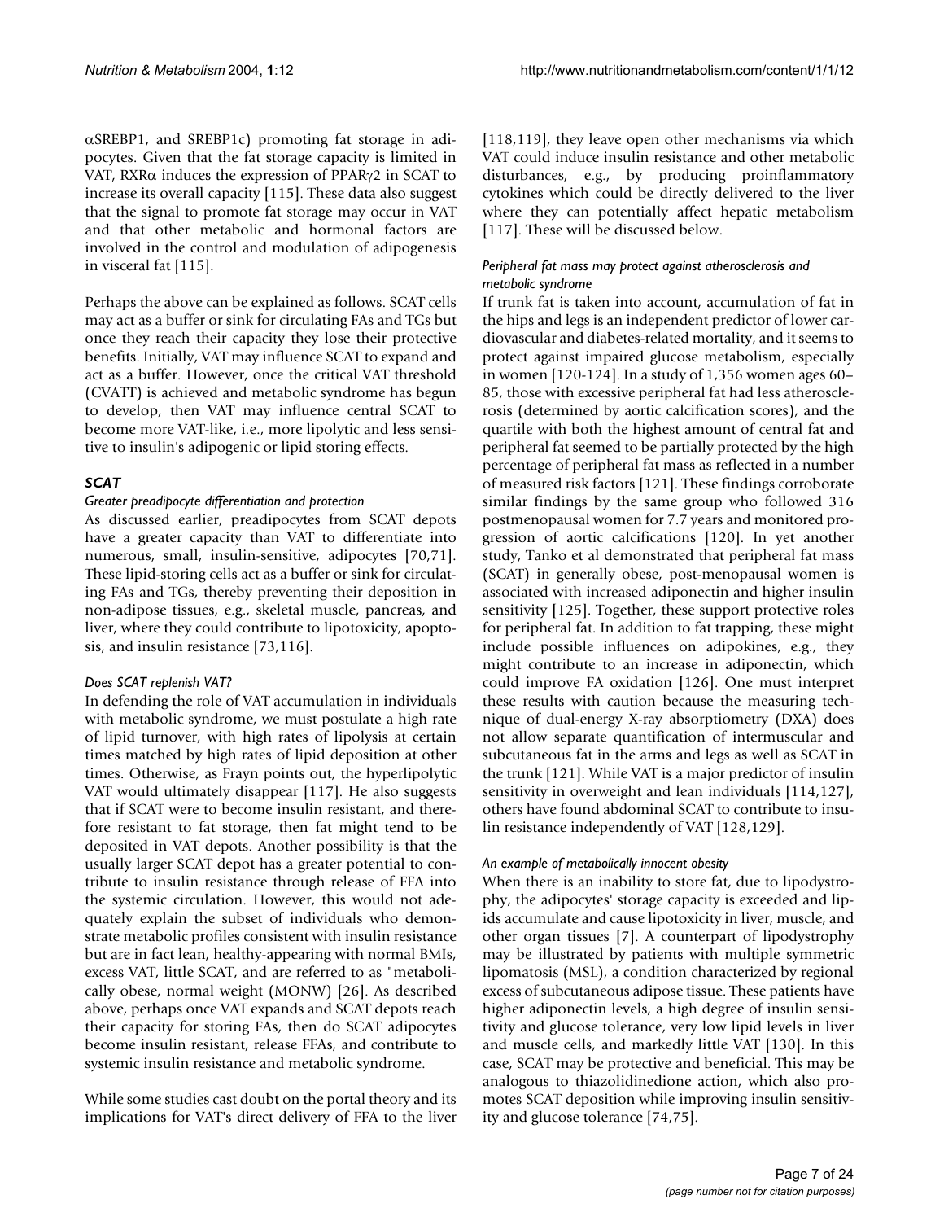αSREBP1, and SREBP1c) promoting fat storage in adipocytes. Given that the fat storage capacity is limited in VAT, RXRα induces the expression of PPARγ2 in SCAT to increase its overall capacity [115]. These data also suggest that the signal to promote fat storage may occur in VAT and that other metabolic and hormonal factors are involved in the control and modulation of adipogenesis in visceral fat [115].

Perhaps the above can be explained as follows. SCAT cells may act as a buffer or sink for circulating FAs and TGs but once they reach their capacity they lose their protective benefits. Initially, VAT may influence SCAT to expand and act as a buffer. However, once the critical VAT threshold (CVATT) is achieved and metabolic syndrome has begun to develop, then VAT may influence central SCAT to become more VAT-like, i.e., more lipolytic and less sensitive to insulin's adipogenic or lipid storing effects.

### *SCAT*

#### *Greater preadipocyte differentiation and protection*

As discussed earlier, preadipocytes from SCAT depots have a greater capacity than VAT to differentiate into numerous, small, insulin-sensitive, adipocytes [70,71]. These lipid-storing cells act as a buffer or sink for circulating FAs and TGs, thereby preventing their deposition in non-adipose tissues, e.g., skeletal muscle, pancreas, and liver, where they could contribute to lipotoxicity, apoptosis, and insulin resistance [73,116].

#### *Does SCAT replenish VAT?*

In defending the role of VAT accumulation in individuals with metabolic syndrome, we must postulate a high rate of lipid turnover, with high rates of lipolysis at certain times matched by high rates of lipid deposition at other times. Otherwise, as Frayn points out, the hyperlipolytic VAT would ultimately disappear [117]. He also suggests that if SCAT were to become insulin resistant, and therefore resistant to fat storage, then fat might tend to be deposited in VAT depots. Another possibility is that the usually larger SCAT depot has a greater potential to contribute to insulin resistance through release of FFA into the systemic circulation. However, this would not adequately explain the subset of individuals who demonstrate metabolic profiles consistent with insulin resistance but are in fact lean, healthy-appearing with normal BMIs, excess VAT, little SCAT, and are referred to as "metabolically obese, normal weight (MONW) [26]. As described above, perhaps once VAT expands and SCAT depots reach their capacity for storing FAs, then do SCAT adipocytes become insulin resistant, release FFAs, and contribute to systemic insulin resistance and metabolic syndrome.

While some studies cast doubt on the portal theory and its implications for VAT's direct delivery of FFA to the liver [118,119], they leave open other mechanisms via which VAT could induce insulin resistance and other metabolic disturbances, e.g., by producing proinflammatory cytokines which could be directly delivered to the liver where they can potentially affect hepatic metabolism [117]. These will be discussed below.

#### *Peripheral fat mass may protect against atherosclerosis and metabolic syndrome*

If trunk fat is taken into account, accumulation of fat in the hips and legs is an independent predictor of lower cardiovascular and diabetes-related mortality, and it seems to protect against impaired glucose metabolism, especially in women [120-124]. In a study of 1,356 women ages 60–85, those with excessive peripheral fat had less atherosclerosis (determined by aortic calcification scores), and the quartile with both the highest amount of central fat and peripheral fat seemed to be partially protected by the high percentage of peripheral fat mass as reflected in a number of measured risk factors [121]. These findings corroborate similar findings by the same group who followed 316 postmenopausal women for 7.7 years and monitored progression of aortic calcifications [120]. In yet another study, Tanko et al demonstrated that peripheral fat mass (SCAT) in generally obese, post-menopausal women is associated with increased adiponectin and higher insulin sensitivity [125]. Together, these support protective roles for peripheral fat. In addition to fat trapping, these might include possible influences on adipokines, e.g., they might contribute to an increase in adiponectin, which could improve FA oxidation [126]. One must interpret these results with caution because the measuring technique of dual-energy X-ray absorptiometry (DXA) does not allow separate quantification of intermuscular and subcutaneous fat in the arms and legs as well as SCAT in the trunk [121]. While VAT is a major predictor of insulin sensitivity in overweight and lean individuals [114,127], others have found abdominal SCAT to contribute to insulin resistance independently of VAT [128,129].

#### *An example of metabolically innocent obesity*

When there is an inability to store fat, due to lipodystrophy, the adipocytes' storage capacity is exceeded and lipids accumulate and cause lipotoxicity in liver, muscle, and other organ tissues [7]. A counterpart of lipodystrophy may be illustrated by patients with multiple symmetric lipomatosis (MSL), a condition characterized by regional excess of subcutaneous adipose tissue. These patients have higher adiponectin levels, a high degree of insulin sensitivity and glucose tolerance, very low lipid levels in liver and muscle cells, and markedly little VAT [130]. In this case, SCAT may be protective and beneficial. This may be analogous to thiazolidinedione action, which also promotes SCAT deposition while improving insulin sensitivity and glucose tolerance [74,75].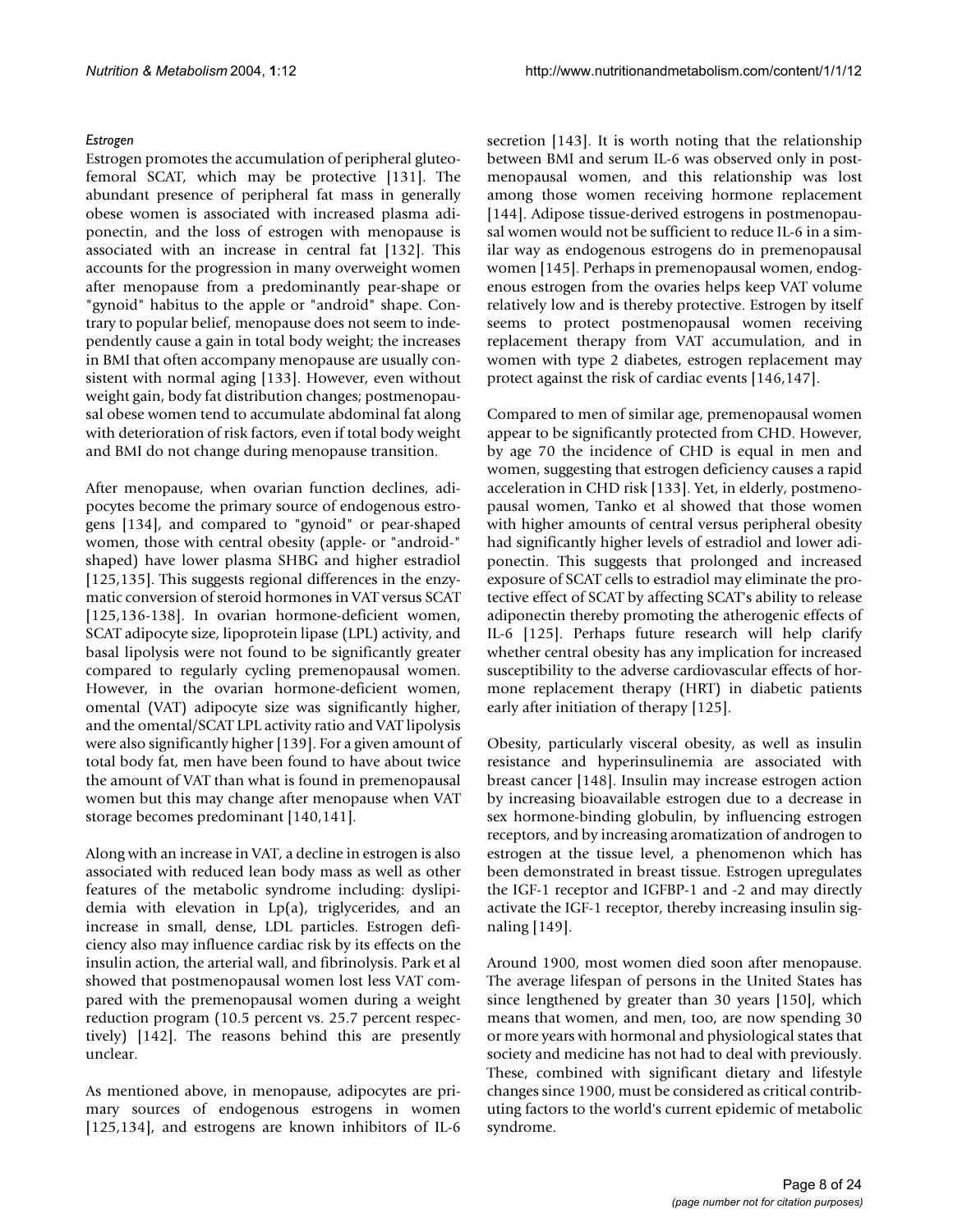### *Estrogen*

Estrogen promotes the accumulation of peripheral gluteofemoral SCAT, which may be protective [131]. The abundant presence of peripheral fat mass in generally obese women is associated with increased plasma adiponectin, and the loss of estrogen with menopause is associated with an increase in central fat [132]. This accounts for the progression in many overweight women after menopause from a predominantly pear-shape or "gynoid" habitus to the apple or "android" shape. Contrary to popular belief, menopause does not seem to independently cause a gain in total body weight; the increases in BMI that often accompany menopause are usually consistent with normal aging [133]. However, even without weight gain, body fat distribution changes; postmenopausal obese women tend to accumulate abdominal fat along with deterioration of risk factors, even if total body weight and BMI do not change during menopause transition.

After menopause, when ovarian function declines, adipocytes become the primary source of endogenous estrogens [134], and compared to "gynoid" or pear-shaped women, those with central obesity (apple- or "android-" shaped) have lower plasma SHBG and higher estradiol [125,135]. This suggests regional differences in the enzymatic conversion of steroid hormones in VAT versus SCAT [125,136-138]. In ovarian hormone-deficient women, SCAT adipocyte size, lipoprotein lipase (LPL) activity, and basal lipolysis were not found to be significantly greater compared to regularly cycling premenopausal women. However, in the ovarian hormone-deficient women, omental (VAT) adipocyte size was significantly higher, and the omental/SCAT LPL activity ratio and VAT lipolysis were also significantly higher [139]. For a given amount of total body fat, men have been found to have about twice the amount of VAT than what is found in premenopausal women but this may change after menopause when VAT storage becomes predominant [140,141].

Along with an increase in VAT, a decline in estrogen is also associated with reduced lean body mass as well as other features of the metabolic syndrome including: dyslipidemia with elevation in Lp(a), triglycerides, and an increase in small, dense, LDL particles. Estrogen deficiency also may influence cardiac risk by its effects on the insulin action, the arterial wall, and fibrinolysis. Park et al showed that postmenopausal women lost less VAT compared with the premenopausal women during a weight reduction program (10.5 percent vs. 25.7 percent respectively) [142]. The reasons behind this are presently unclear.

As mentioned above, in menopause, adipocytes are primary sources of endogenous estrogens in women [125,134], and estrogens are known inhibitors of IL-6 secretion [143]. It is worth noting that the relationship between BMI and serum IL-6 was observed only in postmenopausal women, and this relationship was lost among those women receiving hormone replacement [144]. Adipose tissue-derived estrogens in postmenopausal women would not be sufficient to reduce IL-6 in a similar way as endogenous estrogens do in premenopausal women [145]. Perhaps in premenopausal women, endogenous estrogen from the ovaries helps keep VAT volume relatively low and is thereby protective. Estrogen by itself seems to protect postmenopausal women receiving replacement therapy from VAT accumulation, and in women with type 2 diabetes, estrogen replacement may protect against the risk of cardiac events [146,147].

Compared to men of similar age, premenopausal women appear to be significantly protected from CHD. However, by age 70 the incidence of CHD is equal in men and women, suggesting that estrogen deficiency causes a rapid acceleration in CHD risk [133]. Yet, in elderly, postmenopausal women, Tanko et al showed that those women with higher amounts of central versus peripheral obesity had significantly higher levels of estradiol and lower adiponectin. This suggests that prolonged and increased exposure of SCAT cells to estradiol may eliminate the protective effect of SCAT by affecting SCAT's ability to release adiponectin thereby promoting the atherogenic effects of IL-6 [125]. Perhaps future research will help clarify whether central obesity has any implication for increased susceptibility to the adverse cardiovascular effects of hormone replacement therapy (HRT) in diabetic patients early after initiation of therapy [125].

Obesity, particularly visceral obesity, as well as insulin resistance and hyperinsulinemia are associated with breast cancer [148]. Insulin may increase estrogen action by increasing bioavailable estrogen due to a decrease in sex hormone-binding globulin, by influencing estrogen receptors, and by increasing aromatization of androgen to estrogen at the tissue level, a phenomenon which has been demonstrated in breast tissue. Estrogen upregulates the IGF-1 receptor and IGFBP-1 and -2 and may directly activate the IGF-1 receptor, thereby increasing insulin signaling [149].

Around 1900, most women died soon after menopause. The average lifespan of persons in the United States has since lengthened by greater than 30 years [150], which means that women, and men, too, are now spending 30 or more years with hormonal and physiological states that society and medicine has not had to deal with previously. These, combined with significant dietary and lifestyle changes since 1900, must be considered as critical contributing factors to the world's current epidemic of metabolic syndrome.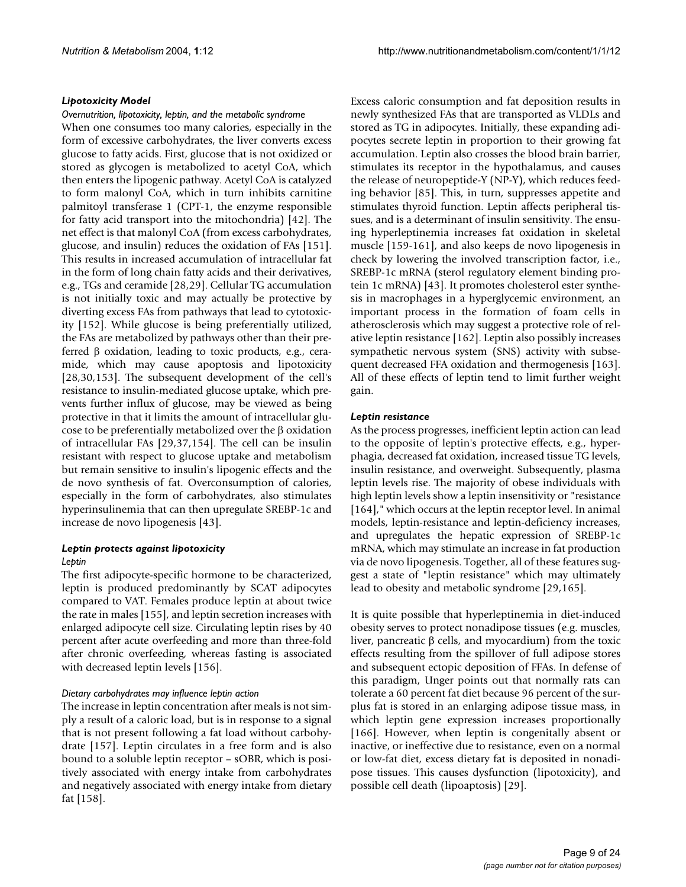### *Lipotoxicity Model*

#### *Overnutrition, lipotoxicity, leptin, and the metabolic syndrome*

When one consumes too many calories, especially in the form of excessive carbohydrates, the liver converts excess glucose to fatty acids. First, glucose that is not oxidized or stored as glycogen is metabolized to acetyl CoA, which then enters the lipogenic pathway. Acetyl CoA is catalyzed to form malonyl CoA, which in turn inhibits carnitine palmitoyl transferase 1 (CPT-1, the enzyme responsible for fatty acid transport into the mitochondria) [42]. The net effect is that malonyl CoA (from excess carbohydrates, glucose, and insulin) reduces the oxidation of FAs [151]. This results in increased accumulation of intracellular fat in the form of long chain fatty acids and their derivatives, e.g., TGs and ceramide [28,29]. Cellular TG accumulation is not initially toxic and may actually be protective by diverting excess FAs from pathways that lead to cytotoxicity [152]. While glucose is being preferentially utilized, the FAs are metabolized by pathways other than their preferred β oxidation, leading to toxic products, e.g., ceramide, which may cause apoptosis and lipotoxicity [28,30,153]. The subsequent development of the cell's resistance to insulin-mediated glucose uptake, which prevents further influx of glucose, may be viewed as being protective in that it limits the amount of intracellular glucose to be preferentially metabolized over the β oxidation of intracellular FAs [29,37,154]. The cell can be insulin resistant with respect to glucose uptake and metabolism but remain sensitive to insulin's lipogenic effects and the de novo synthesis of fat. Overconsumption of calories, especially in the form of carbohydrates, also stimulates hyperinsulinemia that can then upregulate SREBP-1c and increase de novo lipogenesis [43].

### *Leptin protects against lipotoxicity*

#### *Leptin*

The first adipocyte-specific hormone to be characterized, leptin is produced predominantly by SCAT adipocytes compared to VAT. Females produce leptin at about twice the rate in males [155], and leptin secretion increases with enlarged adipocyte cell size. Circulating leptin rises by 40 percent after acute overfeeding and more than three-fold after chronic overfeeding, whereas fasting is associated with decreased leptin levels [156].

#### *Dietary carbohydrates may influence leptin action*

The increase in leptin concentration after meals is not simply a result of a caloric load, but is in response to a signal that is not present following a fat load without carbohydrate [157]. Leptin circulates in a free form and is also bound to a soluble leptin receptor – sOBR, which is positively associated with energy intake from carbohydrates and negatively associated with energy intake from dietary fat [158].

Excess caloric consumption and fat deposition results in newly synthesized FAs that are transported as VLDLs and stored as TG in adipocytes. Initially, these expanding adipocytes secrete leptin in proportion to their growing fat accumulation. Leptin also crosses the blood brain barrier, stimulates its receptor in the hypothalamus, and causes the release of neuropeptide-Y (NP-Y), which reduces feeding behavior [85]. This, in turn, suppresses appetite and stimulates thyroid function. Leptin affects peripheral tissues, and is a determinant of insulin sensitivity. The ensuing hyperleptinemia increases fat oxidation in skeletal muscle [159-161], and also keeps de novo lipogenesis in check by lowering the involved transcription factor, i.e., SREBP-1c mRNA (sterol regulatory element binding protein 1c mRNA) [43]. It promotes cholesterol ester synthesis in macrophages in a hyperglycemic environment, an important process in the formation of foam cells in atherosclerosis which may suggest a protective role of relative leptin resistance [162]. Leptin also possibly increases sympathetic nervous system (SNS) activity with subsequent decreased FFA oxidation and thermogenesis [163]. All of these effects of leptin tend to limit further weight gain.

### *Leptin resistance*

As the process progresses, inefficient leptin action can lead to the opposite of leptin's protective effects, e.g., hyperphagia, decreased fat oxidation, increased tissue TG levels, insulin resistance, and overweight. Subsequently, plasma leptin levels rise. The majority of obese individuals with high leptin levels show a leptin insensitivity or "resistance [164]," which occurs at the leptin receptor level. In animal models, leptin-resistance and leptin-deficiency increases, and upregulates the hepatic expression of SREBP-1c mRNA, which may stimulate an increase in fat production via de novo lipogenesis. Together, all of these features suggest a state of "leptin resistance" which may ultimately lead to obesity and metabolic syndrome [29,165].

It is quite possible that hyperleptinemia in diet-induced obesity serves to protect nonadipose tissues (e.g. muscles, liver, pancreatic β cells, and myocardium) from the toxic effects resulting from the spillover of full adipose stores and subsequent ectopic deposition of FFAs. In defense of this paradigm, Unger points out that normally rats can tolerate a 60 percent fat diet because 96 percent of the surplus fat is stored in an enlarging adipose tissue mass, in which leptin gene expression increases proportionally [166]. However, when leptin is congenitally absent or inactive, or ineffective due to resistance, even on a normal or low-fat diet, excess dietary fat is deposited in nonadipose tissues. This causes dysfunction (lipotoxicity), and possible cell death (lipoapoptosis) [29].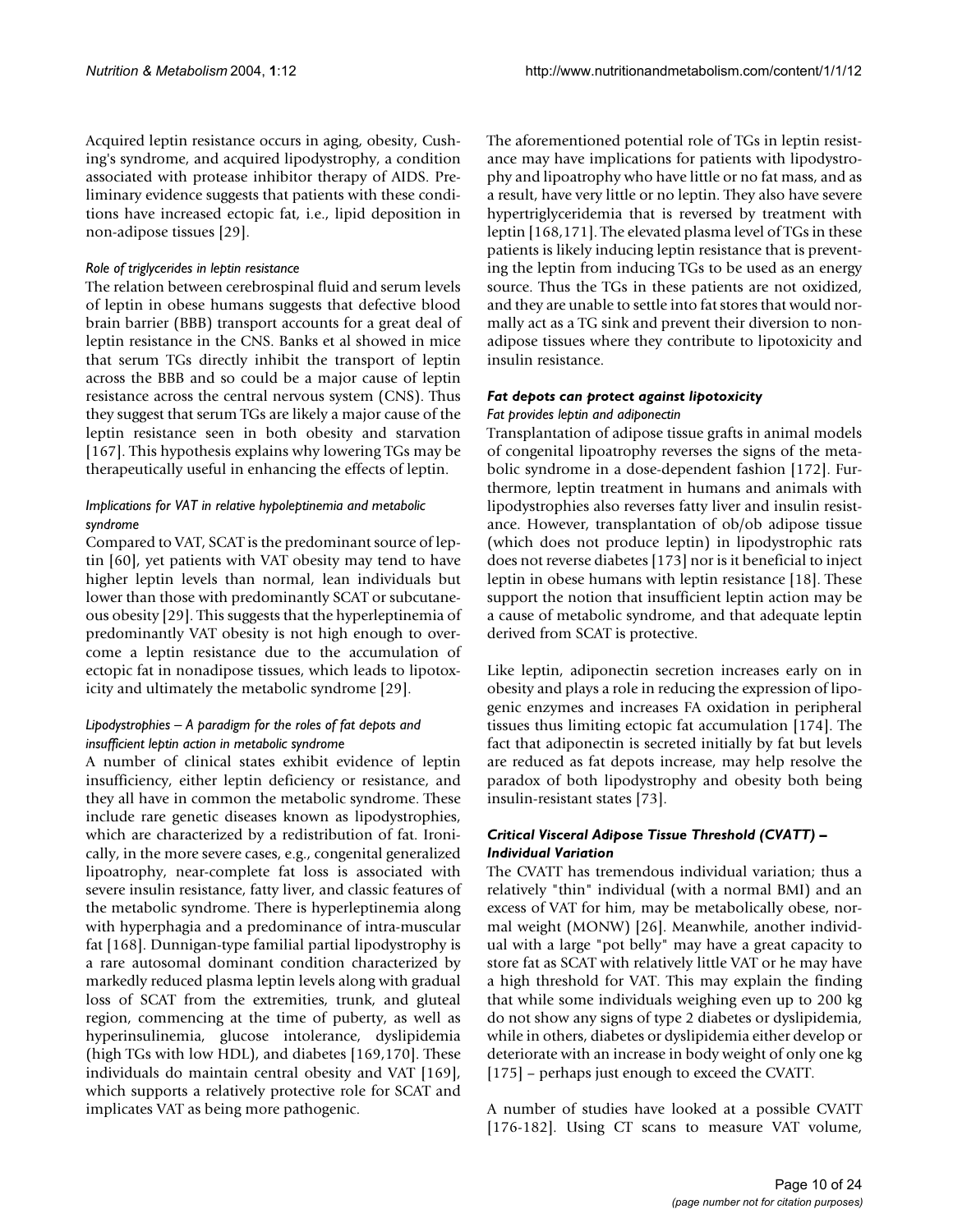Acquired leptin resistance occurs in aging, obesity, Cushing's syndrome, and acquired lipodystrophy, a condition associated with protease inhibitor therapy of AIDS. Preliminary evidence suggests that patients with these conditions have increased ectopic fat, i.e., lipid deposition in non-adipose tissues [29].

*Role of triglycerides in leptin resistance*

The relation between cerebrospinal fluid and serum levels of leptin in obese humans suggests that defective blood brain barrier (BBB) transport accounts for a great deal of leptin resistance in the CNS. Banks et al showed in mice that serum TGs directly inhibit the transport of leptin across the BBB and so could be a major cause of leptin resistance across the central nervous system (CNS). Thus they suggest that serum TGs are likely a major cause of the leptin resistance seen in both obesity and starvation [167]. This hypothesis explains why lowering TGs may be therapeutically useful in enhancing the effects of leptin.

*Implications for VAT in relative hypoleptinemia and metabolic syndrome*

Compared to VAT, SCAT is the predominant source of leptin [60], yet patients with VAT obesity may tend to have higher leptin levels than normal, lean individuals but lower than those with predominantly SCAT or subcutaneous obesity [29]. This suggests that the hyperleptinemia of predominantly VAT obesity is not high enough to overcome a leptin resistance due to the accumulation of ectopic fat in nonadipose tissues, which leads to lipotoxicity and ultimately the metabolic syndrome [29].

*Lipodystrophies – A paradigm for the roles of fat depots and insufficient leptin action in metabolic syndrome*

A number of clinical states exhibit evidence of leptin insufficiency, either leptin deficiency or resistance, and they all have in common the metabolic syndrome. These include rare genetic diseases known as lipodystrophies, which are characterized by a redistribution of fat. Ironically, in the more severe cases, e.g., congenital generalized lipoatrophy, near-complete fat loss is associated with severe insulin resistance, fatty liver, and classic features of the metabolic syndrome. There is hyperleptinemia along with hyperphagia and a predominance of intra-muscular fat [168]. Dunnigan-type familial partial lipodystrophy is a rare autosomal dominant condition characterized by markedly reduced plasma leptin levels along with gradual loss of SCAT from the extremities, trunk, and gluteal region, commencing at the time of puberty, as well as hyperinsulinemia, glucose intolerance, dyslipidemia (high TGs with low HDL), and diabetes [169,170]. These individuals do maintain central obesity and VAT [169], which supports a relatively protective role for SCAT and implicates VAT as being more pathogenic.

The aforementioned potential role of TGs in leptin resistance may have implications for patients with lipodystrophy and lipoatrophy who have little or no fat mass, and as a result, have very little or no leptin. They also have severe hypertriglyceridemia that is reversed by treatment with leptin [168,171]. The elevated plasma level of TGs in these patients is likely inducing leptin resistance that is preventing the leptin from inducing TGs to be used as an energy source. Thus the TGs in these patients are not oxidized, and they are unable to settle into fat stores that would normally act as a TG sink and prevent their diversion to non-adipose tissues where they contribute to lipotoxicity and insulin resistance.

### *Fat depots can protect against lipotoxicity*

*Fat provides leptin and adiponectin*

Transplantation of adipose tissue grafts in animal models of congenital lipoatrophy reverses the signs of the metabolic syndrome in a dose-dependent fashion [172]. Furthermore, leptin treatment in humans and animals with lipodystrophies also reverses fatty liver and insulin resistance. However, transplantation of ob/ob adipose tissue (which does not produce leptin) in lipodystrophic rats does not reverse diabetes [173] nor is it beneficial to inject leptin in obese humans with leptin resistance [18]. These support the notion that insufficient leptin action may be a cause of metabolic syndrome, and that adequate leptin derived from SCAT is protective.

Like leptin, adiponectin secretion increases early on in obesity and plays a role in reducing the expression of lipogenic enzymes and increases FA oxidation in peripheral tissues thus limiting ectopic fat accumulation [174]. The fact that adiponectin is secreted initially by fat but levels are reduced as fat depots increase, may help resolve the paradox of both lipodystrophy and obesity both being insulin-resistant states [73].

### *Critical Visceral Adipose Tissue Threshold (CVATT) – Individual Variation*

The CVATT has tremendous individual variation; thus a relatively "thin" individual (with a normal BMI) and an excess of VAT for him, may be metabolically obese, normal weight (MONW) [26]. Meanwhile, another individual with a large "pot belly" may have a great capacity to store fat as SCAT with relatively little VAT or he may have a high threshold for VAT. This may explain the finding that while some individuals weighing even up to 200 kg do not show any signs of type 2 diabetes or dyslipidemia, while in others, diabetes or dyslipidemia either develop or deteriorate with an increase in body weight of only one kg [175] – perhaps just enough to exceed the CVATT.

A number of studies have looked at a possible CVATT [176-182]. Using CT scans to measure VAT volume,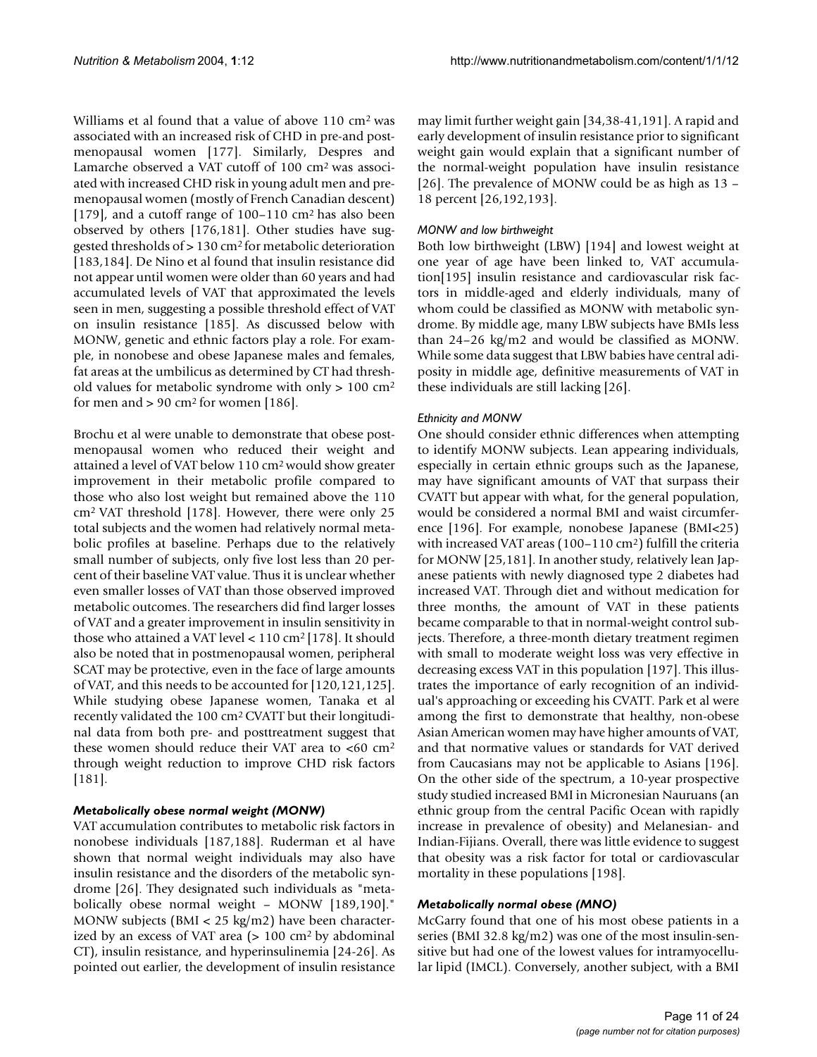Williams et al found that a value of above 110 $cm^2$ was associated with an increased risk of CHD in pre-and postmenopausal women [177]. Similarly, Despres and Lamarche observed a VAT cutoff of 100 $cm^2$ was associated with increased CHD risk in young adult men and premenopausal women (mostly of French Canadian descent) [179], and a cutoff range of 100–110 $cm^2$ has also been observed by others [176,181]. Other studies have suggested thresholds of > 130 $cm^2$ for metabolic deterioration [183,184]. De Nino et al found that insulin resistance did not appear until women were older than 60 years and had accumulated levels of VAT that approximated the levels seen in men, suggesting a possible threshold effect of VAT on insulin resistance [185]. As discussed below with MONW, genetic and ethnic factors play a role. For example, in nonobese and obese Japanese males and females, fat areas at the umbilicus as determined by CT had threshold values for metabolic syndrome with only > 100 $cm^2$ for men and > 90 $cm^2$ for women [186].

Brochu et al were unable to demonstrate that obese postmenopausal women who reduced their weight and attained a level of VAT below 110 $cm^2$ would show greater improvement in their metabolic profile compared to those who also lost weight but remained above the 110 $cm^2$ VAT threshold [178]. However, there were only 25 total subjects and the women had relatively normal metabolic profiles at baseline. Perhaps due to the relatively small number of subjects, only five lost less than 20 percent of their baseline VAT value. Thus it is unclear whether even smaller losses of VAT than those observed improved metabolic outcomes. The researchers did find larger losses of VAT and a greater improvement in insulin sensitivity in those who attained a VAT level < 110 $cm^2$ [178]. It should also be noted that in postmenopausal women, peripheral SCAT may be protective, even in the face of large amounts of VAT, and this needs to be accounted for [120,121,125]. While studying obese Japanese women, Tanaka et al recently validated the 100 $cm^2$ CVATT but their longitudinal data from both pre- and posttreatment suggest that these women should reduce their VAT area to <60 $cm^2$ through weight reduction to improve CHD risk factors [181].

### *Metabolically obese normal weight (MONW)*

VAT accumulation contributes to metabolic risk factors in nonobese individuals [187,188]. Ruderman et al have shown that normal weight individuals may also have insulin resistance and the disorders of the metabolic syndrome [26]. They designated such individuals as "metabolically obese normal weight – MONW [189,190]." MONW subjects (BMI < 25 kg/m2) have been characterized by an excess of VAT area (> 100 $cm^2$ by abdominal CT), insulin resistance, and hyperinsulinemia [24-26]. As pointed out earlier, the development of insulin resistance may limit further weight gain [34,38-41,191]. A rapid and early development of insulin resistance prior to significant weight gain would explain that a significant number of the normal-weight population have insulin resistance [26]. The prevalence of MONW could be as high as 13 – 18 percent [26,192,193].

#### *MONW and low birthweight*

Both low birthweight (LBW) [194] and lowest weight at one year of age have been linked to, VAT accumulation[195] insulin resistance and cardiovascular risk factors in middle-aged and elderly individuals, many of whom could be classified as MONW with metabolic syndrome. By middle age, many LBW subjects have BMIs less than 24–26 kg/m2 and would be classified as MONW. While some data suggest that LBW babies have central adiposity in middle age, definitive measurements of VAT in these individuals are still lacking [26].

#### *Ethnicity and MONW*

One should consider ethnic differences when attempting to identify MONW subjects. Lean appearing individuals, especially in certain ethnic groups such as the Japanese, may have significant amounts of VAT that surpass their CVATT but appear with what, for the general population, would be considered a normal BMI and waist circumference [196]. For example, nonobese Japanese (BMI<25) with increased VAT areas (100–110 $cm^2$) fulfill the criteria for MONW [25,181]. In another study, relatively lean Japanese patients with newly diagnosed type 2 diabetes had increased VAT. Through diet and without medication for three months, the amount of VAT in these patients became comparable to that in normal-weight control subjects. Therefore, a three-month dietary treatment regimen with small to moderate weight loss was very effective in decreasing excess VAT in this population [197]. This illustrates the importance of early recognition of an individual's approaching or exceeding his CVATT. Park et al were among the first to demonstrate that healthy, non-obese Asian American women may have higher amounts of VAT, and that normative values or standards for VAT derived from Caucasians may not be applicable to Asians [196]. On the other side of the spectrum, a 10-year prospective study studied increased BMI in Micronesian Nauruans (an ethnic group from the central Pacific Ocean with rapidly increase in prevalence of obesity) and Melanesian- and Indian-Fijians. Overall, there was little evidence to suggest that obesity was a risk factor for total or cardiovascular mortality in these populations [198].

### *Metabolically normal obese (MNO)*

McGarry found that one of his most obese patients in a series (BMI 32.8 kg/m2) was one of the most insulin-sensitive but had one of the lowest values for intramyocellular lipid (IMCL). Conversely, another subject, with a BMI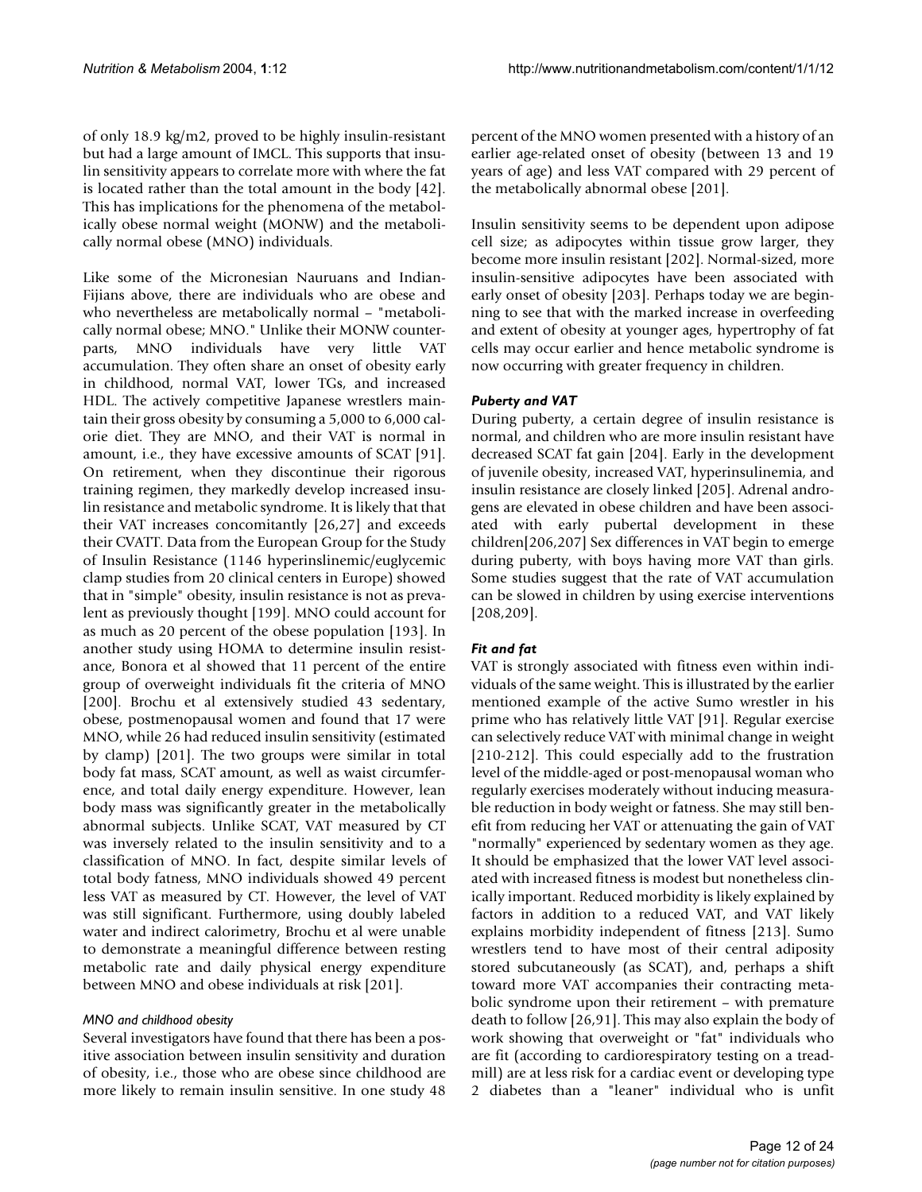of only 18.9 kg/m2, proved to be highly insulin-resistant but had a large amount of IMCL. This supports that insulin sensitivity appears to correlate more with where the fat is located rather than the total amount in the body [42]. This has implications for the phenomena of the metabolically obese normal weight (MONW) and the metabolically normal obese (MNO) individuals.

Like some of the Micronesian Nauruans and Indian-Fijians above, there are individuals who are obese and who nevertheless are metabolically normal – "metabolically normal obese; MNO." Unlike their MONW counterparts, MNO individuals have very little VAT accumulation. They often share an onset of obesity early in childhood, normal VAT, lower TGs, and increased HDL. The actively competitive Japanese wrestlers maintain their gross obesity by consuming a 5,000 to 6,000 calorie diet. They are MNO, and their VAT is normal in amount, i.e., they have excessive amounts of SCAT [91]. On retirement, when they discontinue their rigorous training regimen, they markedly develop increased insulin resistance and metabolic syndrome. It is likely that that their VAT increases concomitantly [26,27] and exceeds their CVATT. Data from the European Group for the Study of Insulin Resistance (1146 hyperinslinemic/euglycemic clamp studies from 20 clinical centers in Europe) showed that in "simple" obesity, insulin resistance is not as prevalent as previously thought [199]. MNO could account for as much as 20 percent of the obese population [193]. In another study using HOMA to determine insulin resistance, Bonora et al showed that 11 percent of the entire group of overweight individuals fit the criteria of MNO [200]. Brochu et al extensively studied 43 sedentary, obese, postmenopausal women and found that 17 were MNO, while 26 had reduced insulin sensitivity (estimated by clamp) [201]. The two groups were similar in total body fat mass, SCAT amount, as well as waist circumference, and total daily energy expenditure. However, lean body mass was significantly greater in the metabolically abnormal subjects. Unlike SCAT, VAT measured by CT was inversely related to the insulin sensitivity and to a classification of MNO. In fact, despite similar levels of total body fatness, MNO individuals showed 49 percent less VAT as measured by CT. However, the level of VAT was still significant. Furthermore, using doubly labeled water and indirect calorimetry, Brochu et al were unable to demonstrate a meaningful difference between resting metabolic rate and daily physical energy expenditure between MNO and obese individuals at risk [201].

#### *MNO and childhood obesity*

Several investigators have found that there has been a positive association between insulin sensitivity and duration of obesity, i.e., those who are obese since childhood are more likely to remain insulin sensitive. In one study 48 percent of the MNO women presented with a history of an earlier age-related onset of obesity (between 13 and 19 years of age) and less VAT compared with 29 percent of the metabolically abnormal obese [201].

Insulin sensitivity seems to be dependent upon adipose cell size; as adipocytes within tissue grow larger, they become more insulin resistant [202]. Normal-sized, more insulin-sensitive adipocytes have been associated with early onset of obesity [203]. Perhaps today we are beginning to see that with the marked increase in overfeeding and extent of obesity at younger ages, hypertrophy of fat cells may occur earlier and hence metabolic syndrome is now occurring with greater frequency in children.

### *Puberty and VAT*

During puberty, a certain degree of insulin resistance is normal, and children who are more insulin resistant have decreased SCAT fat gain [204]. Early in the development of juvenile obesity, increased VAT, hyperinsulinemia, and insulin resistance are closely linked [205]. Adrenal androgens are elevated in obese children and have been associated with early pubertal development in these children[206,207] Sex differences in VAT begin to emerge during puberty, with boys having more VAT than girls. Some studies suggest that the rate of VAT accumulation can be slowed in children by using exercise interventions [208,209].

### *Fit and fat*

VAT is strongly associated with fitness even within individuals of the same weight. This is illustrated by the earlier mentioned example of the active Sumo wrestler in his prime who has relatively little VAT [91]. Regular exercise can selectively reduce VAT with minimal change in weight [210-212]. This could especially add to the frustration level of the middle-aged or post-menopausal woman who regularly exercises moderately without inducing measurable reduction in body weight or fatness. She may still benefit from reducing her VAT or attenuating the gain of VAT "normally" experienced by sedentary women as they age. It should be emphasized that the lower VAT level associated with increased fitness is modest but nonetheless clinically important. Reduced morbidity is likely explained by factors in addition to a reduced VAT, and VAT likely explains morbidity independent of fitness [213]. Sumo wrestlers tend to have most of their central adiposity stored subcutaneously (as SCAT), and, perhaps a shift toward more VAT accompanies their contracting metabolic syndrome upon their retirement – with premature death to follow [26,91]. This may also explain the body of work showing that overweight or "fat" individuals who are fit (according to cardiorespiratory testing on a treadmill) are at less risk for a cardiac event or developing type 2 diabetes than a "leaner" individual who is unfit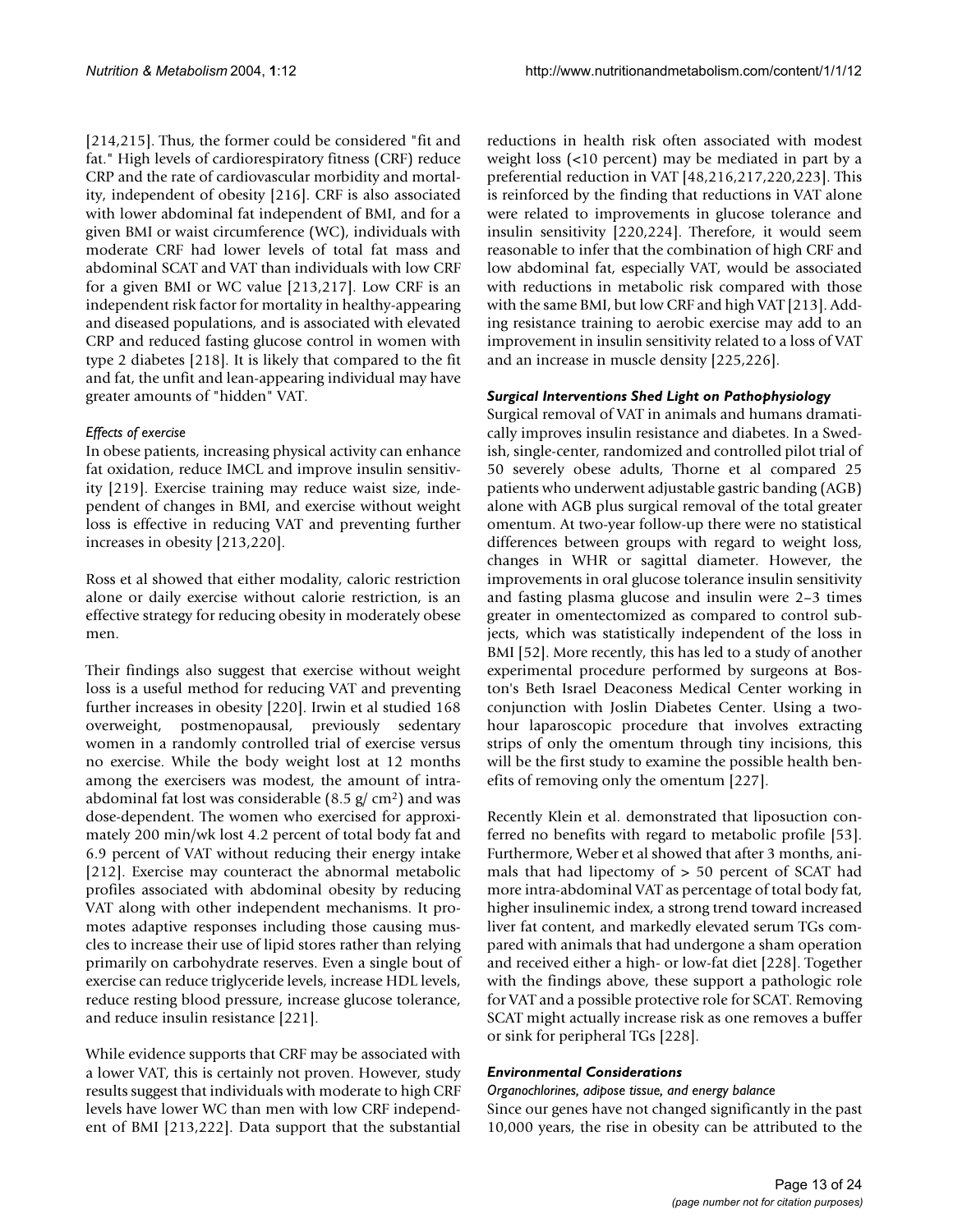[214,215]. Thus, the former could be considered "fit and fat." High levels of cardiorespiratory fitness (CRF) reduce CRP and the rate of cardiovascular morbidity and mortality, independent of obesity [216]. CRF is also associated with lower abdominal fat independent of BMI, and for a given BMI or waist circumference (WC), individuals with moderate CRF had lower levels of total fat mass and abdominal SCAT and VAT than individuals with low CRF for a given BMI or WC value [213,217]. Low CRF is an independent risk factor for mortality in healthy-appearing and diseased populations, and is associated with elevated CRP and reduced fasting glucose control in women with type 2 diabetes [218]. It is likely that compared to the fit and fat, the unfit and lean-appearing individual may have greater amounts of "hidden" VAT.

*Effects of exercise*

In obese patients, increasing physical activity can enhance fat oxidation, reduce IMCL and improve insulin sensitivity [219]. Exercise training may reduce waist size, independent of changes in BMI, and exercise without weight loss is effective in reducing VAT and preventing further increases in obesity [213,220].

Ross et al showed that either modality, caloric restriction alone or daily exercise without calorie restriction, is an effective strategy for reducing obesity in moderately obese men.

Their findings also suggest that exercise without weight loss is a useful method for reducing VAT and preventing further increases in obesity [220]. Irwin et al studied 168 overweight, postmenopausal, previously sedentary women in a randomly controlled trial of exercise versus no exercise. While the body weight lost at 12 months among the exercisers was modest, the amount of intra-abdominal fat lost was considerable (8.5 g/ $cm^2$) and was dose-dependent. The women who exercised for approximately 200 min/wk lost 4.2 percent of total body fat and 6.9 percent of VAT without reducing their energy intake [212]. Exercise may counteract the abnormal metabolic profiles associated with abdominal obesity by reducing VAT along with other independent mechanisms. It promotes adaptive responses including those causing muscles to increase their use of lipid stores rather than relying primarily on carbohydrate reserves. Even a single bout of exercise can reduce triglyceride levels, increase HDL levels, reduce resting blood pressure, increase glucose tolerance, and reduce insulin resistance [221].

While evidence supports that CRF may be associated with a lower VAT, this is certainly not proven. However, study results suggest that individuals with moderate to high CRF levels have lower WC than men with low CRF independent of BMI [213,222]. Data support that the substantial reductions in health risk often associated with modest weight loss (<10 percent) may be mediated in part by a preferential reduction in VAT [48,216,217,220,223]. This is reinforced by the finding that reductions in VAT alone were related to improvements in glucose tolerance and insulin sensitivity [220,224]. Therefore, it would seem reasonable to infer that the combination of high CRF and low abdominal fat, especially VAT, would be associated with reductions in metabolic risk compared with those with the same BMI, but low CRF and high VAT [213]. Adding resistance training to aerobic exercise may add to an improvement in insulin sensitivity related to a loss of VAT and an increase in muscle density [225,226].

### *Surgical Interventions Shed Light on Pathophysiology*

Surgical removal of VAT in animals and humans dramatically improves insulin resistance and diabetes. In a Swedish, single-center, randomized and controlled pilot trial of 50 severely obese adults, Thorne et al compared 25 patients who underwent adjustable gastric banding (AGB) alone with AGB plus surgical removal of the total greater omentum. At two-year follow-up there were no statistical differences between groups with regard to weight loss, changes in WHR or sagittal diameter. However, the improvements in oral glucose tolerance insulin sensitivity and fasting plasma glucose and insulin were 2–3 times greater in omentectomized as compared to control subjects, which was statistically independent of the loss in BMI [52]. More recently, this has led to a study of another experimental procedure performed by surgeons at Boston's Beth Israel Deaconess Medical Center working in conjunction with Joslin Diabetes Center. Using a two-hour laparoscopic procedure that involves extracting strips of only the omentum through tiny incisions, this will be the first study to examine the possible health benefits of removing only the omentum [227].

Recently Klein et al. demonstrated that liposuction conferred no benefits with regard to metabolic profile [53]. Furthermore, Weber et al showed that after 3 months, animals that had lipectomy of > 50 percent of SCAT had more intra-abdominal VAT as percentage of total body fat, higher insulinemic index, a strong trend toward increased liver fat content, and markedly elevated serum TGs compared with animals that had undergone a sham operation and received either a high- or low-fat diet [228]. Together with the findings above, these support a pathologic role for VAT and a possible protective role for SCAT. Removing SCAT might actually increase risk as one removes a buffer or sink for peripheral TGs [228].

### *Environmental Considerations*

*Organochlorines, adipose tissue, and energy balance*

Since our genes have not changed significantly in the past 10,000 years, the rise in obesity can be attributed to the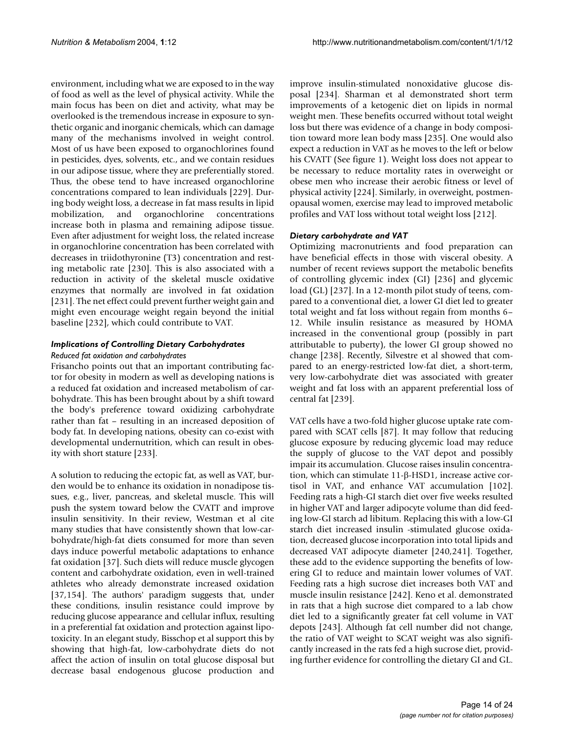environment, including what we are exposed to in the way of food as well as the level of physical activity. While the main focus has been on diet and activity, what may be overlooked is the tremendous increase in exposure to synthetic organic and inorganic chemicals, which can damage many of the mechanisms involved in weight control. Most of us have been exposed to organochlorines found in pesticides, dyes, solvents, etc., and we contain residues in our adipose tissue, where they are preferentially stored. Thus, the obese tend to have increased organochlorine concentrations compared to lean individuals [229]. During body weight loss, a decrease in fat mass results in lipid mobilization, and organochlorine concentrations increase both in plasma and remaining adipose tissue. Even after adjustment for weight loss, the related increase in organochlorine concentration has been correlated with decreases in triidothyronine (T3) concentration and resting metabolic rate [230]. This is also associated with a reduction in activity of the skeletal muscle oxidative enzymes that normally are involved in fat oxidation [231]. The net effect could prevent further weight gain and might even encourage weight regain beyond the initial baseline [232], which could contribute to VAT.

### *Implications of Controlling Dietary Carbohydrates*

#### *Reduced fat oxidation and carbohydrates*

Frisancho points out that an important contributing factor for obesity in modern as well as developing nations is a reduced fat oxidation and increased metabolism of carbohydrate. This has been brought about by a shift toward the body's preference toward oxidizing carbohydrate rather than fat – resulting in an increased deposition of body fat. In developing nations, obesity can co-exist with developmental undernutrition, which can result in obesity with short stature [233].

A solution to reducing the ectopic fat, as well as VAT, burden would be to enhance its oxidation in nonadipose tissues, e.g., liver, pancreas, and skeletal muscle. This will push the system toward below the CVATT and improve insulin sensitivity. In their review, Westman et al cite many studies that have consistently shown that low-carbohydrate/high-fat diets consumed for more than seven days induce powerful metabolic adaptations to enhance fat oxidation [37]. Such diets will reduce muscle glycogen content and carbohydrate oxidation, even in well-trained athletes who already demonstrate increased oxidation [37,154]. The authors' paradigm suggests that, under these conditions, insulin resistance could improve by reducing glucose appearance and cellular influx, resulting in a preferential fat oxidation and protection against lipotoxicity. In an elegant study, Bisschop et al support this by showing that high-fat, low-carbohydrate diets do not affect the action of insulin on total glucose disposal but decrease basal endogenous glucose production and improve insulin-stimulated nonoxidative glucose disposal [234]. Sharman et al demonstrated short term improvements of a ketogenic diet on lipids in normal weight men. These benefits occurred without total weight loss but there was evidence of a change in body composition toward more lean body mass [235]. One would also expect a reduction in VAT as he moves to the left or below his CVATT (See figure 1). Weight loss does not appear to be necessary to reduce mortality rates in overweight or obese men who increase their aerobic fitness or level of physical activity [224]. Similarly, in overweight, postmenopausal women, exercise may lead to improved metabolic profiles and VAT loss without total weight loss [212].

#### *Dietary carbohydrate and VAT*

Optimizing macronutrients and food preparation can have beneficial effects in those with visceral obesity. A number of recent reviews support the metabolic benefits of controlling glycemic index (GI) [236] and glycemic load (GL) [237]. In a 12-month pilot study of teens, compared to a conventional diet, a lower GI diet led to greater total weight and fat loss without regain from months 6–12. While insulin resistance as measured by HOMA increased in the conventional group (possibly in part attributable to puberty), the lower GI group showed no change [238]. Recently, Silvestre et al showed that compared to an energy-restricted low-fat diet, a short-term, very low-carbohydrate diet was associated with greater weight and fat loss with an apparent preferential loss of central fat [239].

VAT cells have a two-fold higher glucose uptake rate compared with SCAT cells [87]. It may follow that reducing glucose exposure by reducing glycemic load may reduce the supply of glucose to the VAT depot and possibly impair its accumulation. Glucose raises insulin concentration, which can stimulate 11-β-HSD1, increase active cortisol in VAT, and enhance VAT accumulation [102]. Feeding rats a high-GI starch diet over five weeks resulted in higher VAT and larger adipocyte volume than did feeding low-GI starch ad libitum. Replacing this with a low-GI starch diet increased insulin -stimulated glucose oxidation, decreased glucose incorporation into total lipids and decreased VAT adipocyte diameter [240,241]. Together, these add to the evidence supporting the benefits of lowering GI to reduce and maintain lower volumes of VAT. Feeding rats a high sucrose diet increases both VAT and muscle insulin resistance [242]. Keno et al. demonstrated in rats that a high sucrose diet compared to a lab chow diet led to a significantly greater fat cell volume in VAT depots [243]. Although fat cell number did not change, the ratio of VAT weight to SCAT weight was also significantly increased in the rats fed a high sucrose diet, providing further evidence for controlling the dietary GI and GL.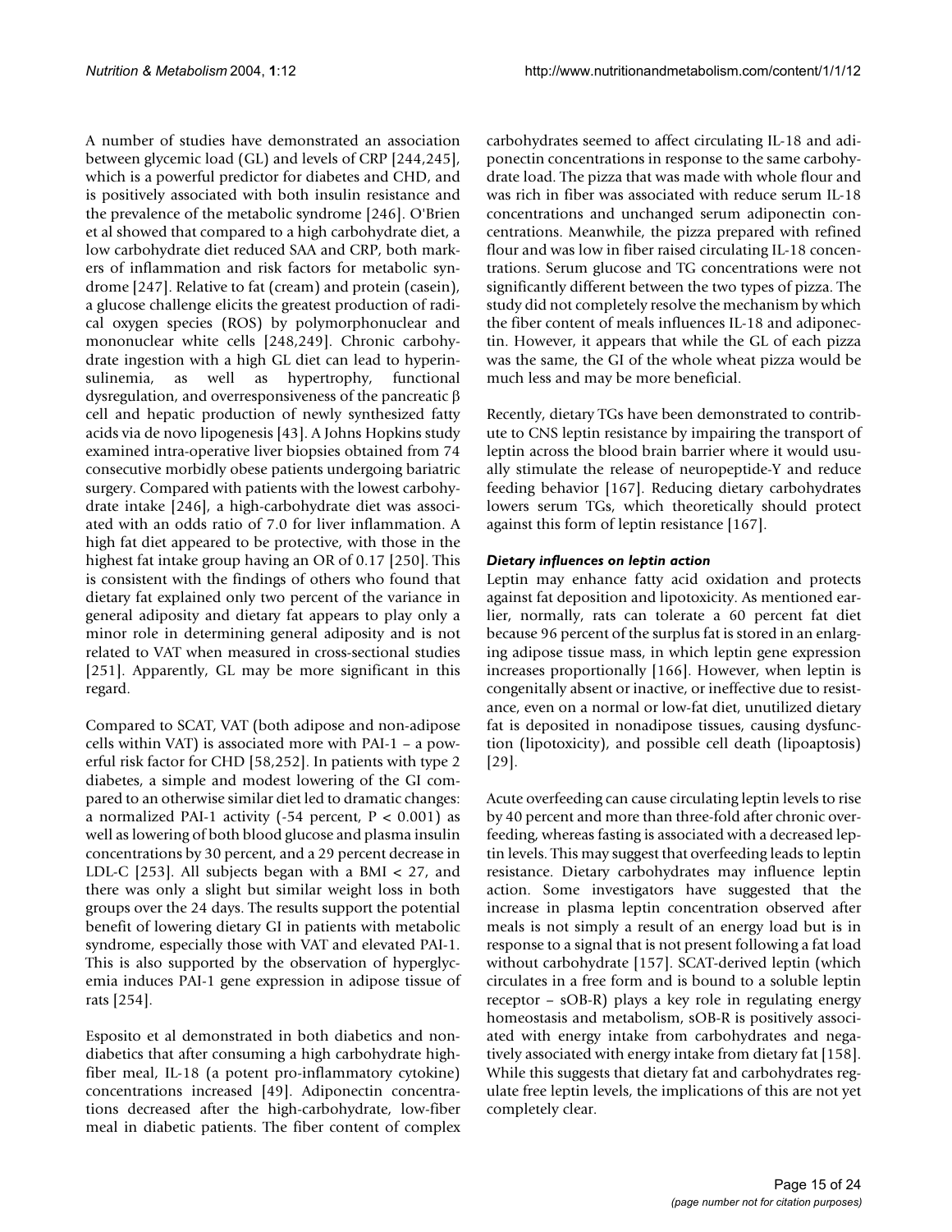A number of studies have demonstrated an association between glycemic load (GL) and levels of CRP [244,245], which is a powerful predictor for diabetes and CHD, and is positively associated with both insulin resistance and the prevalence of the metabolic syndrome [246]. O'Brien et al showed that compared to a high carbohydrate diet, a low carbohydrate diet reduced SAA and CRP, both markers of inflammation and risk factors for metabolic syndrome [247]. Relative to fat (cream) and protein (casein), a glucose challenge elicits the greatest production of radical oxygen species (ROS) by polymorphonuclear and mononuclear white cells [248,249]. Chronic carbohydrate ingestion with a high GL diet can lead to hyperinsulinemia, as well as hypertrophy, functional dysregulation, and overresponsiveness of the pancreatic β cell and hepatic production of newly synthesized fatty acids via de novo lipogenesis [43]. A Johns Hopkins study examined intra-operative liver biopsies obtained from 74 consecutive morbidly obese patients undergoing bariatric surgery. Compared with patients with the lowest carbohydrate intake [246], a high-carbohydrate diet was associated with an odds ratio of 7.0 for liver inflammation. A high fat diet appeared to be protective, with those in the highest fat intake group having an OR of 0.17 [250]. This is consistent with the findings of others who found that dietary fat explained only two percent of the variance in general adiposity and dietary fat appears to play only a minor role in determining general adiposity and is not related to VAT when measured in cross-sectional studies [251]. Apparently, GL may be more significant in this regard.

Compared to SCAT, VAT (both adipose and non-adipose cells within VAT) is associated more with PAI-1 – a powerful risk factor for CHD [58,252]. In patients with type 2 diabetes, a simple and modest lowering of the GI compared to an otherwise similar diet led to dramatic changes: a normalized PAI-1 activity (-54 percent, $P < 0.001$) as well as lowering of both blood glucose and plasma insulin concentrations by 30 percent, and a 29 percent decrease in LDL-C [253]. All subjects began with a BMI < 27, and there was only a slight but similar weight loss in both groups over the 24 days. The results support the potential benefit of lowering dietary GI in patients with metabolic syndrome, especially those with VAT and elevated PAI-1. This is also supported by the observation of hyperglycemia induces PAI-1 gene expression in adipose tissue of rats [254].

Esposito et al demonstrated in both diabetics and non-diabetics that after consuming a high carbohydrate high-fiber meal, IL-18 (a potent pro-inflammatory cytokine) concentrations increased [49]. Adiponectin concentrations decreased after the high-carbohydrate, low-fiber meal in diabetic patients. The fiber content of complex carbohydrates seemed to affect circulating IL-18 and adiponectin concentrations in response to the same carbohydrate load. The pizza that was made with whole flour and was rich in fiber was associated with reduce serum IL-18 concentrations and unchanged serum adiponectin concentrations. Meanwhile, the pizza prepared with refined flour and was low in fiber raised circulating IL-18 concentrations. Serum glucose and TG concentrations were not significantly different between the two types of pizza. The study did not completely resolve the mechanism by which the fiber content of meals influences IL-18 and adiponectin. However, it appears that while the GL of each pizza was the same, the GI of the whole wheat pizza would be much less and may be more beneficial.

Recently, dietary TGs have been demonstrated to contribute to CNS leptin resistance by impairing the transport of leptin across the blood brain barrier where it would usually stimulate the release of neuropeptide-Y and reduce feeding behavior [167]. Reducing dietary carbohydrates lowers serum TGs, which theoretically should protect against this form of leptin resistance [167].

### *Dietary influences on leptin action*

Leptin may enhance fatty acid oxidation and protects against fat deposition and lipotoxicity. As mentioned earlier, normally, rats can tolerate a 60 percent fat diet because 96 percent of the surplus fat is stored in an enlarging adipose tissue mass, in which leptin gene expression increases proportionally [166]. However, when leptin is congenitally absent or inactive, or ineffective due to resistance, even on a normal or low-fat diet, unutilized dietary fat is deposited in nonadipose tissues, causing dysfunction (lipotoxicity), and possible cell death (lipoaptosis) [29].

Acute overfeeding can cause circulating leptin levels to rise by 40 percent and more than three-fold after chronic overfeeding, whereas fasting is associated with a decreased leptin levels. This may suggest that overfeeding leads to leptin resistance. Dietary carbohydrates may influence leptin action. Some investigators have suggested that the increase in plasma leptin concentration observed after meals is not simply a result of an energy load but is in response to a signal that is not present following a fat load without carbohydrate [157]. SCAT-derived leptin (which circulates in a free form and is bound to a soluble leptin receptor – sOB-R) plays a key role in regulating energy homeostasis and metabolism, sOB-R is positively associated with energy intake from carbohydrates and negatively associated with energy intake from dietary fat [158]. While this suggests that dietary fat and carbohydrates regulate free leptin levels, the implications of this are not yet completely clear.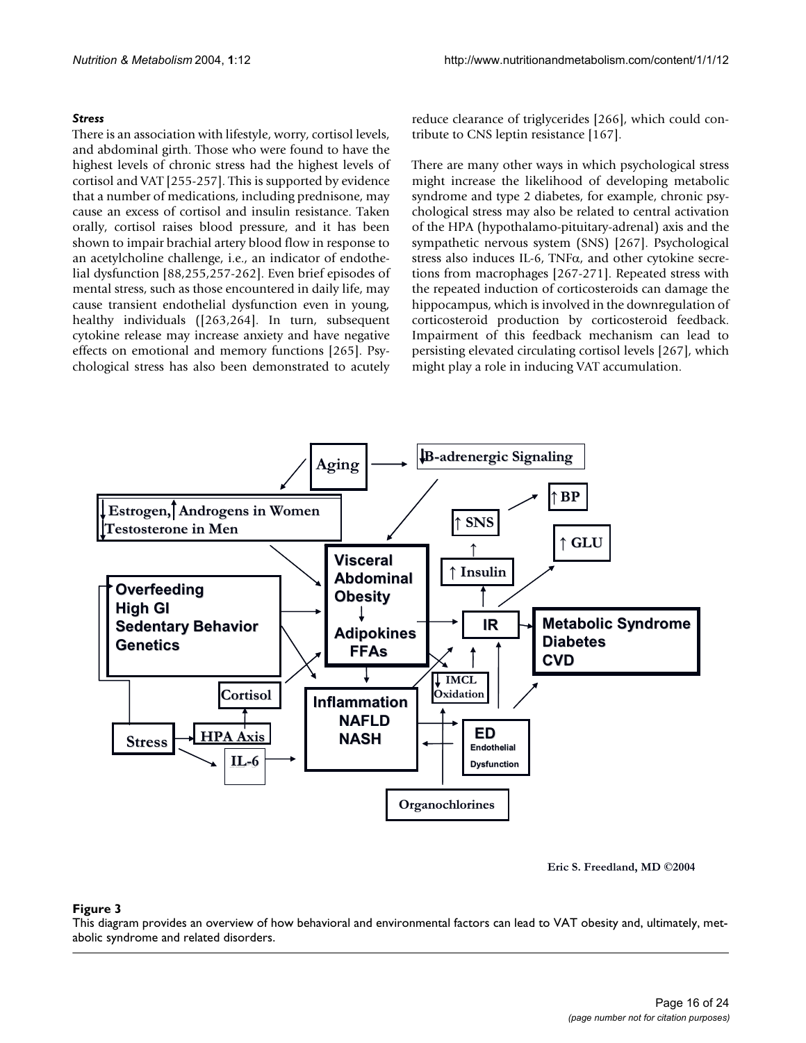### *Stress*

There is an association with lifestyle, worry, cortisol levels, and abdominal girth. Those who were found to have the highest levels of chronic stress had the highest levels of cortisol and VAT [255-257]. This is supported by evidence that a number of medications, including prednisone, may cause an excess of cortisol and insulin resistance. Taken orally, cortisol raises blood pressure, and it has been shown to impair brachial artery blood flow in response to an acetylcholine challenge, i.e., an indicator of endothelial dysfunction [88,255,257-262]. Even brief episodes of mental stress, such as those encountered in daily life, may cause transient endothelial dysfunction even in young, healthy individuals ([263,264]. In turn, subsequent cytokine release may increase anxiety and have negative effects on emotional and memory functions [265]. Psychological stress has also been demonstrated to acutely reduce clearance of triglycerides [266], which could contribute to CNS leptin resistance [167].

There are many other ways in which psychological stress might increase the likelihood of developing metabolic syndrome and type 2 diabetes, for example, chronic psychological stress may also be related to central activation of the HPA (hypothalamo-pituitary-adrenal) axis and the sympathetic nervous system (SNS) [267]. Psychological stress also induces IL-6, TNFα, and other cytokine secretions from macrophages [267-271]. Repeated stress with the repeated induction of corticosteroids can damage the hippocampus, which is involved in the downregulation of corticosteroid production by corticosteroid feedback. Impairment of this feedback mechanism can lead to persisting elevated circulating cortisol levels [267], which might play a role in inducing VAT accumulation.

**Figure 3**

This diagram provides an overview of how behavioral and environmental factors can lead to VAT obesity and, ultimately, metabolic syndrome and related disorders.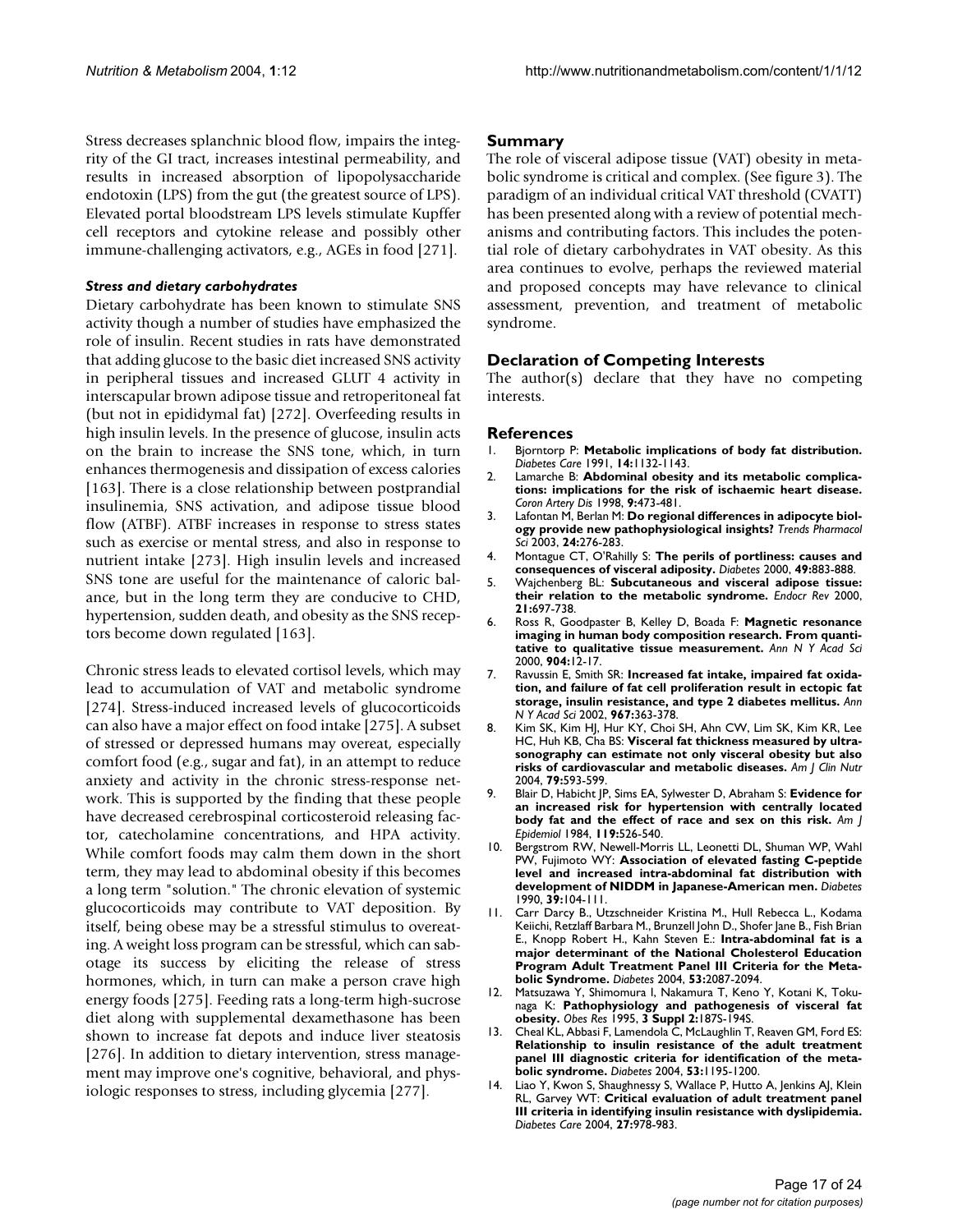Stress decreases splanchnic blood flow, impairs the integrity of the GI tract, increases intestinal permeability, and results in increased absorption of lipopolysaccharide endotoxin (LPS) from the gut (the greatest source of LPS). Elevated portal bloodstream LPS levels stimulate Kupffer cell receptors and cytokine release and possibly other immune-challenging activators, e.g., AGEs in food [271].

#### *Stress and dietary carbohydrates*

Dietary carbohydrate has been known to stimulate SNS activity though a number of studies have emphasized the role of insulin. Recent studies in rats have demonstrated that adding glucose to the basic diet increased SNS activity in peripheral tissues and increased GLUT 4 activity in interscapular brown adipose tissue and retroperitoneal fat (but not in epididymal fat) [272]. Overfeeding results in high insulin levels. In the presence of glucose, insulin acts on the brain to increase the SNS tone, which, in turn enhances thermogenesis and dissipation of excess calories [163]. There is a close relationship between postprandial insulinemia, SNS activation, and adipose tissue blood flow (ATBF). ATBF increases in response to stress states such as exercise or mental stress, and also in response to nutrient intake [273]. High insulin levels and increased SNS tone are useful for the maintenance of caloric balance, but in the long term they are conducive to CHD, hypertension, sudden death, and obesity as the SNS receptors become down regulated [163].

Chronic stress leads to elevated cortisol levels, which may lead to accumulation of VAT and metabolic syndrome [274]. Stress-induced increased levels of glucocorticoids can also have a major effect on food intake [275]. A subset of stressed or depressed humans may overeat, especially comfort food (e.g., sugar and fat), in an attempt to reduce anxiety and activity in the chronic stress-response network. This is supported by the finding that these people have decreased cerebrospinal corticosteroid releasing factor, catecholamine concentrations, and HPA activity. While comfort foods may calm them down in the short term, they may lead to abdominal obesity if this becomes a long term "solution." The chronic elevation of systemic glucocorticoids may contribute to VAT deposition. By itself, being obese may be a stressful stimulus to overeating. A weight loss program can be stressful, which can sabotage its success by eliciting the release of stress hormones, which, in turn can make a person crave high energy foods [275]. Feeding rats a long-term high-sucrose diet along with supplemental dexamethasone has been shown to increase fat depots and induce liver steatosis [276]. In addition to dietary intervention, stress management may improve one's cognitive, behavioral, and physiologic responses to stress, including glycemia [277].

## Summary

The role of visceral adipose tissue (VAT) obesity in metabolic syndrome is critical and complex. (See figure 3). The paradigm of an individual critical VAT threshold (CVATT) has been presented along with a review of potential mechanisms and contributing factors. This includes the potential role of dietary carbohydrates in VAT obesity. As this area continues to evolve, perhaps the reviewed material and proposed concepts may have relevance to clinical assessment, prevention, and treatment of metabolic syndrome.

## Declaration of Competing Interests

The author(s) declare that they have no competing interests.

## References

1. Bjorntorp P: **Metabolic implications of body fat distribution.** *Diabetes Care* 1991, **14:**1132-1143.
2. Lamarche B: **Abdominal obesity and its metabolic complications: implications for the risk of ischaemic heart disease.** *Coron Artery Dis* 1998, **9:**473-481.
3. Lafontan M, Berlan M: **Do regional differences in adipocyte biology provide new pathophysiological insights?** *Trends Pharmacol Sci* 2003, **24:**276-283.
4. Montague CT, O'Rahilly S: **The perils of portliness: causes and consequences of visceral adiposity.** *Diabetes* 2000, **49:**883-888.
5. Wajchenberg BL: **Subcutaneous and visceral adipose tissue: their relation to the metabolic syndrome.** *Endocr Rev* 2000, **21:**697-738.
6. Ross R, Goodpaster B, Kelley D, Boada F: **Magnetic resonance imaging in human body composition research. From quantitative to qualitative tissue measurement.** *Ann N Y Acad Sci* 2000, **904:**12-17.
7. Ravussin E, Smith SR: **Increased fat intake, impaired fat oxidation, and failure of fat cell proliferation result in ectopic fat storage, insulin resistance, and type 2 diabetes mellitus.** *Ann N Y Acad Sci* 2002, **967:**363-378.
8. Kim SK, Kim HJ, Hur KY, Choi SH, Ahn CW, Lim SK, Kim KR, Lee HC, Huh KB, Cha BS: **Visceral fat thickness measured by ultrasonography can estimate not only visceral obesity but also risks of cardiovascular and metabolic diseases.** *Am J Clin Nutr* 2004, **79:**593-599.
9. Blair D, Habicht JP, Sims EA, Sylwester D, Abraham S: **Evidence for an increased risk for hypertension with centrally located body fat and the effect of race and sex on this risk.** *Am J Epidemiol* 1984, **119:**526-540.
10. Bergstrom RW, Newell-Morris LL, Leonetti DL, Shuman WP, Wahl PW, Fujimoto WY: **Association of elevated fasting C-peptide level and increased intra-abdominal fat distribution with development of NIDDM in Japanese-American men.** *Diabetes* 1990, **39:**104-111.
11. Carr Darcy B., Utzschneider Kristina M., Hull Rebecca L., Kodama Keiichi, Retzlaff Barbara M., Brunzell John D., Shofer Jane B., Fish Brian E., Knopp Robert H., Kahn Steven E.: **Intra-abdominal fat is a major determinant of the National Cholesterol Education Program Adult Treatment Panel III Criteria for the Metabolic Syndrome.** *Diabetes* 2004, **53:**2087-2094.
12. Matsuzawa Y, Shimomura I, Nakamura T, Keno Y, Kotani K, Tokunaga K: **Pathophysiology and pathogenesis of visceral fat obesity.** *Obes Res* 1995, **3 Suppl 2:**187S-194S.
13. Cheal KL, Abbasi F, Lamendola C, McLaughlin T, Reaven GM, Ford ES: **Relationship to insulin resistance of the adult treatment panel III diagnostic criteria for identification of the metabolic syndrome.** *Diabetes* 2004, **53:**1195-1200.
14. Liao Y, Kwon S, Shaughnessy S, Wallace P, Hutto A, Jenkins AJ, Klein RL, Garvey WT: **Critical evaluation of adult treatment panel III criteria in identifying insulin resistance with dyslipidemia.** *Diabetes Care* 2004, **27:**978-983.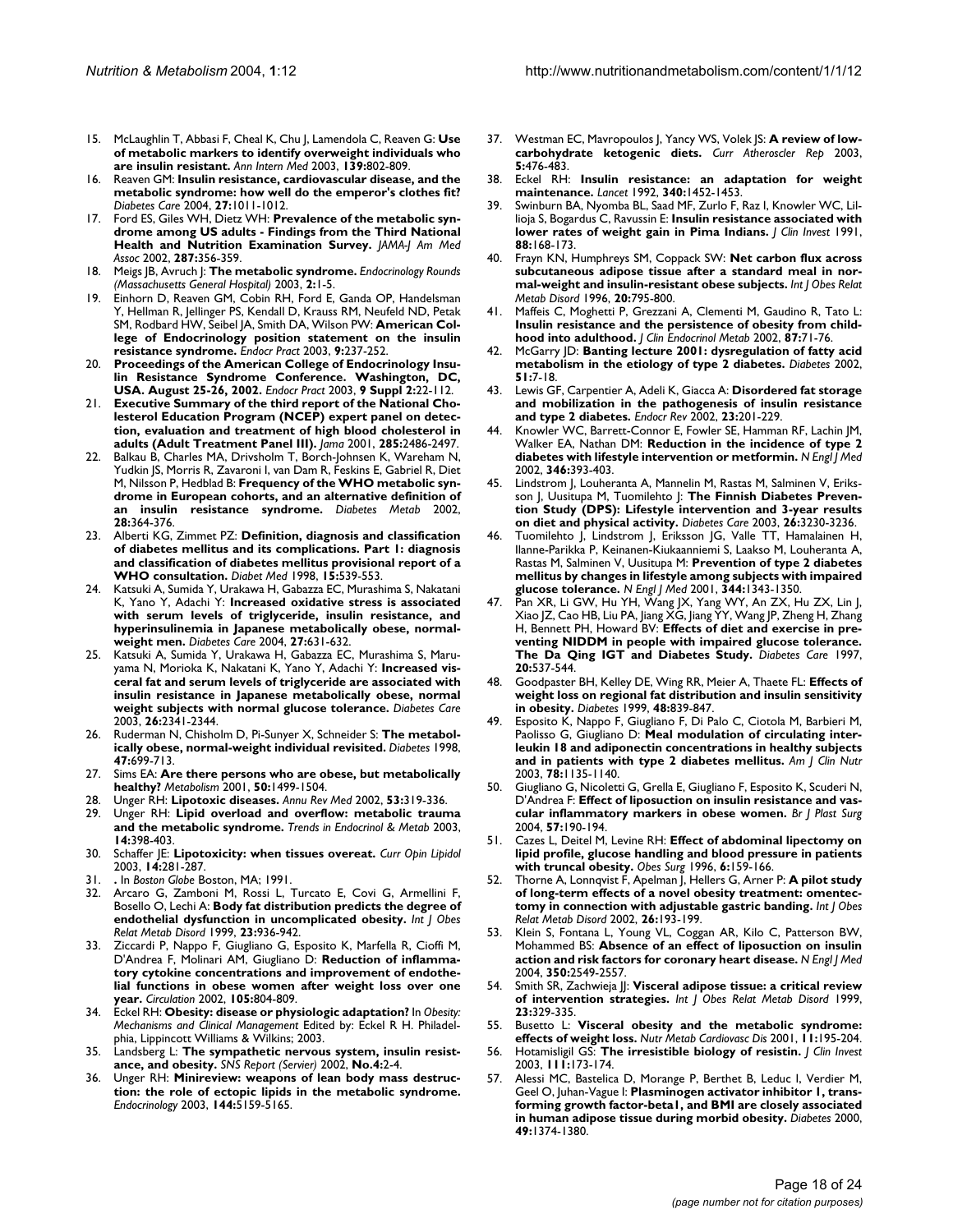15. McLaughlin T, Abbasi F, Cheal K, Chu J, Lamendola C, Reaven G: **Use of metabolic markers to identify overweight individuals who are insulin resistant.** *Ann Intern Med* 2003, **139:**802-809.
16. Reaven GM: **Insulin resistance, cardiovascular disease, and the metabolic syndrome: how well do the emperor's clothes fit?** *Diabetes Care* 2004, **27:**1011-1012.
17. Ford ES, Giles WH, Dietz WH: **Prevalence of the metabolic syndrome among US adults - Findings from the Third National Health and Nutrition Examination Survey.** *JAMA-J Am Med Assoc* 2002, **287:**356-359.
18. Meigs JB, Avruch J: **The metabolic syndrome.** *Endocrinology Rounds (Massachusetts General Hospital)* 2003, **2:**1-5.
19. Einhorn D, Reaven GM, Cobin RH, Ford E, Ganda OP, Handelsman Y, Hellman R, Jellinger PS, Kendall D, Krauss RM, Neufeld ND, Petak SM, Rodbard HW, Seibel JA, Smith DA, Wilson PW: **American College of Endocrinology position statement on the insulin resistance syndrome.** *Endocr Pract* 2003, **9:**237-252.
20. **Proceedings of the American College of Endocrinology Insulin Resistance Syndrome Conference. Washington, DC, USA. August 25-26, 2002.** *Endocr Pract* 2003, **9 Suppl 2:**22-112.
21. **Executive Summary of the third report of the National Cholesterol Education Program (NCEP) expert panel on detection, evaluation and treatment of high blood cholesterol in adults (Adult Treatment Panel III).** *Jama* 2001, **285:**2486-2497.
22. Balkau B, Charles MA, Drivsholm T, Borch-Johnsen K, Wareham N, Yudkin JS, Morris R, Zavaroni I, van Dam R, Feskins E, Gabriel R, Diet M, Nilsson P, Hedblad B: **Frequency of the WHO metabolic syndrome in European cohorts, and an alternative definition of an insulin resistance syndrome.** *Diabetes Metab* 2002, **28:**364-376.
23. Alberti KG, Zimmet PZ: **Definition, diagnosis and classification of diabetes mellitus and its complications. Part 1: diagnosis and classification of diabetes mellitus provisional report of a WHO consultation.** *Diabet Med* 1998, **15:**539-553.
24. Katsuki A, Sumida Y, Urakawa H, Gabazza EC, Murashima S, Nakatani K, Yano Y, Adachi Y: **Increased oxidative stress is associated with serum levels of triglyceride, insulin resistance, and hyperinsulinemia in Japanese metabolically obese, normal-weight men.** *Diabetes Care* 2004, **27:**631-632.
25. Katsuki A, Sumida Y, Urakawa H, Gabazza EC, Murashima S, Maruyama N, Morioka K, Nakatani K, Yano Y, Adachi Y: **Increased visceral fat and serum levels of triglyceride are associated with insulin resistance in Japanese metabolically obese, normal weight subjects with normal glucose tolerance.** *Diabetes Care* 2003, **26:**2341-2344.
26. Ruderman N, Chisholm D, Pi-Sunyer X, Schneider S: **The metabolically obese, normal-weight individual revisited.** *Diabetes* 1998, **47:**699-713.
27. Sims EA: **Are there persons who are obese, but metabolically healthy?** *Metabolism* 2001, **50:**1499-1504.
28. Unger RH: **Lipotoxic diseases.** *Annu Rev Med* 2002, **53:**319-336.
29. Unger RH: **Lipid overload and overflow: metabolic trauma and the metabolic syndrome.** *Trends in Endocrinol & Metab* 2003, **14:**398-403.
30. Schaffer JE: **Lipotoxicity: when tissues overeat.** *Curr Opin Lipidol* 2003, **14:**281-287.
31. . In *Boston Globe* Boston, MA; 1991.
32. Arcaro G, Zamboni M, Rossi L, Turcato E, Covi G, Armellini F, Bosello O, Lechi A: **Body fat distribution predicts the degree of endothelial dysfunction in uncomplicated obesity.** *Int J Obes Relat Metab Disord* 1999, **23:**936-942.
33. Ziccardi P, Nappo F, Giugliano G, Esposito K, Marfella R, Cioffi M, D'Andrea F, Molinari AM, Giugliano D: **Reduction of inflammatory cytokine concentrations and improvement of endothelial functions in obese women after weight loss over one year.** *Circulation* 2002, **105:**804-809.
34. Eckel RH: **Obesity: disease or physiologic adaptation?** In *Obesity: Mechanisms and Clinical Management* Edited by: Eckel R H. Philadelphia, Lippincott Williams & Wilkins; 2003.
35. Landsberg L: **The sympathetic nervous system, insulin resistance, and obesity.** *SNS Report (Servier)* 2002, **No.4:**2-4.
36. Unger RH: **Minireview: weapons of lean body mass destruction: the role of ectopic lipids in the metabolic syndrome.** *Endocrinology* 2003, **144:**5159-5165.
37. Westman EC, Mavropoulos J, Yancy WS, Volek JS: **A review of low-carbohydrate ketogenic diets.** *Curr Atheroscler Rep* 2003, **5:**476-483.
38. Eckel RH: **Insulin resistance: an adaptation for weight maintenance.** *Lancet* 1992, **340:**1452-1453.
39. Swinburn BA, Nyomba BL, Saad MF, Zurlo F, Raz I, Knowler WC, Lillioja S, Bogardus C, Ravussin E: **Insulin resistance associated with lower rates of weight gain in Pima Indians.** *J Clin Invest* 1991, **88:**168-173.
40. Frayn KN, Humphreys SM, Coppack SW: **Net carbon flux across subcutaneous adipose tissue after a standard meal in normal-weight and insulin-resistant obese subjects.** *Int J Obes Relat Metab Disord* 1996, **20:**795-800.
41. Maffeis C, Moghetti P, Grezzani A, Clementi M, Gaudino R, Tato L: **Insulin resistance and the persistence of obesity from childhood into adulthood.** *J Clin Endocrinol Metab* 2002, **87:**71-76.
42. McGarry JD: **Banting lecture 2001: dysregulation of fatty acid metabolism in the etiology of type 2 diabetes.** *Diabetes* 2002, **51:**7-18.
43. Lewis GF, Carpentier A, Adeli K, Giacca A: **Disordered fat storage and mobilization in the pathogenesis of insulin resistance and type 2 diabetes.** *Endocr Rev* 2002, **23:**201-229.
44. Knowler WC, Barrett-Connor E, Fowler SE, Hamman RF, Lachin JM, Walker EA, Nathan DM: **Reduction in the incidence of type 2 diabetes with lifestyle intervention or metformin.** *N Engl J Med* 2002, **346:**393-403.
45. Lindstrom J, Louheranta A, Mannelin M, Rastas M, Salminen V, Eriksson J, Uusitupa M, Tuomilehto J: **The Finnish Diabetes Prevention Study (DPS): Lifestyle intervention and 3-year results on diet and physical activity.** *Diabetes Care* 2003, **26:**3230-3236.
46. Tuomilehto J, Lindstrom J, Eriksson JG, Valle TT, Hamalainen H, Ilanne-Parikka P, Keinanen-Kiukaanniemi S, Laakso M, Louheranta A, Rastas M, Salminen V, Uusitupa M: **Prevention of type 2 diabetes mellitus by changes in lifestyle among subjects with impaired glucose tolerance.** *N Engl J Med* 2001, **344:**1343-1350.
47. Pan XR, Li GW, Hu YH, Wang JX, Yang WY, An ZX, Hu ZX, Lin J, Xiao JZ, Cao HB, Liu PA, Jiang XG, Jiang YY, Wang JP, Zheng H, Zhang H, Bennett PH, Howard BV: **Effects of diet and exercise in preventing NIDDM in people with impaired glucose tolerance. The Da Qing IGT and Diabetes Study.** *Diabetes Care* 1997, **20:**537-544.
48. Goodpaster BH, Kelley DE, Wing RR, Meier A, Thaete FL: **Effects of weight loss on regional fat distribution and insulin sensitivity in obesity.** *Diabetes* 1999, **48:**839-847.
49. Esposito K, Nappo F, Giugliano F, Di Palo C, Ciotola M, Barbieri M, Paolisso G, Giugliano D: **Meal modulation of circulating interleukin 18 and adiponectin concentrations in healthy subjects and in patients with type 2 diabetes mellitus.** *Am J Clin Nutr* 2003, **78:**1135-1140.
50. Giugliano G, Nicoletti G, Grella E, Giugliano F, Esposito K, Scuderi N, D'Andrea F: **Effect of liposuction on insulin resistance and vascular inflammatory markers in obese women.** *Br J Plast Surg* 2004, **57:**190-194.
51. Cazes L, Deitel M, Levine RH: **Effect of abdominal lipectomy on lipid profile, glucose handling and blood pressure in patients with truncal obesity.** *Obes Surg* 1996, **6:**159-166.
52. Thorne A, Lonnqvist F, Apelman J, Hellers G, Arner P: **A pilot study of long-term effects of a novel obesity treatment: omentectomy in connection with adjustable gastric banding.** *Int J Obes Relat Metab Disord* 2002, **26:**193-199.
53. Klein S, Fontana L, Young VL, Coggan AR, Kilo C, Patterson BW, Mohammed BS: **Absence of an effect of liposuction on insulin action and risk factors for coronary heart disease.** *N Engl J Med* 2004, **350:**2549-2557.
54. Smith SR, Zachwieja JJ: **Visceral adipose tissue: a critical review of intervention strategies.** *Int J Obes Relat Metab Disord* 1999, **23:**329-335.
55. Busetto L: **Visceral obesity and the metabolic syndrome: effects of weight loss.** *Nutr Metab Cardiovasc Dis* 2001, **11:**195-204.
56. Hotamisligil GS: **The irresistible biology of resistin.** *J Clin Invest* 2003, **111:**173-174.
57. Alessi MC, Bastelica D, Morange P, Berthet B, Leduc I, Verdier M, Geel O, Juhan-Vague I: **Plasminogen activator inhibitor 1, transforming growth factor-beta1, and BMI are closely associated in human adipose tissue during morbid obesity.** *Diabetes* 2000, **49:**1374-1380.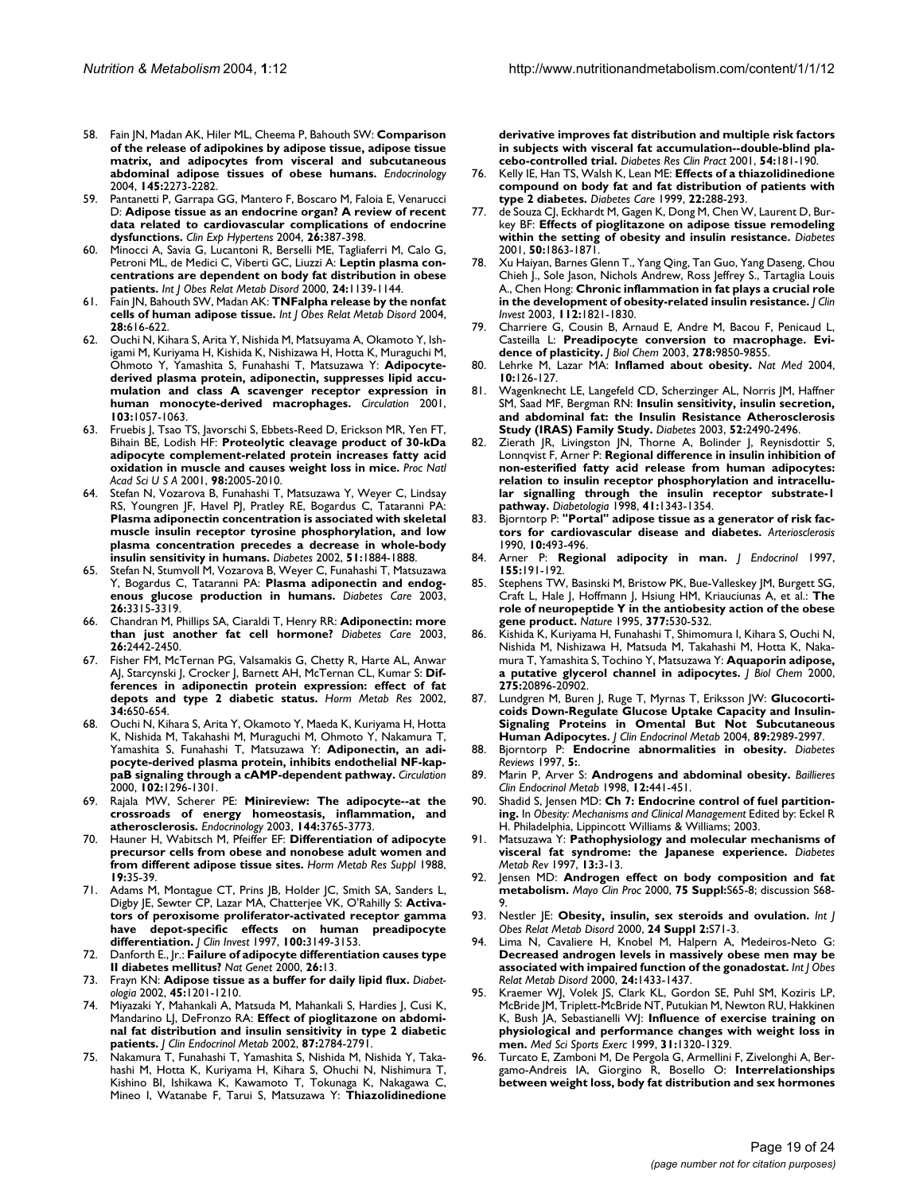58. Fain JN, Madan AK, Hiler ML, Cheema P, Bahouth SW: **Comparison of the release of adipokines by adipose tissue, adipose tissue matrix, and adipocytes from visceral and subcutaneous abdominal adipose tissues of obese humans.** *Endocrinology* 2004, **145:**2273-2282.
59. Pantanetti P, Garrapa GG, Mantero F, Boscaro M, Faloia E, Venarucci D: **Adipose tissue as an endocrine organ? A review of recent data related to cardiovascular complications of endocrine dysfunctions.** *Clin Exp Hypertens* 2004, **26:**387-398.
60. Minocci A, Savia G, Lucantoni R, Berselli ME, Tagliaferri M, Calo G, Petroni ML, de Medici C, Viberti GC, Liuzzi A: **Leptin plasma concentrations are dependent on body fat distribution in obese patients.** *Int J Obes Relat Metab Disord* 2000, **24:**1139-1144.
61. Fain JN, Bahouth SW, Madan AK: **TNFalpha release by the nonfat cells of human adipose tissue.** *Int J Obes Relat Metab Disord* 2004, **28:**616-622.
62. Ouchi N, Kihara S, Arita Y, Nishida M, Matsuyama A, Okamoto Y, Ishigami M, Kuriyama H, Kishida K, Nishizawa H, Hotta K, Muraguchi M, Ohmoto Y, Yamashita S, Funahashi T, Matsuzawa Y: **Adipocyte-derived plasma protein, adiponectin, suppresses lipid accumulation and class A scavenger receptor expression in human monocyte-derived macrophages.** *Circulation* 2001, **103:**1057-1063.
63. Fruebis J, Tsao TS, Javorschi S, Ebbets-Reed D, Erickson MR, Yen FT, Bihain BE, Lodish HF: **Proteolytic cleavage product of 30-kDa adipocyte complement-related protein increases fatty acid oxidation in muscle and causes weight loss in mice.** *Proc Natl Acad Sci U S A* 2001, **98:**2005-2010.
64. Stefan N, Vozarova B, Funahashi T, Matsuzawa Y, Weyer C, Lindsay RS, Youngren JF, Havel PJ, Pratley RE, Bogardus C, Tataranni PA: **Plasma adiponectin concentration is associated with skeletal muscle insulin receptor tyrosine phosphorylation, and low plasma concentration precedes a decrease in whole-body insulin sensitivity in humans.** *Diabetes* 2002, **51:**1884-1888.
65. Stefan N, Stumvoll M, Vozarova B, Weyer C, Funahashi T, Matsuzawa Y, Bogardus C, Tataranni PA: **Plasma adiponectin and endogenous glucose production in humans.** *Diabetes Care* 2003, **26:**3315-3319.
66. Chandran M, Phillips SA, Ciaraldi T, Henry RR: **Adiponectin: more than just another fat cell hormone?** *Diabetes Care* 2003, **26:**2442-2450.
67. Fisher FM, McTernan PG, Valsamakis G, Chetty R, Harte AL, Anwar AJ, Starcynski J, Crocker J, Barnett AH, McTernan CL, Kumar S: **Differences in adiponectin protein expression: effect of fat depots and type 2 diabetic status.** *Horm Metab Res* 2002, **34:**650-654.
68. Ouchi N, Kihara S, Arita Y, Okamoto Y, Maeda K, Kuriyama H, Hotta K, Nishida M, Takahashi M, Muraguchi M, Ohmoto Y, Nakamura T, Yamashita S, Funahashi T, Matsuzawa Y: **Adiponectin, an adipocyte-derived plasma protein, inhibits endothelial NF-kappaB signaling through a cAMP-dependent pathway.** *Circulation* 2000, **102:**1296-1301.
69. Rajala MW, Scherer PE: **Minireview: The adipocyte--at the crossroads of energy homeostasis, inflammation, and atherosclerosis.** *Endocrinology* 2003, **144:**3765-3773.
70. Hauner H, Wabitsch M, Pfeiffer EF: **Differentiation of adipocyte precursor cells from obese and nonobese adult women and from different adipose tissue sites.** *Horm Metab Res Suppl* 1988, **19:**35-39.
71. Adams M, Montague CT, Prins JB, Holder JC, Smith SA, Sanders L, Digby JE, Sewter CP, Lazar MA, Chatterjee VK, O'Rahilly S: **Activators of peroxisome proliferator-activated receptor gamma have depot-specific effects on human preadipocyte differentiation.** *J Clin Invest* 1997, **100:**3149-3153.
72. Danforth E., Jr.: **Failure of adipocyte differentiation causes type II diabetes mellitus?** *Nat Genet* 2000, **26:**13.
73. Frayn KN: **Adipose tissue as a buffer for daily lipid flux.** *Diabetologia* 2002, **45:**1201-1210.
74. Miyazaki Y, Mahankali A, Matsuda M, Mahankali S, Hardies J, Cusi K, Mandarino LJ, DeFronzo RA: **Effect of pioglitazone on abdominal fat distribution and insulin sensitivity in type 2 diabetic patients.** *J Clin Endocrinol Metab* 2002, **87:**2784-2791.
75. Nakamura T, Funahashi T, Yamashita S, Nishida M, Nishida Y, Takahashi M, Hotta K, Kuriyama H, Kihara S, Ohuchi N, Nishimura T, Kishino BI, Ishikawa K, Kawamoto T, Tokunaga K, Nakagawa C, Mineo I, Watanabe F, Tarui S, Matsuzawa Y: **Thiazolidinedione derivative improves fat distribution and multiple risk factors in subjects with visceral fat accumulation--double-blind placebo-controlled trial.** *Diabetes Res Clin Pract* 2001, **54:**181-190.
76. Kelly IE, Han TS, Walsh K, Lean ME: **Effects of a thiazolidinedione compound on body fat and fat distribution of patients with type 2 diabetes.** *Diabetes Care* 1999, **22:**288-293.
77. de Souza CJ, Eckhardt M, Gagen K, Dong M, Chen W, Laurent D, Burkey BF: **Effects of pioglitazone on adipose tissue remodeling within the setting of obesity and insulin resistance.** *Diabetes* 2001, **50:**1863-1871.
78. Xu Haiyan, Barnes Glenn T., Yang Qing, Tan Guo, Yang Daseng, Chou Chieh J., Sole Jason, Nichols Andrew, Ross Jeffrey S., Tartaglia Louis A., Chen Hong: **Chronic inflammation in fat plays a crucial role in the development of obesity-related insulin resistance.** *J Clin Invest* 2003, **112:**1821-1830.
79. Charriere G, Cousin B, Arnaud E, Andre M, Bacou F, Penicaud L, Casteilla L: **Preadipocyte conversion to macrophage. Evidence of plasticity.** *J Biol Chem* 2003, **278:**9850-9855.
80. Lehrke M, Lazar MA: **Inflamed about obesity.** *Nat Med* 2004, **10:**126-127.
81. Wagenknecht LE, Langefeld CD, Scherzinger AL, Norris JM, Haffner SM, Saad MF, Bergman RN: **Insulin sensitivity, insulin secretion, and abdominal fat: the Insulin Resistance Atherosclerosis Study (IRAS) Family Study.** *Diabetes* 2003, **52:**2490-2496.
82. Zierath JR, Livingston JN, Thorne A, Bolinder J, Reynisdottir S, Lonnqvist F, Arner P: **Regional difference in insulin inhibition of non-esterified fatty acid release from human adipocytes: relation to insulin receptor phosphorylation and intracellular signalling through the insulin receptor substrate-1 pathway.** *Diabetologia* 1998, **41:**1343-1354.
83. Bjorntorp P: **"Portal" adipose tissue as a generator of risk factors for cardiovascular disease and diabetes.** *Arteriosclerosis* 1990, **10:**493-496.
84. Arner P: **Regional adipocity in man.** *J Endocrinol* 1997, **155:**191-192.
85. Stephens TW, Basinski M, Bristow PK, Bue-Valleskey JM, Burgett SG, Craft L, Hale J, Hoffmann J, Hsiung HM, Kriauciunas A, et al.: **The role of neuropeptide Y in the antiobesity action of the obese gene product.** *Nature* 1995, **377:**530-532.
86. Kishida K, Kuriyama H, Funahashi T, Shimomura I, Kihara S, Ouchi N, Nishida M, Nishizawa H, Matsuda M, Takahashi M, Hotta K, Nakamura T, Yamashita S, Tochino Y, Matsuzawa Y: **Aquaporin adipose, a putative glycerol channel in adipocytes.** *J Biol Chem* 2000, **275:**20896-20902.
87. Lundgren M, Buren J, Ruge T, Myrnas T, Eriksson JW: **Glucocorticoids Down-Regulate Glucose Uptake Capacity and Insulin-Signaling Proteins in Omental But Not Subcutaneous Human Adipocytes.** *J Clin Endocrinol Metab* 2004, **89:**2989-2997.
88. Bjorntorp P: **Endocrine abnormalities in obesity.** *Diabetes Reviews* 1997, **5:**.
89. Marin P, Arver S: **Androgens and abdominal obesity.** *Baillieres Clin Endocrinol Metab* 1998, **12:**441-451.
90. Shadid S, Jensen MD: **Ch 7: Endocrine control of fuel partitioning.** In *Obesity: Mechanisms and Clinical Management* Edited by: Eckel R H. Philadelphia, Lippincott Williams & Williams; 2003.
91. Matsuzawa Y: **Pathophysiology and molecular mechanisms of visceral fat syndrome: the Japanese experience.** *Diabetes Metab Rev* 1997, **13:**3-13.
92. Jensen MD: **Androgen effect on body composition and fat metabolism.** *Mayo Clin Proc* 2000, **75 Suppl:**S65-8; discussion S68-9.
93. Nestler JE: **Obesity, insulin, sex steroids and ovulation.** *Int J Obes Relat Metab Disord* 2000, **24 Suppl 2:**S71-3.
94. Lima N, Cavaliere H, Knobel M, Halpern A, Medeiros-Neto G: **Decreased androgen levels in massively obese men may be associated with impaired function of the gonadostat.** *Int J Obes Relat Metab Disord* 2000, **24:**1433-1437.
95. Kraemer WJ, Volek JS, Clark KL, Gordon SE, Puhl SM, Koziris LP, McBride JM, Triplett-McBride NT, Putukian M, Newton RU, Hakkinen K, Bush JA, Sebastianelli WJ: **Influence of exercise training on physiological and performance changes with weight loss in men.** *Med Sci Sports Exerc* 1999, **31:**1320-1329.
96. Turcato E, Zamboni M, De Pergola G, Armellini F, Zivelonghi A, Bergamo-Andreis IA, Giorgino R, Bosello O: **Interrelationships between weight loss, body fat distribution and sex hormones**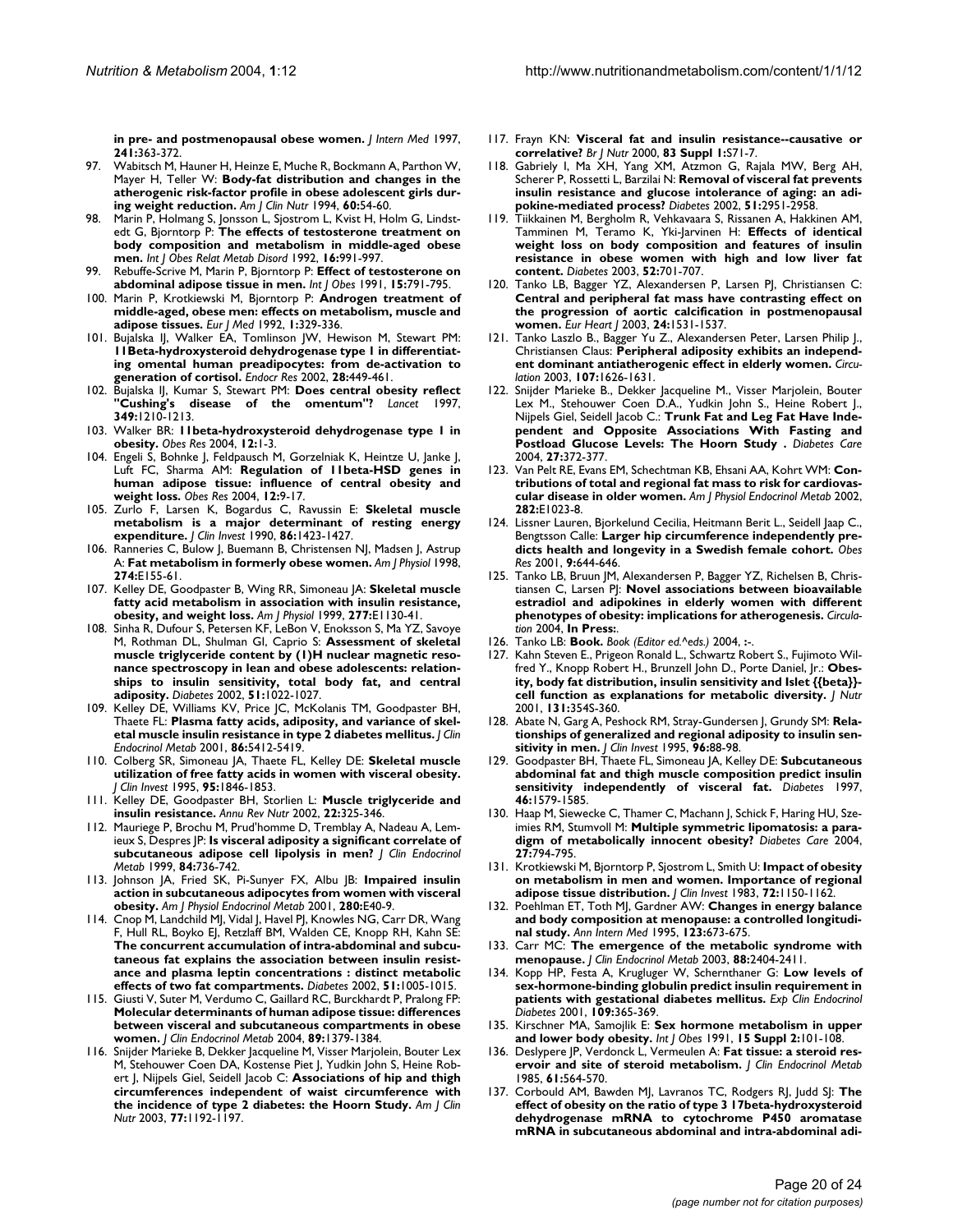in pre- and postmenopausal obese women. *J Intern Med* 1997, **241**:363-372.

97. Wabitsch M, Hauner H, Heinze E, Muche R, Bockmann A, Parthon W, Mayer H, Teller W: **Body-fat distribution and changes in the atherogenic risk-factor profile in obese adolescent girls during weight reduction.** *Am J Clin Nutr* 1994, **60**:54-60.
98. Marin P, Holmang S, Jonsson L, Sjostrom L, Kvist H, Holm G, Lindstedt G, Bjorntorp P: **The effects of testosterone treatment on body composition and metabolism in middle-aged obese men.** *Int J Obes Relat Metab Disord* 1992, **16**:991-997.
99. Rebuffe-Scrive M, Marin P, Bjorntorp P: **Effect of testosterone on abdominal adipose tissue in men.** *Int J Obes* 1991, **15**:791-795.
100. Marin P, Krotkiewski M, Bjorntorp P: **Androgen treatment of middle-aged, obese men: effects on metabolism, muscle and adipose tissues.** *Eur J Med* 1992, **1**:329-336.
101. Bujalska IJ, Walker EA, Tomlinson JW, Hewison M, Stewart PM: **11Beta-hydroxysteroid dehydrogenase type 1 in differentiating omental human preadipocytes: from de-activation to generation of cortisol.** *Endocr Res* 2002, **28**:449-461.
102. Bujalska IJ, Kumar S, Stewart PM: **Does central obesity reflect "Cushing's disease of the omentum"?** *Lancet* 1997, **349**:1210-1213.
103. Walker BR: **11beta-hydroxysteroid dehydrogenase type 1 in obesity.** *Obes Res* 2004, **12**:1-3.
104. Engeli S, Bohnke J, Feldpausch M, Gorzelniak K, Heintze U, Janke J, Luft FC, Sharma AM: **Regulation of 11beta-HSD genes in human adipose tissue: influence of central obesity and weight loss.** *Obes Res* 2004, **12**:9-17.
105. Zurlo F, Larsen K, Bogardus C, Ravussin E: **Skeletal muscle metabolism is a major determinant of resting energy expenditure.** *J Clin Invest* 1990, **86**:1423-1427.
106. Ranneries C, Bulow J, Buemann B, Christensen NJ, Madsen J, Astrup A: **Fat metabolism in formerly obese women.** *Am J Physiol* 1998, **274**:E155-61.
107. Kelley DE, Goodpaster B, Wing RR, Simoneau JA: **Skeletal muscle fatty acid metabolism in association with insulin resistance, obesity, and weight loss.** *Am J Physiol* 1999, **277**:E1130-41.
108. Sinha R, Dufour S, Petersen KF, LeBon V, Enoksson S, Ma YZ, Savoye M, Rothman DL, Shulman GI, Caprio S: **Assessment of skeletal muscle triglyceride content by (1)H nuclear magnetic resonance spectroscopy in lean and obese adolescents: relationships to insulin sensitivity, total body fat, and central adiposity.** *Diabetes* 2002, **51**:1022-1027.
109. Kelley DE, Williams KV, Price JC, McKolanis TM, Goodpaster BH, Thaete FL: **Plasma fatty acids, adiposity, and variance of skeletal muscle insulin resistance in type 2 diabetes mellitus.** *J Clin Endocrinol Metab* 2001, **86**:5412-5419.
110. Colberg SR, Simoneau JA, Thaete FL, Kelley DE: **Skeletal muscle utilization of free fatty acids in women with visceral obesity.** *J Clin Invest* 1995, **95**:1846-1853.
111. Kelley DE, Goodpaster BH, Storlien L: **Muscle triglyceride and insulin resistance.** *Annu Rev Nutr* 2002, **22**:325-346.
112. Mauriege P, Brochu M, Prud'homme D, Tremblay A, Nadeau A, Lemieux S, Despres JP: **Is visceral adiposity a significant correlate of subcutaneous adipose cell lipolysis in men?** *J Clin Endocrinol Metab* 1999, **84**:736-742.
113. Johnson JA, Fried SK, Pi-Sunyer FX, Albu JB: **Impaired insulin action in subcutaneous adipocytes from women with visceral obesity.** *Am J Physiol Endocrinol Metab* 2001, **280**:E40-9.
114. Cnop M, Landchild MJ, Vidal J, Havel PJ, Knowles NG, Carr DR, Wang F, Hull RL, Boyko EJ, Retzlaff BM, Walden CE, Knopp RH, Kahn SE: **The concurrent accumulation of intra-abdominal and subcutaneous fat explains the association between insulin resistance and plasma leptin concentrations : distinct metabolic effects of two fat compartments.** *Diabetes* 2002, **51**:1005-1015.
115. Giusti V, Suter M, Verdumo C, Gaillard RC, Burckhardt P, Pralong FP: **Molecular determinants of human adipose tissue: differences between visceral and subcutaneous compartments in obese women.** *J Clin Endocrinol Metab* 2004, **89**:1379-1384.
116. Snijder Marieke B, Dekker Jacqueline M, Visser Marjolein, Bouter Lex M, Stehouwer Coen DA, Kostense Piet J, Yudkin John S, Heine Robert J, Nijpels Giel, Seidell Jacob C: **Associations of hip and thigh circumferences independent of waist circumference with the incidence of type 2 diabetes: the Hoorn Study.** *Am J Clin Nutr* 2003, **77**:1192-1197.
117. Frayn KN: **Visceral fat and insulin resistance--causative or correlative?** *Br J Nutr* 2000, **83 Suppl 1**:S71-7.
118. Gabriely I, Ma XH, Yang XM, Atzmon G, Rajala MW, Berg AH, Scherer P, Rossetti L, Barzilai N: **Removal of visceral fat prevents insulin resistance and glucose intolerance of aging: an adipokine-mediated process?** *Diabetes* 2002, **51**:2951-2958.
119. Tiikkainen M, Bergholm R, Vehkavaara S, Rissanen A, Hakkinen AM, Tamminen M, Teramo K, Yki-Jarvinen H: **Effects of identical weight loss on body composition and features of insulin resistance in obese women with high and low liver fat content.** *Diabetes* 2003, **52**:701-707.
120. Tanko LB, Bagger YZ, Alexandersen P, Larsen PJ, Christiansen C: **Central and peripheral fat mass have contrasting effect on the progression of aortic calcification in postmenopausal women.** *Eur Heart J* 2003, **24**:1531-1537.
121. Tanko Laszlo B., Bagger Yu Z., Alexandersen Peter, Larsen Philip J., Christiansen Claus: **Peripheral adiposity exhibits an independent dominant antiatherogenic effect in elderly women.** *Circulation* 2003, **107**:1626-1631.
122. Snijder Marieke B., Dekker Jacqueline M., Visser Marjolein, Bouter Lex M., Stehouwer Coen D.A., Yudkin John S., Heine Robert J., Nijpels Giel, Seidell Jacob C.: **Trunk Fat and Leg Fat Have Independent and Opposite Associations With Fasting and Postload Glucose Levels: The Hoorn Study .** *Diabetes Care* 2004, **27**:372-377.
123. Van Pelt RE, Evans EM, Schechtman KB, Ehsani AA, Kohrt WM: **Contributions of total and regional fat mass to risk for cardiovascular disease in older women.** *Am J Physiol Endocrinol Metab* 2002, **282**:E1023-8.
124. Lissner Lauren, Bjorkelund Cecilia, Heitmann Berit L., Seidell Jaap C., Bengtsson Calle: **Larger hip circumference independently predicts health and longevity in a Swedish female cohort.** *Obes Res* 2001, **9**:644-646.
125. Tanko LB, Bruun JM, Alexandersen P, Bagger YZ, Richelsen B, Christiansen C, Larsen PJ: **Novel associations between bioavailable estradiol and adipokines in elderly women with different phenotypes of obesity: implications for atherogenesis.** *Circulation* 2004, **In Press**:.
126. Tanko LB: **Book.** *Book (Editor ed.^eds.)* 2004, :-.
127. Kahn Steven E., Prigeon Ronald L., Schwartz Robert S., Fujimoto Wilfred Y., Knopp Robert H., Brunzell John D., Porte Daniel, Jr.: **Obesity, body fat distribution, insulin sensitivity and Islet {{beta}}-cell function as explanations for metabolic diversity.** *J Nutr* 2001, **131**:354S-360.
128. Abate N, Garg A, Peshock RM, Stray-Gundersen J, Grundy SM: **Relationships of generalized and regional adiposity to insulin sensitivity in men.** *J Clin Invest* 1995, **96**:88-98.
129. Goodpaster BH, Thaete FL, Simoneau JA, Kelley DE: **Subcutaneous abdominal fat and thigh muscle composition predict insulin sensitivity independently of visceral fat.** *Diabetes* 1997, **46**:1579-1585.
130. Haap M, Siewecke C, Thamer C, Machann J, Schick F, Haring HU, Szeimies RM, Stumvoll M: **Multiple symmetric lipomatosis: a paradigm of metabolically innocent obesity?** *Diabetes Care* 2004, **27**:794-795.
131. Krotkiewski M, Bjorntorp P, Sjostrom L, Smith U: **Impact of obesity on metabolism in men and women. Importance of regional adipose tissue distribution.** *J Clin Invest* 1983, **72**:1150-1162.
132. Poehlman ET, Toth MJ, Gardner AW: **Changes in energy balance and body composition at menopause: a controlled longitudinal study.** *Ann Intern Med* 1995, **123**:673-675.
133. Carr MC: **The emergence of the metabolic syndrome with menopause.** *J Clin Endocrinol Metab* 2003, **88**:2404-2411.
134. Kopp HP, Festa A, Krugluger W, Schernthaner G: **Low levels of sex-hormone-binding globulin predict insulin requirement in patients with gestational diabetes mellitus.** *Exp Clin Endocrinol Diabetes* 2001, **109**:365-369.
135. Kirschner MA, Samojlik E: **Sex hormone metabolism in upper and lower body obesity.** *Int J Obes* 1991, **15 Suppl 2**:101-108.
136. Deslypere JP, Verdonck L, Vermeulen A: **Fat tissue: a steroid reservoir and site of steroid metabolism.** *J Clin Endocrinol Metab* 1985, **61**:564-570.
137. Corbould AM, Bawden MJ, Lavranos TC, Rodgers RJ, Judd SJ: **The effect of obesity on the ratio of type 3 17beta-hydroxysteroid dehydrogenase mRNA to cytochrome P450 aromatase mRNA in subcutaneous abdominal and intra-abdominal adi-**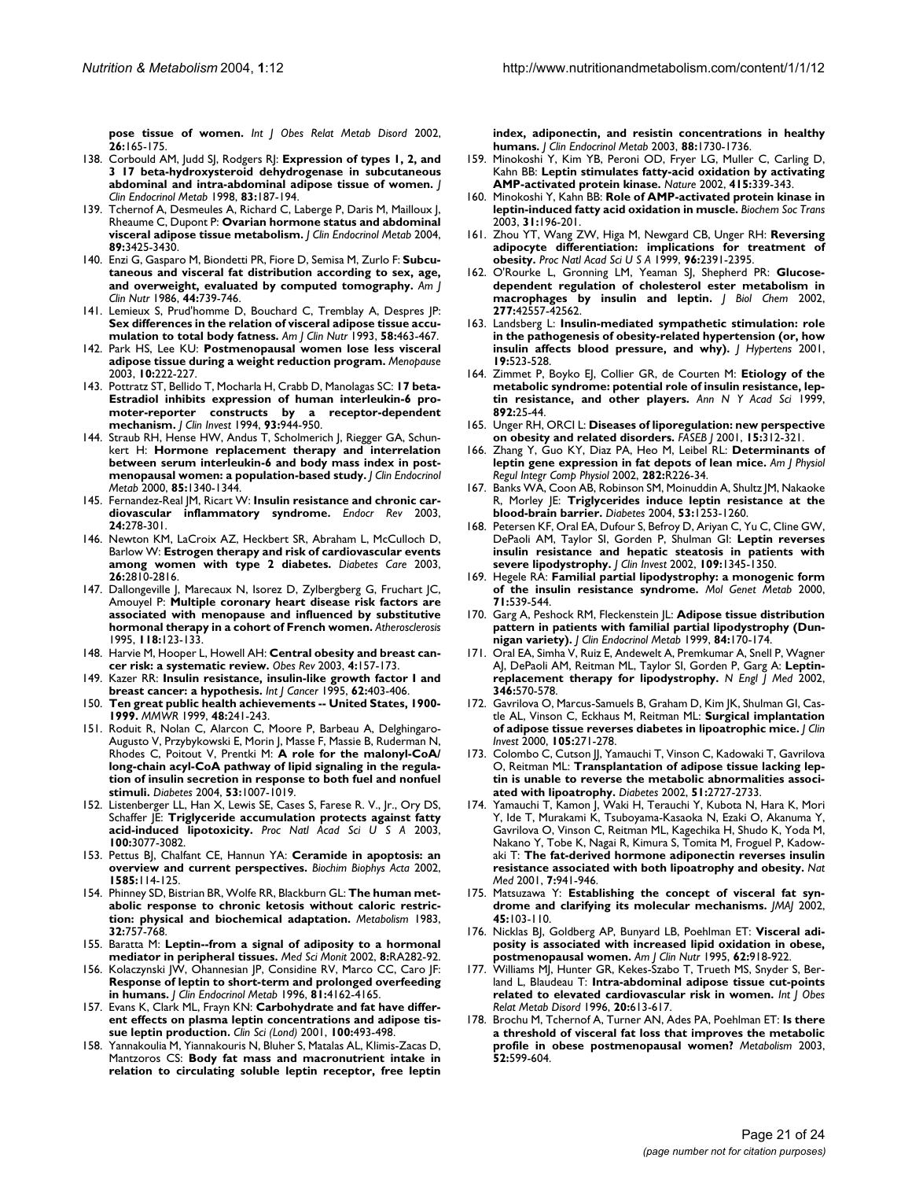**pose tissue of women.** *Int J Obes Relat Metab Disord* 2002, **26:**165-175.

138. Corbould AM, Judd SJ, Rodgers RJ: **Expression of types 1, 2, and 3 17 beta-hydroxysteroid dehydrogenase in subcutaneous abdominal and intra-abdominal adipose tissue of women.** *J Clin Endocrinol Metab* 1998, **83:**187-194.
139. Tchernof A, Desmeules A, Richard C, Laberge P, Daris M, Mailloux J, Rheaume C, Dupont P: **Ovarian hormone status and abdominal visceral adipose tissue metabolism.** *J Clin Endocrinol Metab* 2004, **89:**3425-3430.
140. Enzi G, Gasparo M, Biondetti PR, Fiore D, Semisa M, Zurlo F: **Subcutaneous and visceral fat distribution according to sex, age, and overweight, evaluated by computed tomography.** *Am J Clin Nutr* 1986, **44:**739-746.
141. Lemieux S, Prud'homme D, Bouchard C, Tremblay A, Despres JP: **Sex differences in the relation of visceral adipose tissue accumulation to total body fatness.** *Am J Clin Nutr* 1993, **58:**463-467.
142. Park HS, Lee KU: **Postmenopausal women lose less visceral adipose tissue during a weight reduction program.** *Menopause* 2003, **10:**222-227.
143. Pottratz ST, Bellido T, Mocharla H, Crabb D, Manolagas SC: **17 beta-Estradiol inhibits expression of human interleukin-6 promoter-reporter constructs by a receptor-dependent mechanism.** *J Clin Invest* 1994, **93:**944-950.
144. Straub RH, Hense HW, Andus T, Scholmerich J, Riegger GA, Schunkert H: **Hormone replacement therapy and interrelation between serum interleukin-6 and body mass index in postmenopausal women: a population-based study.** *J Clin Endocrinol Metab* 2000, **85:**1340-1344.
145. Fernandez-Real JM, Ricart W: **Insulin resistance and chronic cardiovascular inflammatory syndrome.** *Endocr Rev* 2003, **24:**278-301.
146. Newton KM, LaCroix AZ, Heckbert SR, Abraham L, McCulloch D, Barlow W: **Estrogen therapy and risk of cardiovascular events among women with type 2 diabetes.** *Diabetes Care* 2003, **26:**2810-2816.
147. Dallongeville J, Marecaux N, Isorez D, Zylbergberg G, Fruchart JC, Amouyel P: **Multiple coronary heart disease risk factors are associated with menopause and influenced by substitutive hormonal therapy in a cohort of French women.** *Atherosclerosis* 1995, **118:**123-133.
148. Harvie M, Hooper L, Howell AH: **Central obesity and breast cancer risk: a systematic review.** *Obes Rev* 2003, **4:**157-173.
149. Kazer RR: **Insulin resistance, insulin-like growth factor I and breast cancer: a hypothesis.** *Int J Cancer* 1995, **62:**403-406.
150. **Ten great public health achievements -- United States, 1900-1999.** *MMWR* 1999, **48:**241-243.
151. Roduit R, Nolan C, Alarcon C, Moore P, Barbeau A, Delghingaro-Augusto V, Przybykowski E, Morin J, Masse F, Massie B, Ruderman N, Rhodes C, Poitout V, Prentki M: **A role for the malonyl-CoA/long-chain acyl-CoA pathway of lipid signaling in the regulation of insulin secretion in response to both fuel and nonfuel stimuli.** *Diabetes* 2004, **53:**1007-1019.
152. Listenberger LL, Han X, Lewis SE, Cases S, Farese R. V., Jr., Ory DS, Schaffer JE: **Triglyceride accumulation protects against fatty acid-induced lipotoxicity.** *Proc Natl Acad Sci U S A* 2003, **100:**3077-3082.
153. Pettus BJ, Chalfant CE, Hannun YA: **Ceramide in apoptosis: an overview and current perspectives.** *Biochim Biophys Acta* 2002, **1585:**114-125.
154. Phinney SD, Bistrian BR, Wolfe RR, Blackburn GL: **The human metabolic response to chronic ketosis without caloric restriction: physical and biochemical adaptation.** *Metabolism* 1983, **32:**757-768.
155. Baratta M: **Leptin--from a signal of adiposity to a hormonal mediator in peripheral tissues.** *Med Sci Monit* 2002, **8:**RA282-92.
156. Kolaczynski JW, Ohannesian JP, Considine RV, Marco CC, Caro JF: **Response of leptin to short-term and prolonged overfeeding in humans.** *J Clin Endocrinol Metab* 1996, **81:**4162-4165.
157. Evans K, Clark ML, Frayn KN: **Carbohydrate and fat have different effects on plasma leptin concentrations and adipose tissue leptin production.** *Clin Sci (Lond)* 2001, **100:**493-498.
158. Yannakoulia M, Yiannakouris N, Bluher S, Matalas AL, Klimis-Zacas D, Mantzoros CS: **Body fat mass and macronutrient intake in relation to circulating soluble leptin receptor, free leptin index, adiponectin, and resistin concentrations in healthy humans.** *J Clin Endocrinol Metab* 2003, **88:**1730-1736.
159. Minokoshi Y, Kim YB, Peroni OD, Fryer LG, Muller C, Carling D, Kahn BB: **Leptin stimulates fatty-acid oxidation by activating AMP-activated protein kinase.** *Nature* 2002, **415:**339-343.
160. Minokoshi Y, Kahn BB: **Role of AMP-activated protein kinase in leptin-induced fatty acid oxidation in muscle.** *Biochem Soc Trans* 2003, **31:**196-201.
161. Zhou YT, Wang ZW, Higa M, Newgard CB, Unger RH: **Reversing adipocyte differentiation: implications for treatment of obesity.** *Proc Natl Acad Sci U S A* 1999, **96:**2391-2395.
162. O'Rourke L, Gronning LM, Yeaman SJ, Shepherd PR: **Glucose-dependent regulation of cholesterol ester metabolism in macrophages by insulin and leptin.** *J Biol Chem* 2002, **277:**42557-42562.
163. Landsberg L: **Insulin-mediated sympathetic stimulation: role in the pathogenesis of obesity-related hypertension (or, how insulin affects blood pressure, and why).** *J Hypertens* 2001, **19:**523-528.
164. Zimmet P, Boyko EJ, Collier GR, de Courten M: **Etiology of the metabolic syndrome: potential role of insulin resistance, leptin resistance, and other players.** *Ann N Y Acad Sci* 1999, **892:**25-44.
165. Unger RH, ORCI L: **Diseases of liporegulation: new perspective on obesity and related disorders.** *FASEB J* 2001, **15:**312-321.
166. Zhang Y, Guo KY, Diaz PA, Heo M, Leibel RL: **Determinants of leptin gene expression in fat depots of lean mice.** *Am J Physiol Regul Integr Comp Physiol* 2002, **282:**R226-34.
167. Banks WA, Coon AB, Robinson SM, Moinuddin A, Shultz JM, Nakaoke R, Morley JE: **Triglycerides induce leptin resistance at the blood-brain barrier.** *Diabetes* 2004, **53:**1253-1260.
168. Petersen KF, Oral EA, Dufour S, Befroy D, Ariyan C, Yu C, Cline GW, DePaoli AM, Taylor SI, Gorden P, Shulman GI: **Leptin reverses insulin resistance and hepatic steatosis in patients with severe lipodystrophy.** *J Clin Invest* 2002, **109:**1345-1350.
169. Hegele RA: **Familial partial lipodystrophy: a monogenic form of the insulin resistance syndrome.** *Mol Genet Metab* 2000, **71:**539-544.
170. Garg A, Peshock RM, Fleckenstein JL: **Adipose tissue distribution pattern in patients with familial partial lipodystrophy (Dunnigan variety).** *J Clin Endocrinol Metab* 1999, **84:**170-174.
171. Oral EA, Simha V, Ruiz E, Andewelt A, Premkumar A, Snell P, Wagner AJ, DePaoli AM, Reitman ML, Taylor SI, Gorden P, Garg A: **Leptin-replacement therapy for lipodystrophy.** *N Engl J Med* 2002, **346:**570-578.
172. Gavrilova O, Marcus-Samuels B, Graham D, Kim JK, Shulman GI, Castle AL, Vinson C, Eckhaus M, Reitman ML: **Surgical implantation of adipose tissue reverses diabetes in lipoatrophic mice.** *J Clin Invest* 2000, **105:**271-278.
173. Colombo C, Cutson JJ, Yamauchi T, Vinson C, Kadowaki T, Gavrilova O, Reitman ML: **Transplantation of adipose tissue lacking leptin is unable to reverse the metabolic abnormalities associated with lipoatrophy.** *Diabetes* 2002, **51:**2727-2733.
174. Yamauchi T, Kamon J, Waki H, Terauchi Y, Kubota N, Hara K, Mori Y, Ide T, Murakami K, Tsuboyama-Kasaoka N, Ezaki O, Akanuma Y, Gavrilova O, Vinson C, Reitman ML, Kagechika H, Shudo K, Yoda M, Nakano Y, Tobe K, Nagai R, Kimura S, Tomita M, Froguel P, Kadowaki T: **The fat-derived hormone adiponectin reverses insulin resistance associated with both lipoatrophy and obesity.** *Nat Med* 2001, **7:**941-946.
175. Matsuzawa Y: **Establishing the concept of visceral fat syndrome and clarifying its molecular mechanisms.** *JMAJ* 2002, **45:**103-110.
176. Nicklas BJ, Goldberg AP, Bunyard LB, Poehlman ET: **Visceral adiposity is associated with increased lipid oxidation in obese, postmenopausal women.** *Am J Clin Nutr* 1995, **62:**918-922.
177. Williams MJ, Hunter GR, Kekes-Szabo T, Trueth MS, Snyder S, Berland L, Blaudeau T: **Intra-abdominal adipose tissue cut-points related to elevated cardiovascular risk in women.** *Int J Obes Relat Metab Disord* 1996, **20:**613-617.
178. Brochu M, Tchernof A, Turner AN, Ades PA, Poehlman ET: **Is there a threshold of visceral fat loss that improves the metabolic profile in obese postmenopausal women?** *Metabolism* 2003, **52:**599-604.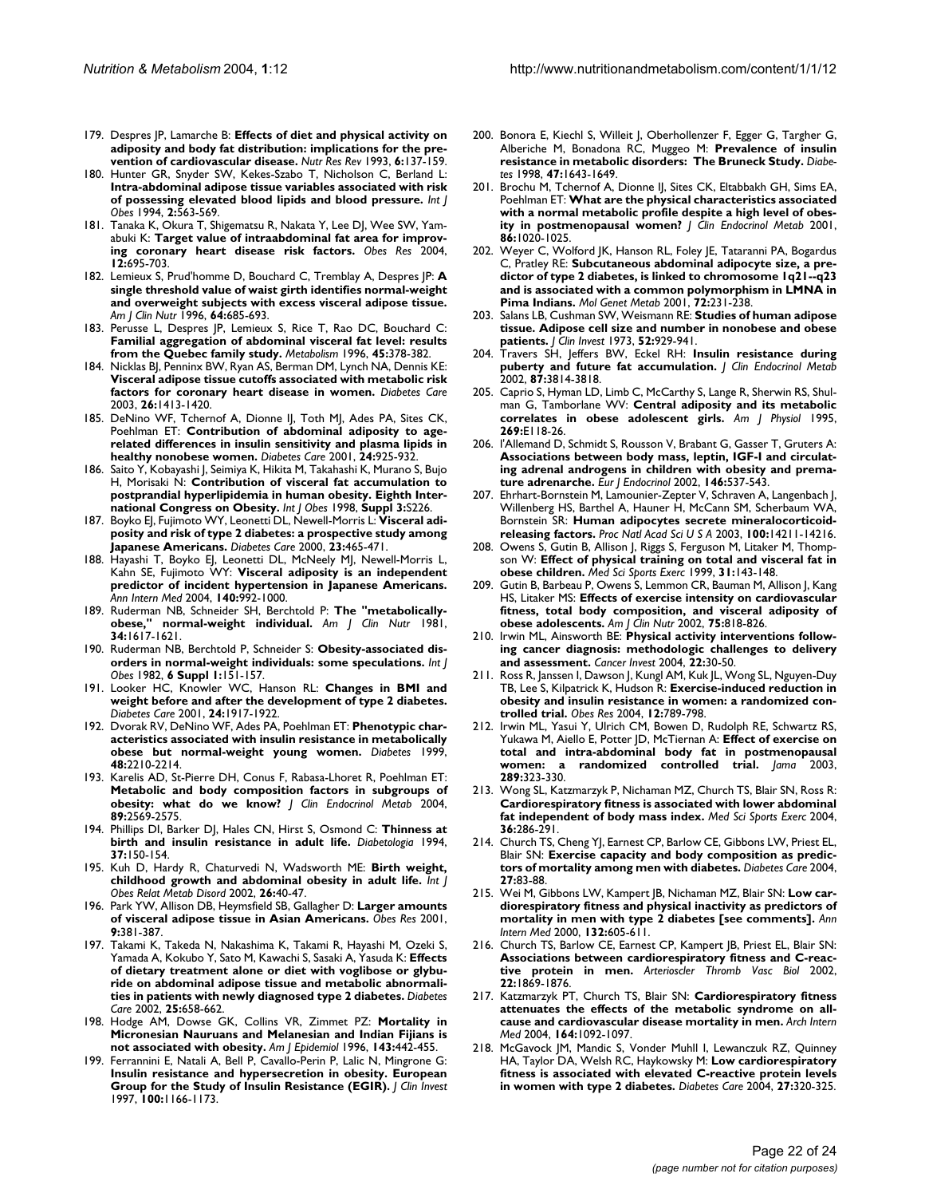179. Despres JP, Lamarche B: **Effects of diet and physical activity on adiposity and body fat distribution: implications for the prevention of cardiovascular disease.** *Nutr Res Rev* 1993, **6:**137-159.
180. Hunter GR, Snyder SW, Kekes-Szabo T, Nicholson C, Berland L: **Intra-abdominal adipose tissue variables associated with risk of possessing elevated blood lipids and blood pressure.** *Int J Obes* 1994, **2:**563-569.
181. Tanaka K, Okura T, Shigematsu R, Nakata Y, Lee DJ, Wee SW, Yamabuki K: **Target value of intraabdominal fat area for improving coronary heart disease risk factors.** *Obes Res* 2004, **12:**695-703.
182. Lemieux S, Prud'homme D, Bouchard C, Tremblay A, Despres JP: **A single threshold value of waist girth identifies normal-weight and overweight subjects with excess visceral adipose tissue.** *Am J Clin Nutr* 1996, **64:**685-693.
183. Perusse L, Despres JP, Lemieux S, Rice T, Rao DC, Bouchard C: **Familial aggregation of abdominal visceral fat level: results from the Quebec family study.** *Metabolism* 1996, **45:**378-382.
184. Nicklas BJ, Penninx BW, Ryan AS, Berman DM, Lynch NA, Dennis KE: **Visceral adipose tissue cutoffs associated with metabolic risk factors for coronary heart disease in women.** *Diabetes Care* 2003, **26:**1413-1420.
185. DeNino WF, Tchernof A, Dionne IJ, Toth MJ, Ades PA, Sites CK, Poehlman ET: **Contribution of abdominal adiposity to age-related differences in insulin sensitivity and plasma lipids in healthy nonobese women.** *Diabetes Care* 2001, **24:**925-932.
186. Saito Y, Kobayashi J, Seimiya K, Hikita M, Takahashi K, Murano S, Bujo H, Morisaki N: **Contribution of visceral fat accumulation to postprandial hyperlipidemia in human obesity. Eighth International Congress on Obesity.** *Int J Obes* 1998, **Suppl 3:**S226.
187. Boyko EJ, Fujimoto WY, Leonetti DL, Newell-Morris L: **Visceral adiposity and risk of type 2 diabetes: a prospective study among Japanese Americans.** *Diabetes Care* 2000, **23:**465-471.
188. Hayashi T, Boyko EJ, Leonetti DL, McNeely MJ, Newell-Morris L, Kahn SE, Fujimoto WY: **Visceral adiposity is an independent predictor of incident hypertension in Japanese Americans.** *Ann Intern Med* 2004, **140:**992-1000.
189. Ruderman NB, Schneider SH, Berchtold P: **The "metabolically-obese," normal-weight individual.** *Am J Clin Nutr* 1981, **34:**1617-1621.
190. Ruderman NB, Berchtold P, Schneider S: **Obesity-associated disorders in normal-weight individuals: some speculations.** *Int J Obes* 1982, **6 Suppl 1:**151-157.
191. Looker HC, Knowler WC, Hanson RL: **Changes in BMI and weight before and after the development of type 2 diabetes.** *Diabetes Care* 2001, **24:**1917-1922.
192. Dvorak RV, DeNino WF, Ades PA, Poehlman ET: **Phenotypic characteristics associated with insulin resistance in metabolically obese but normal-weight young women.** *Diabetes* 1999, **48:**2210-2214.
193. Karelis AD, St-Pierre DH, Conus F, Rabasa-Lhoret R, Poehlman ET: **Metabolic and body composition factors in subgroups of obesity: what do we know?** *J Clin Endocrinol Metab* 2004, **89:**2569-2575.
194. Phillips DI, Barker DJ, Hales CN, Hirst S, Osmond C: **Thinness at birth and insulin resistance in adult life.** *Diabetologia* 1994, **37:**150-154.
195. Kuh D, Hardy R, Chaturvedi N, Wadsworth ME: **Birth weight, childhood growth and abdominal obesity in adult life.** *Int J Obes Relat Metab Disord* 2002, **26:**40-47.
196. Park YW, Allison DB, Heymsfield SB, Gallagher D: **Larger amounts of visceral adipose tissue in Asian Americans.** *Obes Res* 2001, **9:**381-387.
197. Takami K, Takeda N, Nakashima K, Takami R, Hayashi M, Ozeki S, Yamada A, Kokubo Y, Sato M, Kawachi S, Sasaki A, Yasuda K: **Effects of dietary treatment alone or diet with voglibose or glyburide on abdominal adipose tissue and metabolic abnormalities in patients with newly diagnosed type 2 diabetes.** *Diabetes Care* 2002, **25:**658-662.
198. Hodge AM, Dowse GK, Collins VR, Zimmet PZ: **Mortality in Micronesian Nauruans and Melanesian and Indian Fijians is not associated with obesity.** *Am J Epidemiol* 1996, **143:**442-455.
199. Ferrannini E, Natali A, Bell P, Cavallo-Perin P, Lalic N, Mingrone G: **Insulin resistance and hypersecretion in obesity. European Group for the Study of Insulin Resistance (EGIR).** *J Clin Invest* 1997, **100:**1166-1173.
200. Bonora E, Kiechl S, Willeit J, Oberhollenzer F, Egger G, Targher G, Alberiche M, Bonadona RC, Muggeo M: **Prevalence of insulin resistance in metabolic disorders: The Bruneck Study.** *Diabetes* 1998, **47:**1643-1649.
201. Brochu M, Tchernof A, Dionne IJ, Sites CK, Eltabbakh GH, Sims EA, Poehlman ET: **What are the physical characteristics associated with a normal metabolic profile despite a high level of obesity in postmenopausal women?** *J Clin Endocrinol Metab* 2001, **86:**1020-1025.
202. Weyer C, Wolford JK, Hanson RL, Foley JE, Tataranni PA, Bogardus C, Pratley RE: **Subcutaneous abdominal adipocyte size, a predictor of type 2 diabetes, is linked to chromosome 1q21--q23 and is associated with a common polymorphism in LMNA in Pima Indians.** *Mol Genet Metab* 2001, **72:**231-238.
203. Salans LB, Cushman SW, Weismann RE: **Studies of human adipose tissue. Adipose cell size and number in nonobese and obese patients.** *J Clin Invest* 1973, **52:**929-941.
204. Travers SH, Jeffers BW, Eckel RH: **Insulin resistance during puberty and future fat accumulation.** *J Clin Endocrinol Metab* 2002, **87:**3814-3818.
205. Caprio S, Hyman LD, Limb C, McCarthy S, Lange R, Sherwin RS, Shulman G, Tamborlane WV: **Central adiposity and its metabolic correlates in obese adolescent girls.** *Am J Physiol* 1995, **269:**E118-26.
206. l'Allemand D, Schmidt S, Rousson V, Brabant G, Gasser T, Gruters A: **Associations between body mass, leptin, IGF-I and circulating adrenal androgens in children with obesity and premature adrenarche.** *Eur J Endocrinol* 2002, **146:**537-543.
207. Ehrhart-Bornstein M, Lamounier-Zepter V, Schraven A, Langenbach J, Willenberg HS, Barthel A, Hauner H, McCann SM, Scherbaum WA, Bornstein SR: **Human adipocytes secrete mineralocorticoid-releasing factors.** *Proc Natl Acad Sci U S A* 2003, **100:**14211-14216.
208. Owens S, Gutin B, Allison J, Riggs S, Ferguson M, Litaker M, Thompson W: **Effect of physical training on total and visceral fat in obese children.** *Med Sci Sports Exerc* 1999, **31:**143-148.
209. Gutin B, Barbeau P, Owens S, Lemmon CR, Bauman M, Allison J, Kang HS, Litaker MS: **Effects of exercise intensity on cardiovascular fitness, total body composition, and visceral adiposity of obese adolescents.** *Am J Clin Nutr* 2002, **75:**818-826.
210. Irwin ML, Ainsworth BE: **Physical activity interventions following cancer diagnosis: methodologic challenges to delivery and assessment.** *Cancer Invest* 2004, **22:**30-50.
211. Ross R, Janssen I, Dawson J, Kungl AM, Kuk JL, Wong SL, Nguyen-Duy TB, Lee S, Kilpatrick K, Hudson R: **Exercise-induced reduction in obesity and insulin resistance in women: a randomized controlled trial.** *Obes Res* 2004, **12:**789-798.
212. Irwin ML, Yasui Y, Ulrich CM, Bowen D, Rudolph RE, Schwartz RS, Yukawa M, Aiello E, Potter JD, McTiernan A: **Effect of exercise on total and intra-abdominal body fat in postmenopausal women: a randomized controlled trial.** *Jama* 2003, **289:**323-330.
213. Wong SL, Katzmarzyk P, Nichaman MZ, Church TS, Blair SN, Ross R: **Cardiorespiratory fitness is associated with lower abdominal fat independent of body mass index.** *Med Sci Sports Exerc* 2004, **36:**286-291.
214. Church TS, Cheng YJ, Earnest CP, Barlow CE, Gibbons LW, Priest EL, Blair SN: **Exercise capacity and body composition as predictors of mortality among men with diabetes.** *Diabetes Care* 2004, **27:**83-88.
215. Wei M, Gibbons LW, Kampert JB, Nichaman MZ, Blair SN: **Low cardiorespiratory fitness and physical inactivity as predictors of mortality in men with type 2 diabetes [see comments].** *Ann Intern Med* 2000, **132:**605-611.
216. Church TS, Barlow CE, Earnest CP, Kampert JB, Priest EL, Blair SN: **Associations between cardiorespiratory fitness and C-reactive protein in men.** *Arterioscler Thromb Vasc Biol* 2002, **22:**1869-1876.
217. Katzmarzyk PT, Church TS, Blair SN: **Cardiorespiratory fitness attenuates the effects of the metabolic syndrome on all-cause and cardiovascular disease mortality in men.** *Arch Intern Med* 2004, **164:**1092-1097.
218. McGavock JM, Mandic S, Vonder Muhll I, Lewanczuk RZ, Quinney HA, Taylor DA, Welsh RC, Haykowsky M: **Low cardiorespiratory fitness is associated with elevated C-reactive protein levels in women with type 2 diabetes.** *Diabetes Care* 2004, **27:**320-325.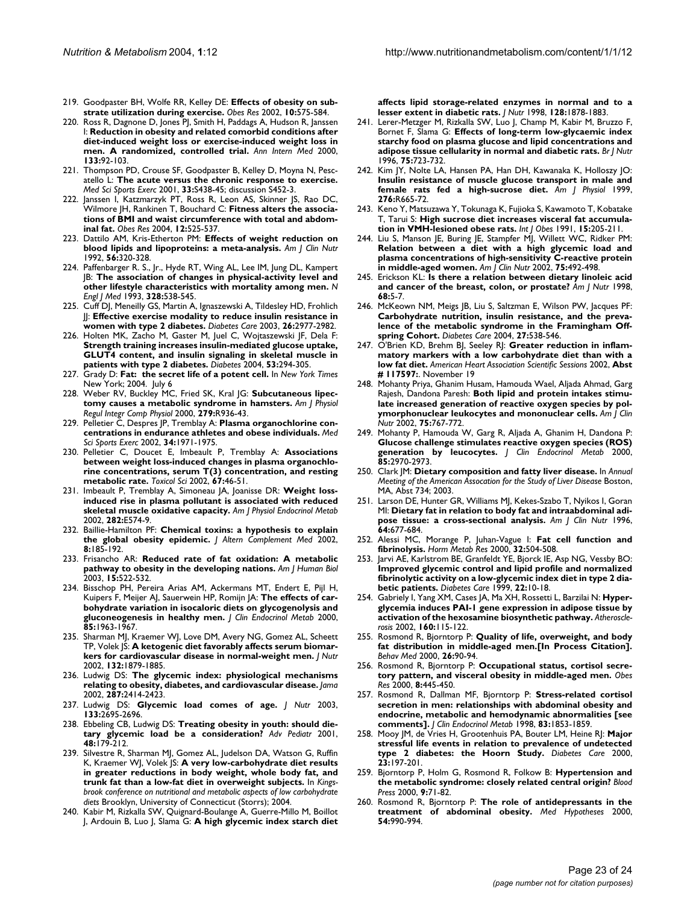219. Goodpaster BH, Wolfe RR, Kelley DE: **Effects of obesity on substrate utilization during exercise.** *Obes Res* 2002, **10:**575-584.
220. Ross R, Dagnone D, Jones PJ, Smith H, Paddags A, Hudson R, Janssen I: **Reduction in obesity and related comorbid conditions after diet-induced weight loss or exercise-induced weight loss in men. A randomized, controlled trial.** *Ann Intern Med* 2000, **133:**92-103.
221. Thompson PD, Crouse SF, Goodpaster B, Kelley D, Moyna N, Pescatello L: **The acute versus the chronic response to exercise.** *Med Sci Sports Exerc* 2001, **33:**S438-45; discussion S452-3.
222. Janssen I, Katzmarzyk PT, Ross R, Leon AS, Skinner JS, Rao DC, Wilmore JH, Rankinen T, Bouchard C: **Fitness alters the associations of BMI and waist circumference with total and abdominal fat.** *Obes Res* 2004, **12:**525-537.
223. Dattilo AM, Kris-Etherton PM: **Effects of weight reduction on blood lipids and lipoproteins: a meta-analysis.** *Am J Clin Nutr* 1992, **56:**320-328.
224. Paffenbarger R. S., Jr., Hyde RT, Wing AL, Lee IM, Jung DL, Kampert JB: **The association of changes in physical-activity level and other lifestyle characteristics with mortality among men.** *N Engl J Med* 1993, **328:**538-545.
225. Cuff DJ, Meneilly GS, Martin A, Ignaszewski A, Tildesley HD, Frohlich JJ: **Effective exercise modality to reduce insulin resistance in women with type 2 diabetes.** *Diabetes Care* 2003, **26:**2977-2982.
226. Holten MK, Zacho M, Gaster M, Juel C, Wojtaszewski JF, Dela F: **Strength training increases insulin-mediated glucose uptake, GLUT4 content, and insulin signaling in skeletal muscle in patients with type 2 diabetes.** *Diabetes* 2004, **53:**294-305.
227. Grady D: **Fat: the secret life of a potent cell.** In *New York Times* New York; 2004. July 6
228. Weber RV, Buckley MC, Fried SK, Kral JG: **Subcutaneous lipectomy causes a metabolic syndrome in hamsters.** *Am J Physiol Regul Integr Comp Physiol* 2000, **279:**R936-43.
229. Pelletier C, Despres JP, Tremblay A: **Plasma organochlorine concentrations in endurance athletes and obese individuals.** *Med Sci Sports Exerc* 2002, **34:**1971-1975.
230. Pelletier C, Doucet E, Imbeault P, Tremblay A: **Associations between weight loss-induced changes in plasma organochlorine concentrations, serum T(3) concentration, and resting metabolic rate.** *Toxicol Sci* 2002, **67:**46-51.
231. Imbeault P, Tremblay A, Simoneau JA, Joanisse DR: **Weight loss-induced rise in plasma pollutant is associated with reduced skeletal muscle oxidative capacity.** *Am J Physiol Endocrinol Metab* 2002, **282:**E574-9.
232. Baillie-Hamilton PF: **Chemical toxins: a hypothesis to explain the global obesity epidemic.** *J Altern Complement Med* 2002, **8:**185-192.
233. Frisancho AR: **Reduced rate of fat oxidation: A metabolic pathway to obesity in the developing nations.** *Am J Human Biol* 2003, **15:**522-532.
234. Bisschop PH, Pereira Arias AM, Ackermans MT, Endert E, Pijl H, Kuipers F, Meijer AJ, Sauerwein HP, Romijn JA: **The effects of carbohydrate variation in isocaloric diets on glycogenolysis and gluconeogenesis in healthy men.** *J Clin Endocrinol Metab* 2000, **85:**1963-1967.
235. Sharman MJ, Kraemer WJ, Love DM, Avery NG, Gomez AL, Scheett TP, Volek JS: **A ketogenic diet favorably affects serum biomarkers for cardiovascular disease in normal-weight men.** *J Nutr* 2002, **132:**1879-1885.
236. Ludwig DS: **The glycemic index: physiological mechanisms relating to obesity, diabetes, and cardiovascular disease.** *Jama* 2002, **287:**2414-2423.
237. Ludwig DS: **Glycemic load comes of age.** *J Nutr* 2003, **133:**2695-2696.
238. Ebbeling CB, Ludwig DS: **Treating obesity in youth: should dietary glycemic load be a consideration?** *Adv Pediatr* 2001, **48:**179-212.
239. Silvestre R, Sharman MJ, Gomez AL, Judelson DA, Watson G, Ruffin K, Kraemer WJ, Volek JS: **A very low-carbohydrate diet results in greater reductions in body weight, whole body fat, and trunk fat than a low-fat diet in overweight subjects.** In *Kingsbrook conference on nutritional and metabolic aspects of low carbohydrate diets* Brooklyn, University of Connecticut (Storrs); 2004.
240. Kabir M, Rizkalla SW, Quignard-Boulange A, Guerre-Millo M, Boillot J, Ardouin B, Luo J, Slama G: **A high glycemic index starch diet affects lipid storage-related enzymes in normal and to a lesser extent in diabetic rats.** *J Nutr* 1998, **128:**1878-1883.
241. Lerer-Metzger M, Rizkalla SW, Luo J, Champ M, Kabir M, Bruzzo F, Bornet F, Slama G: **Effects of long-term low-glycaemic index starchy food on plasma glucose and lipid concentrations and adipose tissue cellularity in normal and diabetic rats.** *Br J Nutr* 1996, **75:**723-732.
242. Kim JY, Nolte LA, Hansen PA, Han DH, Kawanaka K, Holloszy JO: **Insulin resistance of muscle glucose transport in male and female rats fed a high-sucrose diet.** *Am J Physiol* 1999, **276:**R665-72.
243. Keno Y, Matsuzawa Y, Tokunaga K, Fujioka S, Kawamoto T, Kobatake T, Tarui S: **High sucrose diet increases visceral fat accumulation in VMH-lesioned obese rats.** *Int J Obes* 1991, **15:**205-211.
244. Liu S, Manson JE, Buring JE, Stampfer MJ, Willett WC, Ridker PM: **Relation between a diet with a high glycemic load and plasma concentrations of high-sensitivity C-reactive protein in middle-aged women.** *Am J Clin Nutr* 2002, **75:**492-498.
245. Erickson KL: **Is there a relation between dietary linoleic acid and cancer of the breast, colon, or prostate?** *Am J Nutr* 1998, **68:**5-7.
246. McKeown NM, Meigs JB, Liu S, Saltzman E, Wilson PW, Jacques PF: **Carbohydrate nutrition, insulin resistance, and the prevalence of the metabolic syndrome in the Framingham Offspring Cohort.** *Diabetes Care* 2004, **27:**538-546.
247. O'Brien KD, Brehm BJ, Seeley RJ: **Greater reduction in inflammatory markers with a low carbohydrate diet than with a low fat diet.** *American Heart Association Scientific Sessions* 2002, **Abst # 117597:**. November 19
248. Mohanty Priya, Ghanim Husam, Hamouda Wael, Aljada Ahmad, Garg Rajesh, Dandona Paresh: **Both lipid and protein intakes stimulate increased generation of reactive oxygen species by polymorphonuclear leukocytes and mononuclear cells.** *Am J Clin Nutr* 2002, **75:**767-772.
249. Mohanty P, Hamouda W, Garg R, Aljada A, Ghanim H, Dandona P: **Glucose challenge stimulates reactive oxygen species (ROS) generation by leucocytes.** *J Clin Endocrinol Metab* 2000, **85:**2970-2973.
250. Clark JM: **Dietary composition and fatty liver disease.** In *Annual Meeting of the American Assocation for the Study of Liver Disease* Boston, MA, Abst 734; 2003.
251. Larson DE, Hunter GR, Williams MJ, Kekes-Szabo T, Nyikos I, Goran MI: **Dietary fat in relation to body fat and intraabdominal adipose tissue: a cross-sectional analysis.** *Am J Clin Nutr* 1996, **64:**677-684.
252. Alessi MC, Morange P, Juhan-Vague I: **Fat cell function and fibrinolysis.** *Horm Metab Res* 2000, **32:**504-508.
253. Jarvi AE, Karlstrom BE, Granfeldt YE, Bjorck IE, Asp NG, Vessby BO: **Improved glycemic control and lipid profile and normalized fibrinolytic activity on a low-glycemic index diet in type 2 diabetic patients.** *Diabetes Care* 1999, **22:**10-18.
254. Gabriely I, Yang XM, Cases JA, Ma XH, Rossetti L, Barzilai N: **Hyperglycemia induces PAI-1 gene expression in adipose tissue by activation of the hexosamine biosynthetic pathway.** *Atherosclerosis* 2002, **160:**115-122.
255. Rosmond R, Bjorntorp P: **Quality of life, overweight, and body fat distribution in middle-aged men.[In Process Citation].** *Behav Med* 2000, **26:**90-94.
256. Rosmond R, Bjorntorp P: **Occupational status, cortisol secretory pattern, and visceral obesity in middle-aged men.** *Obes Res* 2000, **8:**445-450.
257. Rosmond R, Dallman MF, Bjorntorp P: **Stress-related cortisol secretion in men: relationships with abdominal obesity and endocrine, metabolic and hemodynamic abnormalities [see comments].** *J Clin Endocrinol Metab* 1998, **83:**1853-1859.
258. Mooy JM, de Vries H, Grootenhuis PA, Bouter LM, Heine RJ: **Major stressful life events in relation to prevalence of undetected type 2 diabetes: the Hoorn Study.** *Diabetes Care* 2000, **23:**197-201.
259. Bjorntorp P, Holm G, Rosmond R, Folkow B: **Hypertension and the metabolic syndrome: closely related central origin?** *Blood Press* 2000, **9:**71-82.
260. Rosmond R, Bjorntorp P: **The role of antidepressants in the treatment of abdominal obesity.** *Med Hypotheses* 2000, **54:**990-994.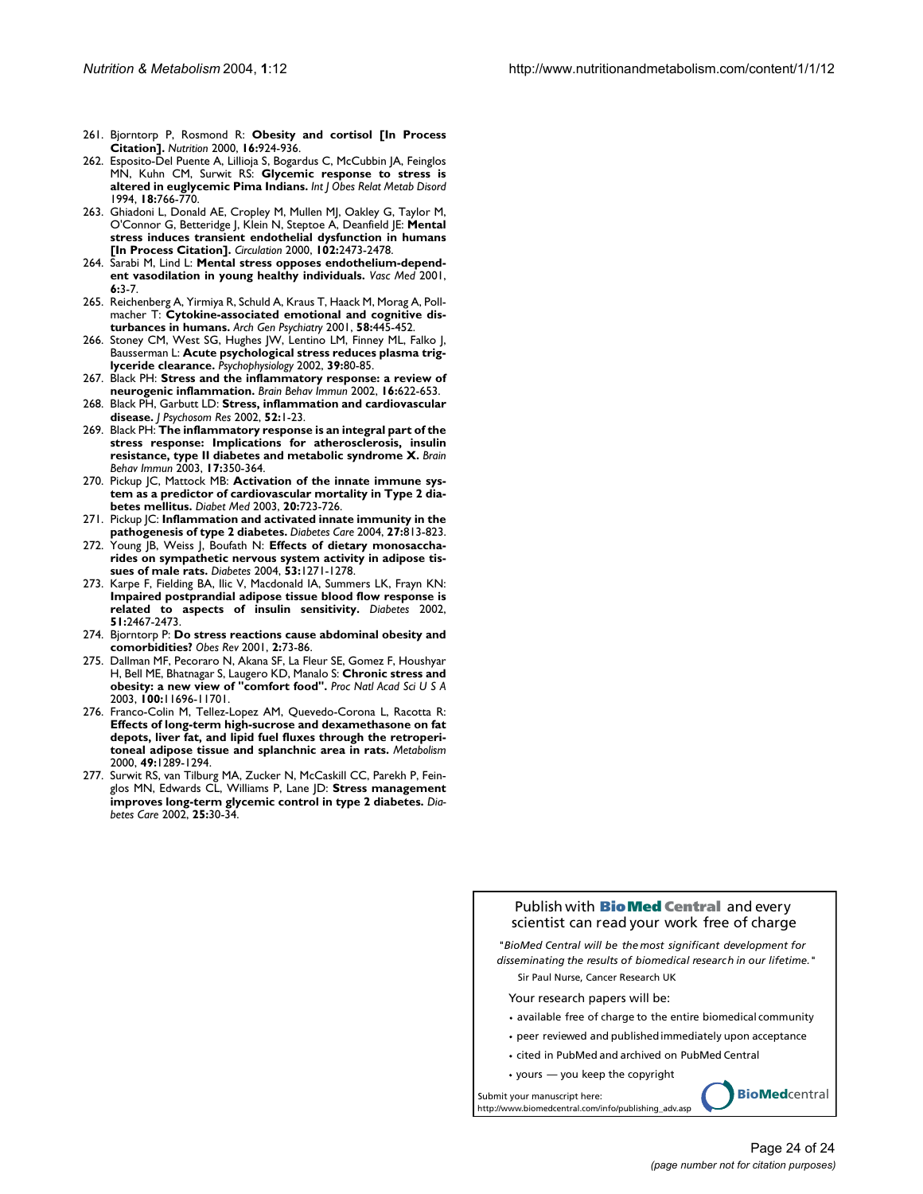261. Bjorntorp P, Rosmond R: **Obesity and cortisol [In Process Citation].** *Nutrition* 2000, **16:**924-936.
262. Esposito-Del Puente A, Lillioja S, Bogardus C, McCubbin JA, Feinglos MN, Kuhn CM, Surwit RS: **Glycemic response to stress is altered in euglycemic Pima Indians.** *Int J Obes Relat Metab Disord* 1994, **18:**766-770.
263. Ghiadoni L, Donald AE, Cropley M, Mullen MJ, Oakley G, Taylor M, O'Connor G, Betteridge J, Klein N, Steptoe A, Deanfield JE: **Mental stress induces transient endothelial dysfunction in humans [In Process Citation].** *Circulation* 2000, **102:**2473-2478.
264. Sarabi M, Lind L: **Mental stress opposes endothelium-dependent vasodilation in young healthy individuals.** *Vasc Med* 2001, **6:**3-7.
265. Reichenberg A, Yirmiya R, Schuld A, Kraus T, Haack M, Morag A, Pollmacher T: **Cytokine-associated emotional and cognitive disturbances in humans.** *Arch Gen Psychiatry* 2001, **58:**445-452.
266. Stoney CM, West SG, Hughes JW, Lentino LM, Finney ML, Falko J, Bausserman L: **Acute psychological stress reduces plasma triglyceride clearance.** *Psychophysiology* 2002, **39:**80-85.
267. Black PH: **Stress and the inflammatory response: a review of neurogenic inflammation.** *Brain Behav Immun* 2002, **16:**622-653.
268. Black PH, Garbutt LD: **Stress, inflammation and cardiovascular disease.** *J Psychosom Res* 2002, **52:**1-23.
269. Black PH: **The inflammatory response is an integral part of the stress response: Implications for atherosclerosis, insulin resistance, type II diabetes and metabolic syndrome X.** *Brain Behav Immun* 2003, **17:**350-364.
270. Pickup JC, Mattock MB: **Activation of the innate immune system as a predictor of cardiovascular mortality in Type 2 diabetes mellitus.** *Diabet Med* 2003, **20:**723-726.
271. Pickup JC: **Inflammation and activated innate immunity in the pathogenesis of type 2 diabetes.** *Diabetes Care* 2004, **27:**813-823.
272. Young JB, Weiss J, Boufath N: **Effects of dietary monosaccharides on sympathetic nervous system activity in adipose tissues of male rats.** *Diabetes* 2004, **53:**1271-1278.
273. Karpe F, Fielding BA, Ilic V, Macdonald IA, Summers LK, Frayn KN: **Impaired postprandial adipose tissue blood flow response is related to aspects of insulin sensitivity.** *Diabetes* 2002, **51:**2467-2473.
274. Bjorntorp P: **Do stress reactions cause abdominal obesity and comorbidities?** *Obes Rev* 2001, **2:**73-86.
275. Dallman MF, Pecoraro N, Akana SF, La Fleur SE, Gomez F, Houshyar H, Bell ME, Bhatnagar S, Laugero KD, Manalo S: **Chronic stress and obesity: a new view of "comfort food".** *Proc Natl Acad Sci U S A* 2003, **100:**11696-11701.
276. Franco-Colin M, Tellez-Lopez AM, Quevedo-Corona L, Racotta R: **Effects of long-term high-sucrose and dexamethasone on fat depots, liver fat, and lipid fuel fluxes through the retroperitoneal adipose tissue and splanchnic area in rats.** *Metabolism* 2000, **49:**1289-1294.
277. Surwit RS, van Tilburg MA, Zucker N, McCaskill CC, Parekh P, Feinglos MN, Edwards CL, Williams P, Lane JD: **Stress management improves long-term glycemic control in type 2 diabetes.** *Diabetes Care* 2002, **25:**30-34.

Publish with **BioMed Central** and every scientist can read your work free of charge

*"BioMed Central will be the most significant development for disseminating the results of biomedical research in our lifetime."*

Sir Paul Nurse, Cancer Research UK

Your research papers will be:

- available free of charge to the entire biomedical community
- peer reviewed and published immediately upon acceptance
- cited in PubMed and archived on PubMed Central
- yours — you keep the copyright

Submit your manuscript here:
http://www.biomedcentral.com/info/publishing_adv.asp

**BioMed**central